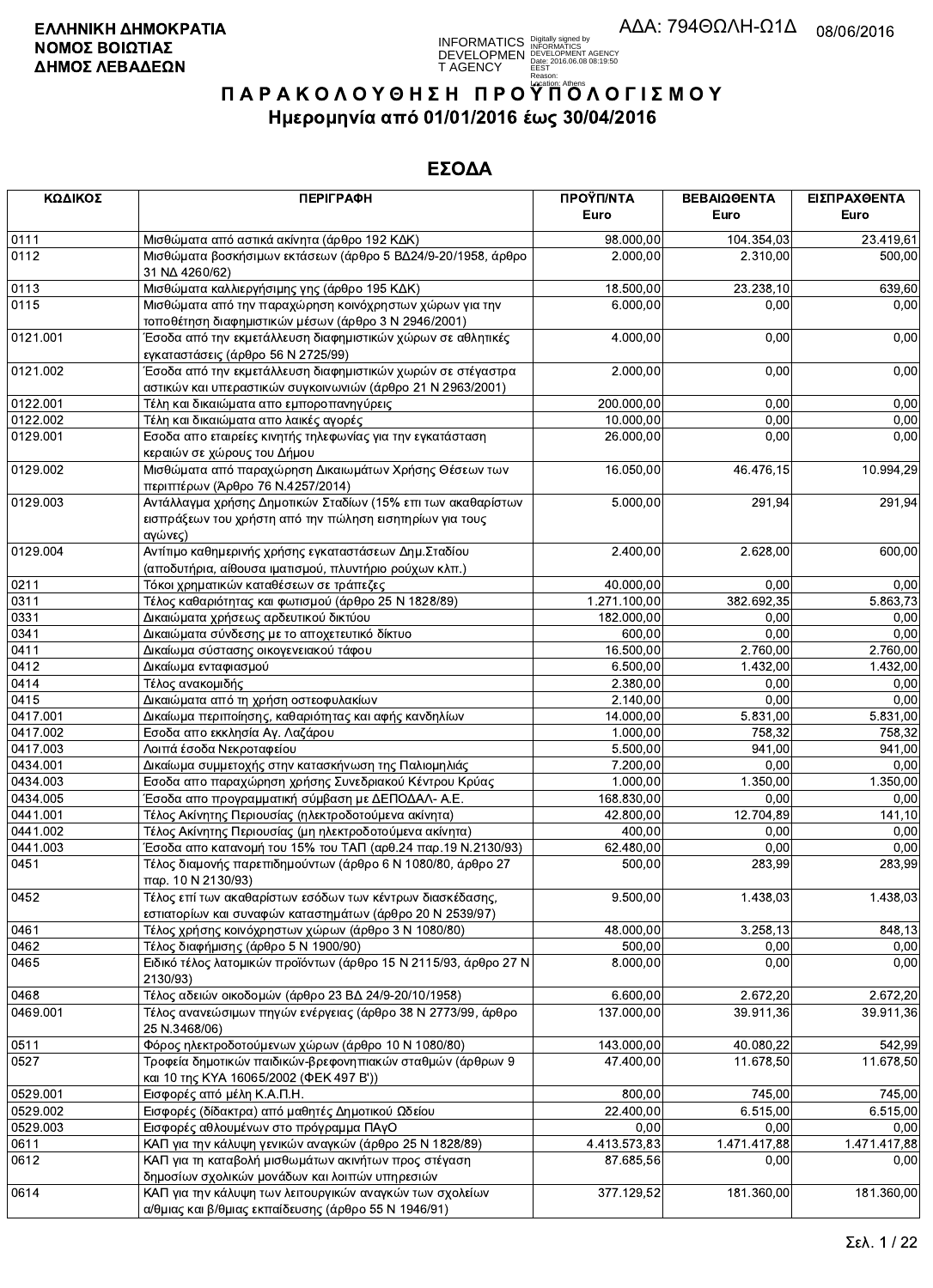**ΕΛΛΗΝΙΚΗ ΔΗΜΟΚΡΑΤΙΑ**
**ΝΟΜΟΣ ΒΟΙΩΤΙΑΣ**
**ΔΗΜΟΣ ΛΕΒΑΔΕΩΝ**

ΑΔΑ: 794ΘΩΛΗ-Ω1Δ 08/06/2016

# Π Α Ρ Α Κ Ο Λ Ο Υ Θ Η Σ Η   Π Ρ Ο Υ Π Ο Λ Ο Γ Ι Σ Μ Ο Υ

## Ημερομηνία από 01/01/2016 έως 30/04/2016

## ΕΣΟΔΑ

| ΚΩΔΙΚΟΣ | ΠΕΡΙΓΡΑΦΗ | ΠΡΟΫΠ/ΝΤΑ Euro | ΒΕΒΑΙΩΘΕΝΤΑ Euro | ΕΙΣΠΡΑΧΘΕΝΤΑ Euro |
|---|---|---|---|---|
| 0111 | Μισθώματα από αστικά ακίνητα (άρθρο 192 ΚΔΚ) | 98.000,00 | 104.354,03 | 23.419,61 |
| 0112 | Μισθώματα βοσκήσιμων εκτάσεων (άρθρο 5 ΒΔ24/9-20/1958, άρθρο 31 ΝΔ 4260/62) | 2.000,00 | 2.310,00 | 500,00 |
| 0113 | Μισθώματα καλλιεργήσιμης γης (άρθρο 195 ΚΔΚ) | 18.500,00 | 23.238,10 | 639,60 |
| 0115 | Μισθώματα από την παραχώρηση κοινόχρηστων χώρων για την τοποθέτηση διαφημιστικών μέσων (άρθρο 3 Ν 2946/2001) | 6.000,00 | 0,00 | 0,00 |
| 0121.001 | Έσοδα από την εκμετάλλευση διαφημιστικών χώρων σε αθλητικές εγκαταστάσεις (άρθρο 56 Ν 2725/99) | 4.000,00 | 0,00 | 0,00 |
| 0121.002 | Έσοδα από την εκμετάλλευση διαφημιστικών χωρών σε στέγαστρα αστικών και υπεραστικών συγκοινωνιών (άρθρο 21 Ν 2963/2001) | 2.000,00 | 0,00 | 0,00 |
| 0122.001 | Τέλη και δικαιώματα απο εμποροπανηγύρεις | 200.000,00 | 0,00 | 0,00 |
| 0122.002 | Τέλη και δικαιώματα απο λαικές αγορές | 10.000,00 | 0,00 | 0,00 |
| 0129.001 | Εσοδα απο εταιρείες κινητής τηλεφωνίας για την εγκατάσταση κεραιών σε χώρους του Δήμου | 26.000,00 | 0,00 | 0,00 |
| 0129.002 | Μισθώματα από παραχώρηση Δικαιωμάτων Χρήσης Θέσεων των περιπτέρων (Άρθρο 76 Ν.4257/2014) | 16.050,00 | 46.476,15 | 10.994,29 |
| 0129.003 | Αντάλλαγμα χρήσης Δημοτικών Σταδίων (15% επι των ακαθαρίστων εισπράξεων του χρήστη από την πώληση εισιτηρίων για τους αγώνες) | 5.000,00 | 291,94 | 291,94 |
| 0129.004 | Αντίτιμο καθημερινής χρήσης εγκαταστάσεων Δημ.Σταδίου (αποδυτήρια, αίθουσα ιματισμού, πλυντήριο ρούχων κλπ.) | 2.400,00 | 2.628,00 | 600,00 |
| 0211 | Τόκοι χρηματικών καταθέσεων σε τράπεζες | 40.000,00 | 0,00 | 0,00 |
| 0311 | Τέλος καθαριότητας και φωτισμού (άρθρο 25 Ν 1828/89) | 1.271.100,00 | 382.692,35 | 5.863,73 |
| 0331 | Δικαιώματα χρήσεως αρδευτικού δικτύου | 182.000,00 | 0,00 | 0,00 |
| 0341 | Δικαιώματα σύνδεσης με το αποχετευτικό δίκτυο | 600,00 | 0,00 | 0,00 |
| 0411 | Δικαίωμα σύστασης οικογενειακού τάφου | 16.500,00 | 2.760,00 | 2.760,00 |
| 0412 | Δικαίωμα ενταφιασμού | 6.500,00 | 1.432,00 | 1.432,00 |
| 0414 | Τέλος ανακομιδής | 2.380,00 | 0,00 | 0,00 |
| 0415 | Δικαιώματα από τη χρήση οστεοφυλακίων | 2.140,00 | 0,00 | 0,00 |
| 0417.001 | Δικαίωμα περιποίησης, καθαριότητας και αφής κανδηλίων | 14.000,00 | 5.831,00 | 5.831,00 |
| 0417.002 | Εσοδα απο εκκλησία Αγ. Λαζάρου | 1.000,00 | 758,32 | 758,32 |
| 0417.003 | Λοιπά έσοδα Νεκροταφείου | 5.500,00 | 941,00 | 941,00 |
| 0434.001 | Δικαίωμα συμμετοχής στην κατασκήνωση της Παλιομηλιάς | 7.200,00 | 0,00 | 0,00 |
| 0434.003 | Εσοδα απο παραχώρηση χρήσης Συνεδριακού Κέντρου Κρύας | 1.000,00 | 1.350,00 | 1.350,00 |
| 0434.005 | Έσοδα απο προγραμματική σύμβαση με ΔΕΠΟΔΑΛ- Α.Ε. | 168.830,00 | 0,00 | 0,00 |
| 0441.001 | Τέλος Ακίνητης Περιουσίας (ηλεκτροδοτούμενα ακίνητα) | 42.800,00 | 12.704,89 | 141,10 |
| 0441.002 | Τέλος Ακίνητης Περιουσίας (μη ηλεκτροδοτούμενα ακίνητα) | 400,00 | 0,00 | 0,00 |
| 0441.003 | Έσοδα απο κατανομή του 15% του ΤΑΠ (αρθ.24 παρ.19 Ν.2130/93) | 62.480,00 | 0,00 | 0,00 |
| 0451 | Τέλος διαμονής παρεπιδημούντων (άρθρο 6 Ν 1080/80, άρθρο 27 παρ. 10 Ν 2130/93) | 500,00 | 283,99 | 283,99 |
| 0452 | Τέλος επί των ακαθαρίστων εσόδων των κέντρων διασκέδασης, εστιατορίων και συναφών καταστημάτων (άρθρο 20 Ν 2539/97) | 9.500,00 | 1.438,03 | 1.438,03 |
| 0461 | Τέλος χρήσης κοινόχρηστων χώρων (άρθρο 3 Ν 1080/80) | 48.000,00 | 3.258,13 | 848,13 |
| 0462 | Τέλος διαφήμισης (άρθρο 5 Ν 1900/90) | 500,00 | 0,00 | 0,00 |
| 0465 | Ειδικό τέλος λατομικών προϊόντων (άρθρο 15 Ν 2115/93, άρθρο 27 Ν 2130/93) | 8.000,00 | 0,00 | 0,00 |
| 0468 | Τέλος αδειών οικοδομών (άρθρο 23 ΒΔ 24/9-20/10/1958) | 6.600,00 | 2.672,20 | 2.672,20 |
| 0469.001 | Τέλος ανανεώσιμων πηγών ενέργειας (άρθρο 38 Ν 2773/99, άρθρο 25 Ν.3468/06) | 137.000,00 | 39.911,36 | 39.911,36 |
| 0511 | Φόρος ηλεκτροδοτούμενων χώρων (άρθρο 10 Ν 1080/80) | 143.000,00 | 40.080,22 | 542,99 |
| 0527 | Τροφεία δημοτικών παιδικών-βρεφονηπιακών σταθμών (άρθρων 9 και 10 της ΚΥΑ 16065/2002 (ΦΕΚ 497 Β')) | 47.400,00 | 11.678,50 | 11.678,50 |
| 0529.001 | Εισφορές από μέλη Κ.Α.Π.Η. | 800,00 | 745,00 | 745,00 |
| 0529.002 | Εισφορές (δίδακτρα) από μαθητές Δημοτικού Ωδείου | 22.400,00 | 6.515,00 | 6.515,00 |
| 0529.003 | Εισφορές αθλουμένων στο πρόγραμμα ΠΑγΟ | 0,00 | 0,00 | 0,00 |
| 0611 | ΚΑΠ για την κάλυψη γενικών αναγκών (άρθρο 25 Ν 1828/89) | 4.413.573,83 | 1.471.417,88 | 1.471.417,88 |
| 0612 | ΚΑΠ για τη καταβολή μισθωμάτων ακινήτων προς στέγαση δημοσίων σχολικών μονάδων και λοιπών υπηρεσιών | 87.685,56 | 0,00 | 0,00 |
| 0614 | ΚΑΠ για την κάλυψη των λειτουργικών αναγκών των σχολείων α/θμιας και β/θμιας εκπαίδευσης (άρθρο 55 Ν 1946/91) | 377.129,52 | 181.360,00 | 181.360,00 |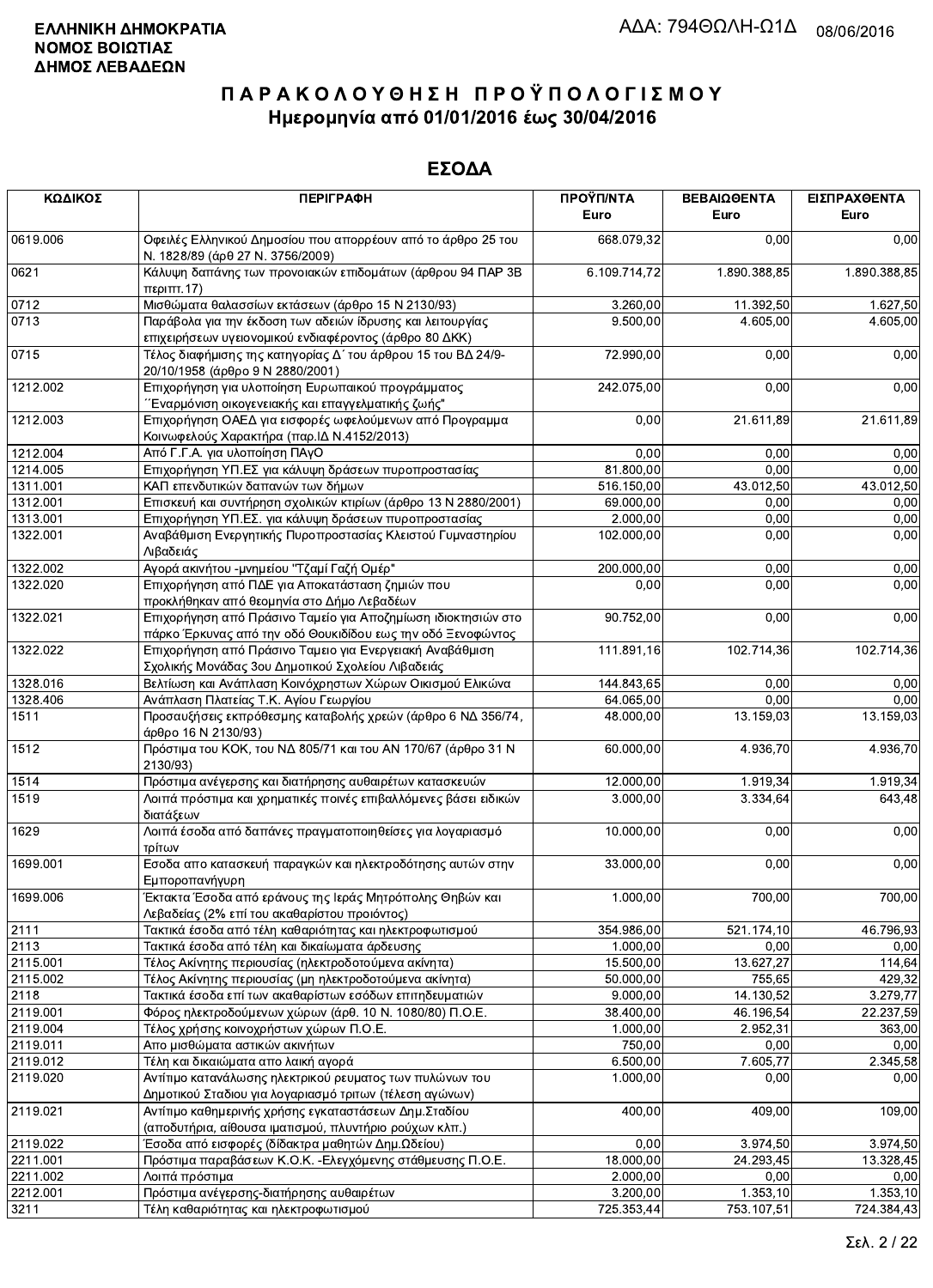ΕΛΛΗΝΙΚΗ ΔΗΜΟΚΡΑΤΙΑ
ΝΟΜΟΣ ΒΟΙΩΤΙΑΣ
ΔΗΜΟΣ ΛΕΒΑΔΕΩΝ

ΑΔΑ: 794ΘΩΛΗ-Ω1Δ 08/06/2016

# ΠΑΡΑΚΟΛΟΥΘΗΣΗ ΠΡΟΫΠΟΛΟΓΙΣΜΟΥ
## Ημερομηνία από 01/01/2016 έως 30/04/2016

## ΕΣΟΔΑ

| ΚΩΔΙΚΟΣ | ΠΕΡΙΓΡΑΦΗ | ΠΡΟΫΠ/ΝΤΑ Euro | ΒΕΒΑΙΩΘΕΝΤΑ Euro | ΕΙΣΠΡΑΧΘΕΝΤΑ Euro |
|---|---|---|---|---|
| 0619.006 | Οφειλές Ελληνικού Δημοσίου που απορρέουν από το άρθρο 25 του Ν. 1828/89 (άρθ 27 Ν. 3756/2009) | 668.079,32 | 0,00 | 0,00 |
| 0621 | Κάλυψη δαπάνης των προνοιακών επιδομάτων (άρθρου 94 ΠΑΡ 3Β περιπτ.17) | 6.109.714,72 | 1.890.388,85 | 1.890.388,85 |
| 0712 | Μισθώματα θαλασσίων εκτάσεων (άρθρο 15 Ν 2130/93) | 3.260,00 | 11.392,50 | 1.627,50 |
| 0713 | Παράβολα για την έκδοση των αδειών ίδρυσης και λειτουργίας επιχειρήσεων υγειονομικού ενδιαφέροντος (άρθρο 80 ΔΚΚ) | 9.500,00 | 4.605,00 | 4.605,00 |
| 0715 | Τέλος διαφήμισης της κατηγορίας Δ΄ του άρθρου 15 του ΒΔ 24/9-20/10/1958 (άρθρο 9 Ν 2880/2001) | 72.990,00 | 0,00 | 0,00 |
| 1212.002 | Επιχορήγηση για υλοποίηση Ευρωπαικού προγράμματος ΄΄Εναρμόνιση οικογενειακής και επαγγελματικής ζωής" | 242.075,00 | 0,00 | 0,00 |
| 1212.003 | Επιχορήγηση ΟΑΕΔ για εισφορές ωφελούμενων από Προγραμμα Κοινωφελούς Χαρακτήρα (παρ.ΙΔ Ν.4152/2013) | 0,00 | 21.611,89 | 21.611,89 |
| 1212.004 | Από Γ.Γ.Α. για υλοποίηση ΠΑγΟ | 0,00 | 0,00 | 0,00 |
| 1214.005 | Επιχορήγηση ΥΠ.ΕΣ για κάλυψη δράσεων πυροπροστασίας | 81.800,00 | 0,00 | 0,00 |
| 1311.001 | ΚΑΠ επενδυτικών δαπανών των δήμων | 516.150,00 | 43.012,50 | 43.012,50 |
| 1312.001 | Επισκευή και συντήρηση σχολικών κτιρίων (άρθρο 13 Ν 2880/2001) | 69.000,00 | 0,00 | 0,00 |
| 1313.001 | Επιχορήγηση ΥΠ.ΕΣ. για κάλυψη δράσεων πυροπροστασίας | 2.000,00 | 0,00 | 0,00 |
| 1322.001 | Αναβάθμιση Ενεργητικής Πυροπροστασίας Κλειστού Γυμναστηρίου Λιβαδειάς | 102.000,00 | 0,00 | 0,00 |
| 1322.002 | Αγορά ακινήτου -μνημείου "Τζαμί Γαζή Ομέρ" | 200.000,00 | 0,00 | 0,00 |
| 1322.020 | Επιχορήγηση από ΠΔΕ για Αποκατάσταση ζημιών που προκλήθηκαν από θεομηνία στο Δήμο Λεβαδέων | 0,00 | 0,00 | 0,00 |
| 1322.021 | Επιχορήγηση από Πράσινο Ταμείο για Αποζημίωση ιδιοκτησιών στο πάρκο Έρκυνας από την οδό Θουκιδίδου εως την οδό Ξενοφώντος | 90.752,00 | 0,00 | 0,00 |
| 1322.022 | Επιχορήγηση από Πράσινο Ταμειο για Ενεργειακή Αναβάθμιση Σχολικής Μονάδας 3ου Δημοτικού Σχολείου Λιβαδειάς | 111.891,16 | 102.714,36 | 102.714,36 |
| 1328.016 | Βελτίωση και Ανάπλαση Κοινόχρηστων Χώρων Οικισμού Ελικώνα | 144.843,65 | 0,00 | 0,00 |
| 1328.406 | Ανάπλαση Πλατείας Τ.Κ. Αγίου Γεωργίου | 64.065,00 | 0,00 | 0,00 |
| 1511 | Προσαυξήσεις εκπρόθεσμης καταβολής χρεών (άρθρο 6 ΝΔ 356/74, άρθρο 16 Ν 2130/93) | 48.000,00 | 13.159,03 | 13.159,03 |
| 1512 | Πρόστιμα του ΚΟΚ, του ΝΔ 805/71 και του ΑΝ 170/67 (άρθρο 31 Ν 2130/93) | 60.000,00 | 4.936,70 | 4.936,70 |
| 1514 | Πρόστιμα ανέγερσης και διατήρησης αυθαιρέτων κατασκευών | 12.000,00 | 1.919,34 | 1.919,34 |
| 1519 | Λοιπά πρόστιμα και χρηματικές ποινές επιβαλλόμενες βάσει ειδικών διατάξεων | 3.000,00 | 3.334,64 | 643,48 |
| 1629 | Λοιπά έσοδα από δαπάνες πραγματοποιηθείσες για λογαριασμό τρίτων | 10.000,00 | 0,00 | 0,00 |
| 1699.001 | Εσοδα απο κατασκευή παραγκών και ηλεκτροδότηση αυτών στην Εμποροπανήγυρη | 33.000,00 | 0,00 | 0,00 |
| 1699.006 | Έκτακτα Έσοδα από εράνους της Ιεράς Μητρόπολης Θηβών και Λεβαδείας (2% επί του ακαθαρίστου προιόντος) | 1.000,00 | 700,00 | 700,00 |
| 2111 | Τακτικά έσοδα από τέλη καθαριότητας και ηλεκτροφωτισμού | 354.986,00 | 521.174,10 | 46.796,93 |
| 2113 | Τακτικά έσοδα από τέλη και δικαιώματα άρδευσης | 1.000,00 | 0,00 | 0,00 |
| 2115.001 | Τέλος Ακίνητης περιουσίας (ηλεκτροδοτούμενα ακίνητα) | 15.500,00 | 13.627,27 | 114,64 |
| 2115.002 | Τέλος Ακίνητης περιουσίας (μη ηλεκτροδοτούμενα ακίνητα) | 50.000,00 | 755,65 | 429,32 |
| 2118 | Τακτικά έσοδα επί των ακαθαρίστων εσόδων επιτηδευματιών | 9.000,00 | 14.130,52 | 3.279,77 |
| 2119.001 | Φόρος ηλεκτροδοτούμενων χώρων (άρθ. 10 Ν. 1080/80) Π.Ο.Ε. | 38.400,00 | 46.196,54 | 22.237,59 |
| 2119.004 | Τέλος χρήσης κοινοχρήστων χώρων Π.Ο.Ε. | 1.000,00 | 2.952,31 | 363,00 |
| 2119.011 | Απο μισθώματα αστικών ακινήτων | 750,00 | 0,00 | 0,00 |
| 2119.012 | Τέλη και δικαιώματα απο λαική αγορά | 6.500,00 | 7.605,77 | 2.345,58 |
| 2119.020 | Αντίτιμο κατανάλωσης ηλεκτρικού ρευματος των πυλώνων του Δημοτικού Σταδιου για λογαριασμό τριτων (τέλεση αγώνων) | 1.000,00 | 0,00 | 0,00 |
| 2119.021 | Αντίτιμο καθημερινής χρήσης εγκαταστάσεων Δημ.Σταδίου (αποδυτήρια, αίθουσα ιματισμού, πλυντήριο ρούχων κλπ.) | 400,00 | 409,00 | 109,00 |
| 2119.022 | Έσοδα από εισφορές (δίδακτρα μαθητών Δημ.Ωδείου) | 0,00 | 3.974,50 | 3.974,50 |
| 2211.001 | Πρόστιμα παραβάσεων Κ.Ο.Κ. -Ελεγχόμενης στάθμευσης Π.Ο.Ε. | 18.000,00 | 24.293,45 | 13.328,45 |
| 2211.002 | Λοιπά πρόστιμα | 2.000,00 | 0,00 | 0,00 |
| 2212.001 | Πρόστιμα ανέγερσης-διατήρησης αυθαιρέτων | 3.200,00 | 1.353,10 | 1.353,10 |
| 3211 | Τέλη καθαριότητας και ηλεκτροφωτισμού | 725.353,44 | 753.107,51 | 724.384,43 |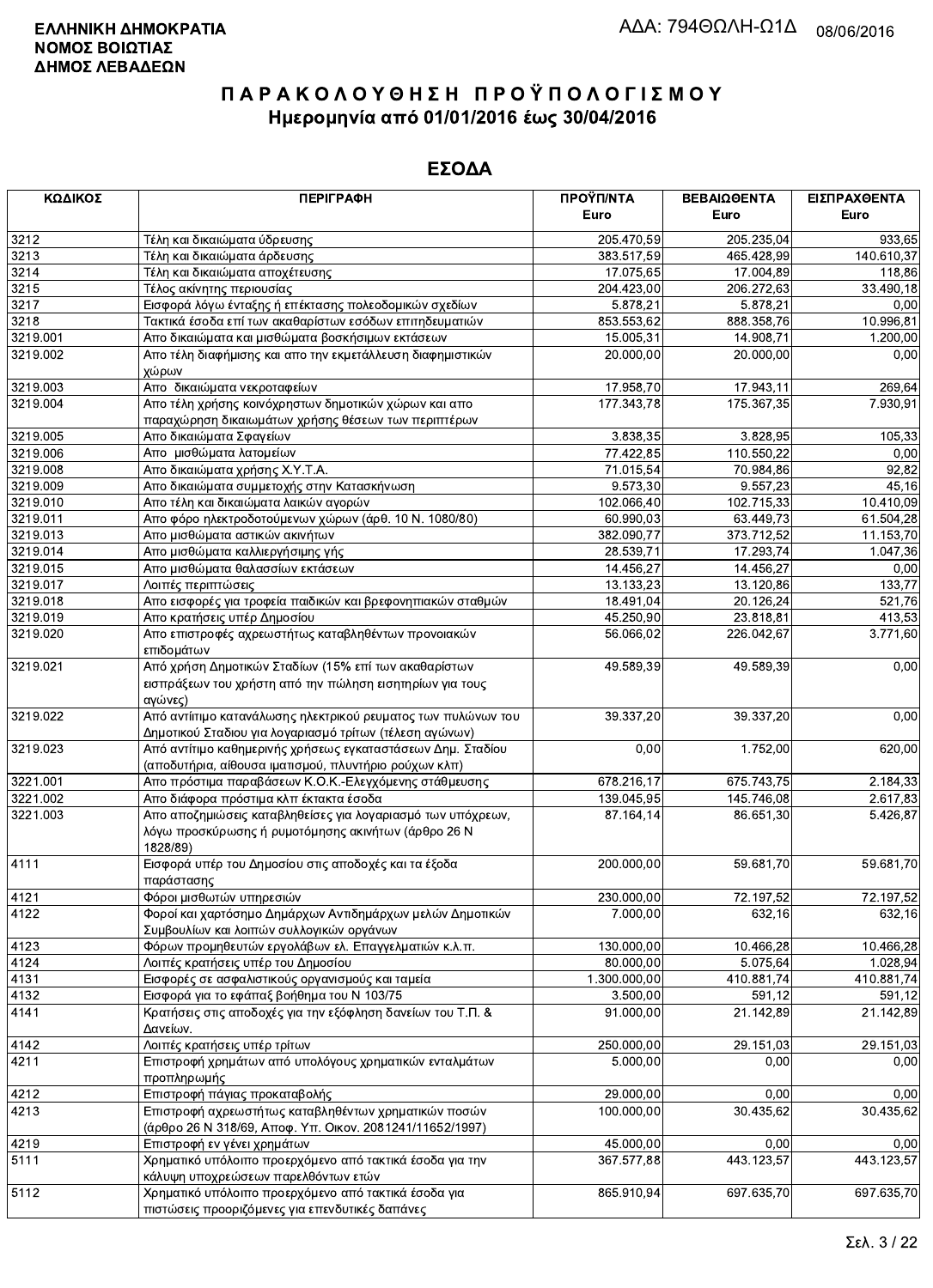**ΕΛΛΗΝΙΚΗ ΔΗΜΟΚΡΑΤΙΑ**
**ΝΟΜΟΣ ΒΟΙΩΤΙΑΣ**
**ΔΗΜΟΣ ΛΕΒΑΔΕΩΝ**

ΑΔΑ: 794ΘΩΛΗ-Ω1Δ 08/06/2016

# ΠΑΡΑΚΟΛΟΥΘΗΣΗ ΠΡΟΫΠΟΛΟΓΙΣΜΟΥ
## Ημερομηνία από 01/01/2016 έως 30/04/2016

## ΕΣΟΔΑ

| ΚΩΔΙΚΟΣ | ΠΕΡΙΓΡΑΦΗ | ΠΡΟΫΠ/ΝΤΑ Euro | ΒΕΒΑΙΩΘΕΝΤΑ Euro | ΕΙΣΠΡΑΧΘΕΝΤΑ Euro |
|---|---|---|---|---|
| 3212 | Τέλη και δικαιώματα ύδρευσης | 205.470,59 | 205.235,04 | 933,65 |
| 3213 | Τέλη και δικαιώματα άρδευσης | 383.517,59 | 465.428,99 | 140.610,37 |
| 3214 | Τέλη και δικαιώματα αποχέτευσης | 17.075,65 | 17.004,89 | 118,86 |
| 3215 | Τέλος ακίνητης περιουσίας | 204.423,00 | 206.272,63 | 33.490,18 |
| 3217 | Εισφορά λόγω ένταξης ή επέκτασης πολεοδομικών σχεδίων | 5.878,21 | 5.878,21 | 0,00 |
| 3218 | Τακτικά έσοδα επί των ακαθαρίστων εσόδων επιτηδευματιών | 853.553,62 | 888.358,76 | 10.996,81 |
| 3219.001 | Απο δικαιώματα και μισθώματα βοσκήσιμων εκτάσεων | 15.005,31 | 14.908,71 | 1.200,00 |
| 3219.002 | Απο τέλη διαφήμισης και απο την εκμετάλλευση διαφημιστικών χώρων | 20.000,00 | 20.000,00 | 0,00 |
| 3219.003 | Απο δικαιώματα νεκροταφείων | 17.958,70 | 17.943,11 | 269,64 |
| 3219.004 | Απο τέλη χρήσης κοινόχρηστων δημοτικών χώρων και απο παραχώρηση δικαιωμάτων χρήσης θέσεων των περιπτέρων | 177.343,78 | 175.367,35 | 7.930,91 |
| 3219.005 | Απο δικαιώματα Σφαγείων | 3.838,35 | 3.828,95 | 105,33 |
| 3219.006 | Απο μισθώματα λατομείων | 77.422,85 | 110.550,22 | 0,00 |
| 3219.008 | Απο δικαιώματα χρήσης Χ.Υ.Τ.Α. | 71.015,54 | 70.984,86 | 92,82 |
| 3219.009 | Απο δικαιώματα συμμετοχής στην Κατασκήνωση | 9.573,30 | 9.557,23 | 45,16 |
| 3219.010 | Απο τέλη και δικαιώματα λαικών αγορών | 102.066,40 | 102.715,33 | 10.410,09 |
| 3219.011 | Απο φόρο ηλεκτροδοτούμενων χώρων (άρθ. 10 Ν. 1080/80) | 60.990,03 | 63.449,73 | 61.504,28 |
| 3219.013 | Απο μισθώματα αστικών ακινήτων | 382.090,77 | 373.712,52 | 11.153,70 |
| 3219.014 | Απο μισθώματα καλλιεργήσιμης γής | 28.539,71 | 17.293,74 | 1.047,36 |
| 3219.015 | Απο μισθώματα θαλασσίων εκτάσεων | 14.456,27 | 14.456,27 | 0,00 |
| 3219.017 | Λοιπές περιπτώσεις | 13.133,23 | 13.120,86 | 133,77 |
| 3219.018 | Απο εισφορές για τροφεία παιδικών και βρεφονηπιακών σταθμών | 18.491,04 | 20.126,24 | 521,76 |
| 3219.019 | Απο κρατήσεις υπέρ Δημοσίου | 45.250,90 | 23.818,81 | 413,53 |
| 3219.020 | Απο επιστροφές αχρεωστήτως καταβληθέντων προνοιακών επιδομάτων | 56.066,02 | 226.042,67 | 3.771,60 |
| 3219.021 | Από χρήση Δημοτικών Σταδίων (15% επί των ακαθαρίστων εισπράξεων του χρήστη από την πώληση εισιτηρίων για τους αγώνες) | 49.589,39 | 49.589,39 | 0,00 |
| 3219.022 | Από αντίτιμο κατανάλωσης ηλεκτρικού ρευματος των πυλώνων του Δημοτικού Σταδιου για λογαριασμό τρίτων (τέλεση αγώνων) | 39.337,20 | 39.337,20 | 0,00 |
| 3219.023 | Από αντίτιμο καθημερινής χρήσεως εγκαταστάσεων Δημ. Σταδίου (αποδυτήρια, αίθουσα ιματισμού, πλυντήριο ρούχων κλπ) | 0,00 | 1.752,00 | 620,00 |
| 3221.001 | Απο πρόστιμα παραβάσεων Κ.Ο.Κ.-Ελεγχόμενης στάθμευσης | 678.216,17 | 675.743,75 | 2.184,33 |
| 3221.002 | Απο διάφορα πρόστιμα κλπ έκτακτα έσοδα | 139.045,95 | 145.746,08 | 2.617,83 |
| 3221.003 | Απο αποζημιώσεις καταβληθείσες για λογαριασμό των υπόχρεων, λόγω προσκύρωσης ή ρυμοτόμησης ακινήτων (άρθρο 26 Ν 1828/89) | 87.164,14 | 86.651,30 | 5.426,87 |
| 4111 | Εισφορά υπέρ του Δημοσίου στις αποδοχές και τα έξοδα παράστασης | 200.000,00 | 59.681,70 | 59.681,70 |
| 4121 | Φόροι μισθωτών υπηρεσιών | 230.000,00 | 72.197,52 | 72.197,52 |
| 4122 | Φοροί και χαρτόσημο Δημάρχων Αντιδημάρχων μελών Δημοτικών Συμβουλίων και λοιπών συλλογικών οργάνων | 7.000,00 | 632,16 | 632,16 |
| 4123 | Φόρων προμηθευτών εργολάβων ελ. Επαγγελματιών κ.λ.π. | 130.000,00 | 10.466,28 | 10.466,28 |
| 4124 | Λοιπές κρατήσεις υπέρ του Δημοσίου | 80.000,00 | 5.075,64 | 1.028,94 |
| 4131 | Εισφορές σε ασφαλιστικούς οργανισμούς και ταμεία | 1.300.000,00 | 410.881,74 | 410.881,74 |
| 4132 | Εισφορά για το εφάπαξ βοήθημα του Ν 103/75 | 3.500,00 | 591,12 | 591,12 |
| 4141 | Κρατήσεις στις αποδοχές για την εξόφληση δανείων του Τ.Π. & Δανείων. | 91.000,00 | 21.142,89 | 21.142,89 |
| 4142 | Λοιπές κρατήσεις υπέρ τρίτων | 250.000,00 | 29.151,03 | 29.151,03 |
| 4211 | Επιστροφή χρημάτων από υπολόγους χρηματικών ενταλμάτων προπληρωμής | 5.000,00 | 0,00 | 0,00 |
| 4212 | Επιστροφή πάγιας προκαταβολής | 29.000,00 | 0,00 | 0,00 |
| 4213 | Επιστροφή αχρεωστήτως καταβληθέντων χρηματικών ποσών (άρθρο 26 Ν 318/69, Αποφ. Υπ. Οικον. 2081241/11652/1997) | 100.000,00 | 30.435,62 | 30.435,62 |
| 4219 | Επιστροφή εν γένει χρημάτων | 45.000,00 | 0,00 | 0,00 |
| 5111 | Χρηματικό υπόλοιπο προερχόμενο από τακτικά έσοδα για την κάλυψη υποχρεώσεων παρελθόντων ετών | 367.577,88 | 443.123,57 | 443.123,57 |
| 5112 | Χρηματικό υπόλοιπο προερχόμενο από τακτικά έσοδα για πιστώσεις προοριζόμενες για επενδυτικές δαπάνες | 865.910,94 | 697.635,70 | 697.635,70 |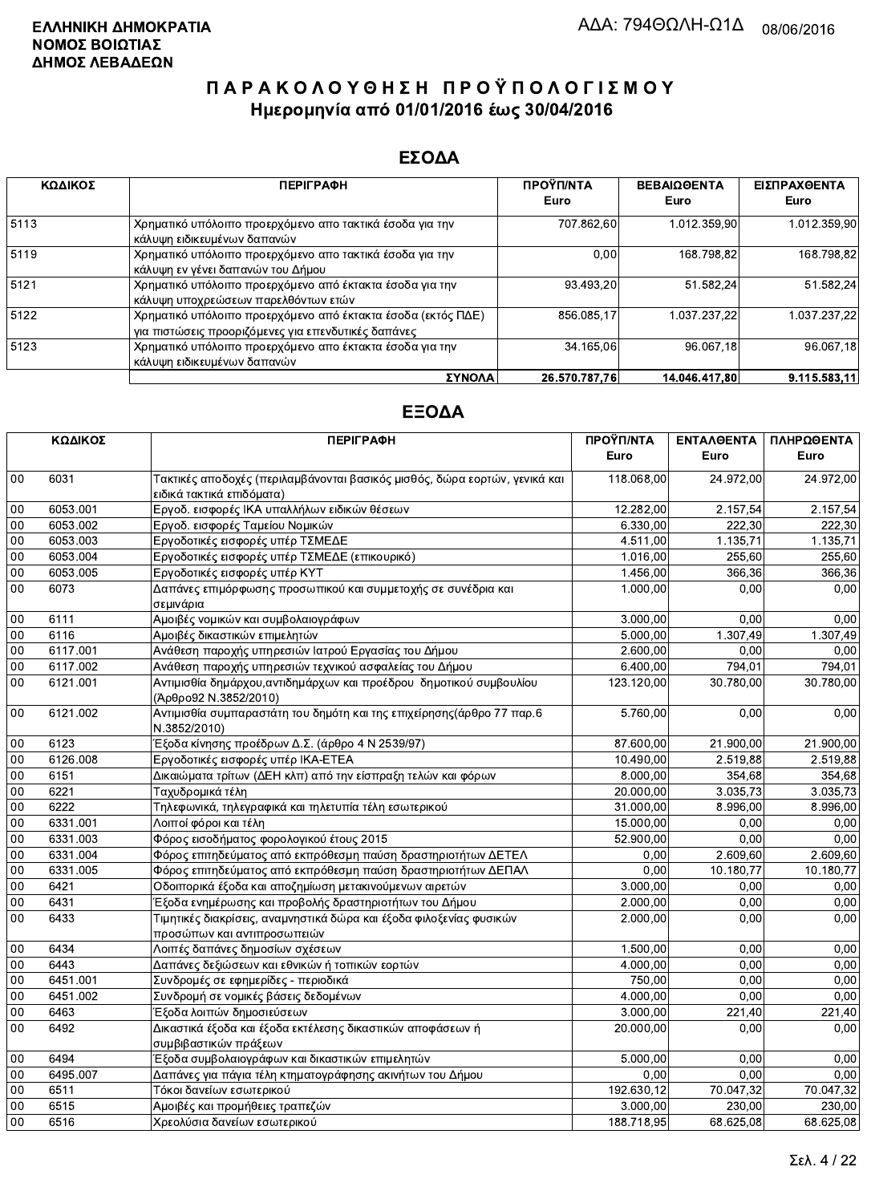**ΕΛΛΗΝΙΚΗ ΔΗΜΟΚΡΑΤΙΑ**
**ΝΟΜΟΣ ΒΟΙΩΤΙΑΣ**
**ΔΗΜΟΣ ΛΕΒΑΔΕΩΝ**

ΑΔΑ: 794ΘΩΛΗ-Ω1Δ 08/06/2016

# Π Α Ρ Α Κ Ο Λ Ο Υ Θ Η Σ Η   Π Ρ Ο Ϋ Π Ο Λ Ο Γ Ι Σ Μ Ο Υ
## Ημερομηνία από 01/01/2016 έως 30/04/2016

## ΕΣΟΔΑ

| ΚΩΔΙΚΟΣ | ΠΕΡΙΓΡΑΦΗ | ΠΡΟΫΠ/ΝΤΑ Euro | ΒΕΒΑΙΩΘΕΝΤΑ Euro | ΕΙΣΠΡΑΧΘΕΝΤΑ Euro |
|---|---|---|---|---|
| 5113 | Χρηματικό υπόλοιπο προερχόμενο απο τακτικά έσοδα για την κάλυψη ειδικευμένων δαπανών | 707.862,60 | 1.012.359,90 | 1.012.359,90 |
| 5119 | Χρηματικό υπόλοιπο προερχόμενο απο τακτικά έσοδα για την κάλυψη εν γένει δαπανών του Δήμου | 0,00 | 168.798,82 | 168.798,82 |
| 5121 | Χρηματικό υπόλοιπο προερχόμενο από έκτακτα έσοδα για την κάλυψη υποχρεώσεων παρελθόντων ετών | 93.493,20 | 51.582,24 | 51.582,24 |
| 5122 | Χρηματικό υπόλοιπο προερχόμενο από έκτακτα έσοδα (εκτός ΠΔΕ) για πιστώσεις προοριζόμενες για επενδυτικές δαπάνες | 856.085,17 | 1.037.237,22 | 1.037.237,22 |
| 5123 | Χρηματικό υπόλοιπο προερχόμενο απο έκτακτα έσοδα για την κάλυψη ειδικευμένων δαπανών | 34.165,06 | 96.067,18 | 96.067,18 |
| | **ΣΥΝΟΛΑ** | **26.570.787,76** | **14.046.417,80** | **9.115.583,11** |

## ΕΞΟΔΑ

| ΚΩΔΙΚΟΣ | | ΠΕΡΙΓΡΑΦΗ | ΠΡΟΫΠ/ΝΤΑ Euro | ΕΝΤΑΛΘΕΝΤΑ Euro | ΠΛΗΡΩΘΕΝΤΑ Euro |
|---|---|---|---|---|---|
| 00 | 6031 | Τακτικές αποδοχές (περιλαμβάνονται βασικός μισθός, δώρα εορτών, γενικά και ειδικά τακτικά επιδόματα) | 118.068,00 | 24.972,00 | 24.972,00 |
| 00 | 6053.001 | Εργοδ. εισφορές ΙΚΑ υπαλλήλων ειδικών θέσεων | 12.282,00 | 2.157,54 | 2.157,54 |
| 00 | 6053.002 | Εργοδ. εισφορές Ταμείου Νομικών | 6.330,00 | 222,30 | 222,30 |
| 00 | 6053.003 | Εργοδοτικές εισφορές υπέρ ΤΣΜΕΔΕ | 4.511,00 | 1.135,71 | 1.135,71 |
| 00 | 6053.004 | Εργοδοτικές εισφορές υπέρ ΤΣΜΕΔΕ (επικουρικό) | 1.016,00 | 255,60 | 255,60 |
| 00 | 6053.005 | Εργοδοτικές εισφορές υπέρ ΚΥΤ | 1.456,00 | 366,36 | 366,36 |
| 00 | 6073 | Δαπάνες επιμόρφωσης προσωπικού και συμμετοχής σε συνέδρια και σεμινάρια | 1.000,00 | 0,00 | 0,00 |
| 00 | 6111 | Αμοιβές νομικών και συμβολαιογράφων | 3.000,00 | 0,00 | 0,00 |
| 00 | 6116 | Αμοιβές δικαστικών επιμελητών | 5.000,00 | 1.307,49 | 1.307,49 |
| 00 | 6117.001 | Ανάθεση παροχής υπηρεσιών Ιατρού Εργασίας του Δήμου | 2.600,00 | 0,00 | 0,00 |
| 00 | 6117.002 | Ανάθεση παροχής υπηρεσιών τεχνικού ασφαλείας του Δήμου | 6.400,00 | 794,01 | 794,01 |
| 00 | 6121.001 | Αντιμισθία δημάρχου,αντιδημάρχων και προέδρου δημοτικού συμβουλίου (Άρθρο92 Ν.3852/2010) | 123.120,00 | 30.780,00 | 30.780,00 |
| 00 | 6121.002 | Αντιμισθία συμπαραστάτη του δημότη και της επιχείρησης(άρθρο 77 παρ.6 Ν.3852/2010) | 5.760,00 | 0,00 | 0,00 |
| 00 | 6123 | Έξοδα κίνησης προέδρων Δ.Σ. (άρθρο 4 Ν 2539/97) | 87.600,00 | 21.900,00 | 21.900,00 |
| 00 | 6126.008 | Εργοδοτικές εισφορές υπέρ ΙΚΑ-ΕΤΕΑ | 10.490,00 | 2.519,88 | 2.519,88 |
| 00 | 6151 | Δικαιώματα τρίτων (ΔΕΗ κλπ) από την είσπραξη τελών και φόρων | 8.000,00 | 354,68 | 354,68 |
| 00 | 6221 | Ταχυδρομικά τέλη | 20.000,00 | 3.035,73 | 3.035,73 |
| 00 | 6222 | Τηλεφωνικά, τηλεγραφικά και τηλετυπία τέλη εσωτερικού | 31.000,00 | 8.996,00 | 8.996,00 |
| 00 | 6331.001 | Λοιποί φόροι και τέλη | 15.000,00 | 0,00 | 0,00 |
| 00 | 6331.003 | Φόρος εισοδήματος φορολογικού έτους 2015 | 52.900,00 | 0,00 | 0,00 |
| 00 | 6331.004 | Φόρος επιτηδεύματος από εκπρόθεσμη παύση δραστηριοτήτων ΔΕΤΕΛ | 0,00 | 2.609,60 | 2.609,60 |
| 00 | 6331.005 | Φόρος επιτηδεύματος από εκπρόθεσμη παύση δραστηριοτήτων ΔΕΠΑΛ | 0,00 | 10.180,77 | 10.180,77 |
| 00 | 6421 | Οδοιπορικά έξοδα και αποζημίωση μετακινούμενων αιρετών | 3.000,00 | 0,00 | 0,00 |
| 00 | 6431 | Έξοδα ενημέρωσης και προβολής δραστηριοτήτων του Δήμου | 2.000,00 | 0,00 | 0,00 |
| 00 | 6433 | Τιμητικές διακρίσεις, αναμνηστικά δώρα και έξοδα φιλοξενίας φυσικών προσώπων και αντιπροσωπειών | 2.000,00 | 0,00 | 0,00 |
| 00 | 6434 | Λοιπές δαπάνες δημοσίων σχέσεων | 1.500,00 | 0,00 | 0,00 |
| 00 | 6443 | Δαπάνες δεξιώσεων και εθνικών ή τοπικών εορτών | 4.000,00 | 0,00 | 0,00 |
| 00 | 6451.001 | Συνδρομές σε εφημερίδες - περιοδικά | 750,00 | 0,00 | 0,00 |
| 00 | 6451.002 | Συνδρομή σε νομικές βάσεις δεδομένων | 4.000,00 | 0,00 | 0,00 |
| 00 | 6463 | Έξοδα λοιπών δημοσιεύσεων | 3.000,00 | 221,40 | 221,40 |
| 00 | 6492 | Δικαστικά έξοδα και έξοδα εκτέλεσης δικαστικών αποφάσεων ή συμβιβαστικών πράξεων | 20.000,00 | 0,00 | 0,00 |
| 00 | 6494 | Έξοδα συμβολαιογράφων και δικαστικών επιμελητών | 5.000,00 | 0,00 | 0,00 |
| 00 | 6495.007 | Δαπάνες για πάγια τέλη κτηματογράφησης ακινήτων του Δήμου | 0,00 | 0,00 | 0,00 |
| 00 | 6511 | Τόκοι δανείων εσωτερικού | 192.630,12 | 70.047,32 | 70.047,32 |
| 00 | 6515 | Αμοιβές και προμήθειες τραπεζών | 3.000,00 | 230,00 | 230,00 |
| 00 | 6516 | Χρεολύσια δανείων εσωτερικού | 188.718,95 | 68.625,08 | 68.625,08 |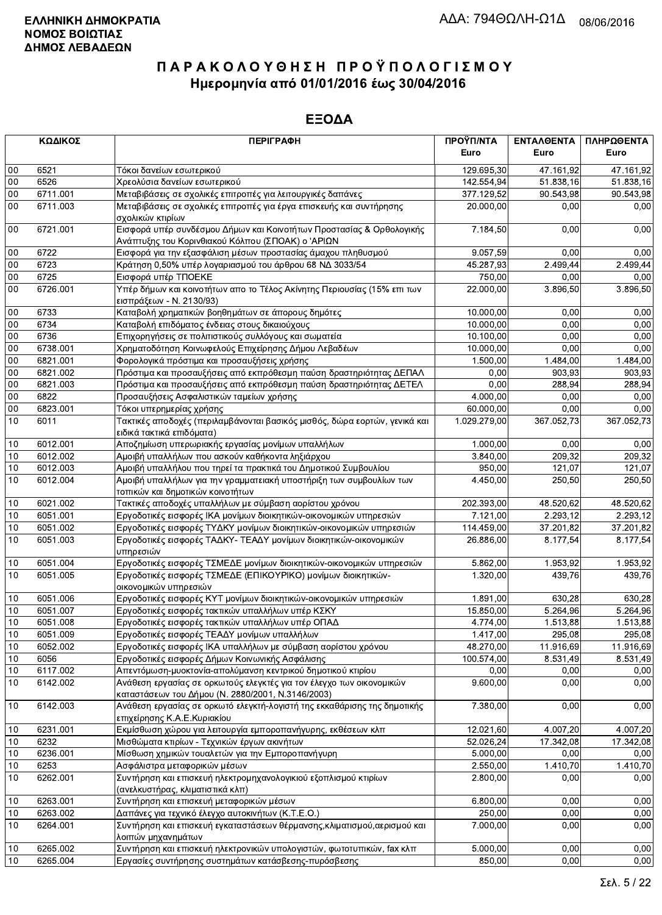**ΕΛΛΗΝΙΚΗ ΔΗΜΟΚΡΑΤΙΑ**
**ΝΟΜΟΣ ΒΟΙΩΤΙΑΣ**
**ΔΗΜΟΣ ΛΕΒΑΔΕΩΝ**

ΑΔΑ: 794ΘΩΛΗ-Ω1Δ 08/06/2016

# ΠΑΡΑΚΟΛΟΥΘΗΣΗ ΠΡΟΫΠΟΛΟΓΙΣΜΟΥ
## Ημερομηνία από 01/01/2016 έως 30/04/2016

## ΕΞΟΔΑ

| ΚΩΔΙΚΟΣ | | ΠΕΡΙΓΡΑΦΗ | ΠΡΟΫΠ/ΝΤΑ Euro | ΕΝΤΑΛΘΕΝΤΑ Euro | ΠΛΗΡΩΘΕΝΤΑ Euro |
|---|---|---|---|---|---|
| 00 | 6521 | Τόκοι δανείων εσωτερικού | 129.695,30 | 47.161,92 | 47.161,92 |
| 00 | 6526 | Χρεολύσια δανείων εσωτερικού | 142.554,94 | 51.838,16 | 51.838,16 |
| 00 | 6711.001 | Μεταβιβάσεις σε σχολικές επιτροπές για λειτουργικές δαπάνες | 377.129,52 | 90.543,98 | 90.543,98 |
| 00 | 6711.003 | Μεταβιβάσεις σε σχολικές επιτροπές για έργα επισκευής και συντήρησης σχολικών κτιρίων | 20.000,00 | 0,00 | 0,00 |
| 00 | 6721.001 | Εισφορά υπέρ συνδέσμου Δήμων και Κοινοτήτων Προστασίας & Ορθολογικής Ανάπτυξης του Κορινθιακού Κόλπου (ΣΠΟΑΚ) ο 'ΑΡΙΩΝ | 7.184,50 | 0,00 | 0,00 |
| 00 | 6722 | Εισφορά για την εξασφάλιση μέσων προστασίας άμαχου πληθυσμού | 9.057,59 | 0,00 | 0,00 |
| 00 | 6723 | Κράτηση 0,50% υπέρ λογαριασμού του άρθρου 68 ΝΔ 3033/54 | 45.287,93 | 2.499,44 | 2.499,44 |
| 00 | 6725 | Εισφορά υπέρ ΤΠΟΕΚΕ | 750,00 | 0,00 | 0,00 |
| 00 | 6726.001 | Υπέρ δήμων και κοινοτήτων απο το Τέλος Ακίνητης Περιουσίας (15% επι των εισπράξεων - Ν. 2130/93) | 22.000,00 | 3.896,50 | 3.896,50 |
| 00 | 6733 | Καταβολή χρηματικών βοηθημάτων σε άπορους δημότες | 10.000,00 | 0,00 | 0,00 |
| 00 | 6734 | Καταβολή επιδόματος ένδειας στους δικαιούχους | 10.000,00 | 0,00 | 0,00 |
| 00 | 6736 | Επιχορηγήσεις σε πολιτιστικούς συλλόγους και σωματεία | 10.100,00 | 0,00 | 0,00 |
| 00 | 6738.001 | Χρηματοδότηση Κοινωφελούς Επιχείρησης Δήμου Λεβαδέων | 10.000,00 | 0,00 | 0,00 |
| 00 | 6821.001 | Φορολογικά πρόστιμα και προσαυξήσεις χρήσης | 1.500,00 | 1.484,00 | 1.484,00 |
| 00 | 6821.002 | Πρόστιμα και προσαυξήσεις από εκπρόθεσμη παύση δραστηριότητας ΔΕΠΑΛ | 0,00 | 903,93 | 903,93 |
| 00 | 6821.003 | Πρόστιμα και προσαυξήσεις από εκπρόθεσμη παύση δραστηριότητας ΔΕΤΕΛ | 0,00 | 288,94 | 288,94 |
| 00 | 6822 | Προσαυξήσεις Ασφαλιστικών ταμείων χρήσης | 4.000,00 | 0,00 | 0,00 |
| 00 | 6823.001 | Τόκοι υπερημερίας χρήσης | 60.000,00 | 0,00 | 0,00 |
| 10 | 6011 | Τακτικές αποδοχές (περιλαμβάνονται βασικός μισθός, δώρα εορτών, γενικά και ειδικά τακτικά επιδόματα) | 1.029.279,00 | 367.052,73 | 367.052,73 |
| 10 | 6012.001 | Αποζημίωση υπερωριακής εργασίας μονίμων υπαλλήλων | 1.000,00 | 0,00 | 0,00 |
| 10 | 6012.002 | Αμοιβή υπαλλήλων που ασκούν καθήκοντα ληξιάρχου | 3.840,00 | 209,32 | 209,32 |
| 10 | 6012.003 | Αμοιβή υπαλλήλου που τηρεί τα πρακτικά του Δημοτικού Συμβουλίου | 950,00 | 121,07 | 121,07 |
| 10 | 6012.004 | Αμοιβή υπαλλήλων για την γραμματειακή υποστήριξη των συμβουλίων των τοπικών και δημοτικών κοινοτήτων | 4.450,00 | 250,50 | 250,50 |
| 10 | 6021.002 | Τακτικές αποδοχές υπαλλήλων με σύμβαση αορίστου χρόνου | 202.393,00 | 48.520,62 | 48.520,62 |
| 10 | 6051.001 | Εργοδοτικές εισφορές ΙΚΑ μονίμων διοικητικών-οικονομικών υπηρεσιών | 7.121,00 | 2.293,12 | 2.293,12 |
| 10 | 6051.002 | Εργοδοτικές εισφορές ΤΥΔΚΥ μονίμων διοικητικών-οικονομικών υπηρεσιών | 114.459,00 | 37.201,82 | 37.201,82 |
| 10 | 6051.003 | Εργοδοτικές εισφορές ΤΑΔΚΥ- ΤΕΑΔΥ μονίμων διοικητικών-οικονομικών υπηρεσιών | 26.886,00 | 8.177,54 | 8.177,54 |
| 10 | 6051.004 | Εργοδοτικές εισφορές ΤΣΜΕΔΕ μονίμων διοικητικών-οικονομικών υπηρεσιών | 5.862,00 | 1.953,92 | 1.953,92 |
| 10 | 6051.005 | Εργοδοτικές εισφορές ΤΣΜΕΔΕ (ΕΠΙΚΟΥΡΙΚΟ) μονίμων διοικητικών-οικονομικών υπηρεσιών | 1.320,00 | 439,76 | 439,76 |
| 10 | 6051.006 | Εργοδοτικές εισφορές ΚΥΤ μονίμων διοικητικών-οικονομικών υπηρεσιών | 1.891,00 | 630,28 | 630,28 |
| 10 | 6051.007 | Εργοδοτικές εισφορές τακτικών υπαλλήλων υπέρ ΚΣΚΥ | 15.850,00 | 5.264,96 | 5.264,96 |
| 10 | 6051.008 | Εργοδοτικές εισφορές τακτικών υπαλλήλων υπέρ ΟΠΑΔ | 4.774,00 | 1.513,88 | 1.513,88 |
| 10 | 6051.009 | Εργοδοτικές εισφορές ΤΕΑΔΥ μονίμων υπαλλήλων | 1.417,00 | 295,08 | 295,08 |
| 10 | 6052.002 | Εργοδοτικές εισφορές ΙΚΑ υπαλλήλων με σύμβαση αορίστου χρόνου | 48.270,00 | 11.916,69 | 11.916,69 |
| 10 | 6056 | Εργοδοτικές εισφορές Δήμων Κοινωνικής Ασφάλισης | 100.574,00 | 8.531,49 | 8.531,49 |
| 10 | 6117.002 | Απεντόμωση-μυοκτονία-απολύμανση κεντρικού δημοτικού κτιρίου | 0,00 | 0,00 | 0,00 |
| 10 | 6142.002 | Ανάθεση εργασίας σε ορκωτούς ελεγκτές για τον έλεγχο των οικονομικών καταστάσεων του Δήμου (Ν. 2880/2001, Ν.3146/2003) | 9.600,00 | 0,00 | 0,00 |
| 10 | 6142.003 | Ανάθεση εργασίας σε ορκωτό ελεγκτή-λογιστή της εκκαθάρισης της δημοτικής επιχείρησης Κ.Α.Ε.Κυριακίου | 7.380,00 | 0,00 | 0,00 |
| 10 | 6231.001 | Εκμίσθωση χώρου για λειτουργία εμποροπανήγυρης, εκθέσεων κλπ | 12.021,60 | 4.007,20 | 4.007,20 |
| 10 | 6232 | Μισθώματα κτιρίων - Τεχνικών έργων ακινήτων | 52.026,24 | 17.342,08 | 17.342,08 |
| 10 | 6236.001 | Μίσθωση χημικών τουαλετών για την Εμποροπανήγυρη | 5.000,00 | 0,00 | 0,00 |
| 10 | 6253 | Ασφάλιστρα μεταφορικών μέσων | 2.550,00 | 1.410,70 | 1.410,70 |
| 10 | 6262.001 | Συντήρηση και επισκευή ηλεκτρομηχανολογικιού εξοπλισμού κτιρίων (ανελκυστήρας, κλιματιστικά κλπ) | 2.800,00 | 0,00 | 0,00 |
| 10 | 6263.001 | Συντήρηση και επισκευή μεταφορικών μέσων | 6.800,00 | 0,00 | 0,00 |
| 10 | 6263.002 | Δαπάνες για τεχνικό έλεγχο αυτοκινήτων (Κ.Τ.Ε.Ο.) | 250,00 | 0,00 | 0,00 |
| 10 | 6264.001 | Συντήρηση και επισκευή εγκαταστάσεων θέρμανσης,κλιματισμού,αερισμού και λοιπών μηχανημάτων | 7.000,00 | 0,00 | 0,00 |
| 10 | 6265.002 | Συντήρηση και επισκευή ηλεκτρονικών υπολογιστών, φωτοτυπικών, fax κλπ | 5.000,00 | 0,00 | 0,00 |
| 10 | 6265.004 | Εργασίες συντήρησης συστημάτων κατάσβεσης-πυρόσβεσης | 850,00 | 0,00 | 0,00 |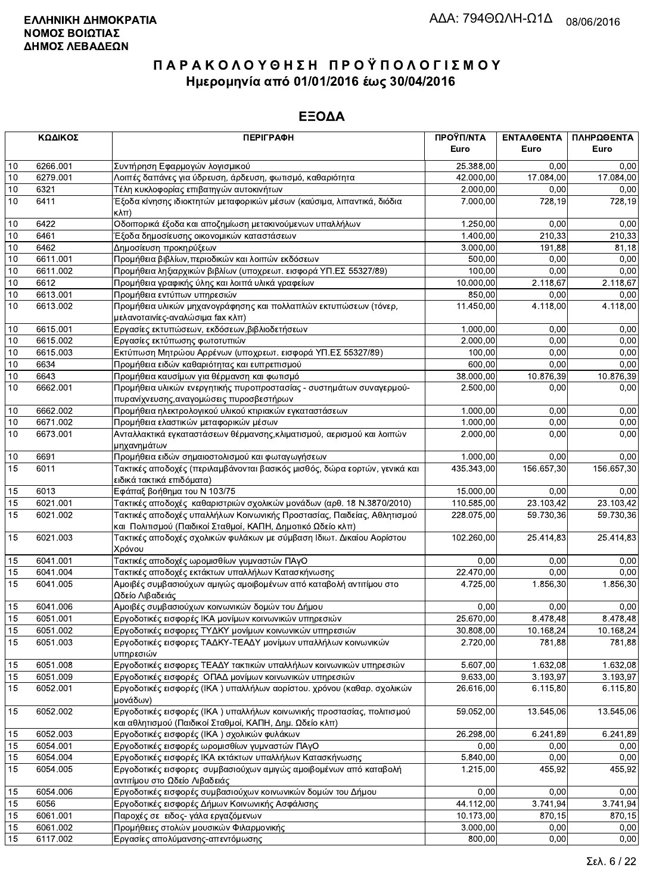**ΕΛΛΗΝΙΚΗ ΔΗΜΟΚΡΑΤΙΑ**
**ΝΟΜΟΣ ΒΟΙΩΤΙΑΣ**
**ΔΗΜΟΣ ΛΕΒΑΔΕΩΝ**

ΑΔΑ: 794ΘΩΛΗ-Ω1Δ 08/06/2016

# ΠΑΡΑΚΟΛΟΥΘΗΣΗ ΠΡΟΫΠΟΛΟΓΙΣΜΟΥ
## Ημερομηνία από 01/01/2016 έως 30/04/2016

## ΕΞΟΔΑ

| ΚΩΔΙΚΟΣ | | ΠΕΡΙΓΡΑΦΗ | ΠΡΟΫΠ/ΝΤΑ Euro | ΕΝΤΑΛΘΕΝΤΑ Euro | ΠΛΗΡΩΘΕΝΤΑ Euro |
|---|---|---|---|---|---|
| 10 | 6266.001 | Συντήρηση Εφαρμογών λογισμικού | 25.388,00 | 0,00 | 0,00 |
| 10 | 6279.001 | Λοιπές δαπάνες για ύδρευση, άρδευση, φωτισμό, καθαριότητα | 42.000,00 | 17.084,00 | 17.084,00 |
| 10 | 6321 | Τέλη κυκλοφορίας επιβατηγών αυτοκινήτων | 2.000,00 | 0,00 | 0,00 |
| 10 | 6411 | Έξοδα κίνησης ιδιοκτητών μεταφορικών μέσων (καύσιμα, λιπαντικά, διόδια κλπ) | 7.000,00 | 728,19 | 728,19 |
| 10 | 6422 | Οδοιπορικά έξοδα και αποζημίωση μετακινούμενων υπαλλήλων | 1.250,00 | 0,00 | 0,00 |
| 10 | 6461 | Έξοδα δημοσίευσης οικονομικών καταστάσεων | 1.400,00 | 210,33 | 210,33 |
| 10 | 6462 | Δημοσίευση προκηρύξεων | 3.000,00 | 191,88 | 81,18 |
| 10 | 6611.001 | Προμήθεια βιβλίων,περιοδικών και λοιπών εκδόσεων | 500,00 | 0,00 | 0,00 |
| 10 | 6611.002 | Προμήθεια ληξιαρχικών βιβλίων (υποχρεωτ. εισφορά ΥΠ.ΕΣ 55327/89) | 100,00 | 0,00 | 0,00 |
| 10 | 6612 | Προμήθεια γραφικής ύλης και λοιπά υλικά γραφείων | 10.000,00 | 2.118,67 | 2.118,67 |
| 10 | 6613.001 | Προμήθεια εντύπων υπηρεσιών | 850,00 | 0,00 | 0,00 |
| 10 | 6613.002 | Προμήθεια υλικών μηχανογράφησης και πολλαπλών εκτυπώσεων (τόνερ, μελανοταινίες-αναλώσιμα fax κλπ) | 11.450,00 | 4.118,00 | 4.118,00 |
| 10 | 6615.001 | Εργασίες εκτυπώσεων, εκδόσεων,βιβλιοδετήσεων | 1.000,00 | 0,00 | 0,00 |
| 10 | 6615.002 | Εργασίες εκτύπωσης φωτοτυπιών | 2.000,00 | 0,00 | 0,00 |
| 10 | 6615.003 | Εκτύπωση Μητρώου Αρρένων (υποχρεωτ. εισφορά ΥΠ.ΕΣ 55327/89) | 100,00 | 0,00 | 0,00 |
| 10 | 6634 | Προμήθεια ειδών καθαριότητας και ευπρεπισμού | 600,00 | 0,00 | 0,00 |
| 10 | 6643 | Προμήθεια καυσίμων για θέρμανση και φωτισμό | 38.000,00 | 10.876,39 | 10.876,39 |
| 10 | 6662.001 | Προμήθεια υλικών ενεργητικής πυροπροστασίας - συστημάτων συναγερμού-πυρανίχνευσης,αναγομώσεις πυροσβεστήρων | 2.500,00 | 0,00 | 0,00 |
| 10 | 6662.002 | Προμήθεια ηλεκτρολογικού υλικού κτιριακών εγκαταστάσεων | 1.000,00 | 0,00 | 0,00 |
| 10 | 6671.002 | Προμήθεια ελαστικών μεταφορικών μέσων | 1.000,00 | 0,00 | 0,00 |
| 10 | 6673.001 | Ανταλλακτικά εγκαταστάσεων θέρμανσης,κλιματισμού, αερισμού και λοιπών μηχανημάτων | 2.000,00 | 0,00 | 0,00 |
| 10 | 6691 | Προμήθεια ειδών σημαιοστολισμού και φωταγωγήσεων | 1.000,00 | 0,00 | 0,00 |
| 15 | 6011 | Τακτικές αποδοχές (περιλαμβάνονται βασικός μισθός, δώρα εορτών, γενικά και ειδικά τακτικά επιδόματα) | 435.343,00 | 156.657,30 | 156.657,30 |
| 15 | 6013 | Εφάπαξ βοήθημα του Ν 103/75 | 15.000,00 | 0,00 | 0,00 |
| 15 | 6021.001 | Τακτικές αποδοχές καθαριστριών σχολικών μονάδων (αρθ. 18 Ν.3870/2010) | 110.585,00 | 23.103,42 | 23.103,42 |
| 15 | 6021.002 | Τακτικές αποδοχές υπαλλήλων Κοινωνικής Προστασίας, Παιδείας, Αθλητισμού και Πολιτισμού (Παιδικοί Σταθμοί, ΚΑΠΗ, Δημοτικό Ωδείο κλπ) | 228.075,00 | 59.730,36 | 59.730,36 |
| 15 | 6021.003 | Τακτικές αποδοχές σχολικών φυλάκων με σύμβαση Ιδιωτ. Δικαίου Αορίστου Χρόνου | 102.260,00 | 25.414,83 | 25.414,83 |
| 15 | 6041.001 | Τακτικές αποδοχές ωρομισθίων γυμναστών ΠΑγΟ | 0,00 | 0,00 | 0,00 |
| 15 | 6041.004 | Τακτικές αποδοχές εκτάκτων υπαλλήλων Κατασκήνωσης | 22.470,00 | 0,00 | 0,00 |
| 15 | 6041.005 | Αμοιβές συμβασιούχων αμιγώς αμοιβομένων από καταβολή αντιτίμου στο Ωδείο Λιβαδειάς | 4.725,00 | 1.856,30 | 1.856,30 |
| 15 | 6041.006 | Αμοιβές συμβασιούχων κοινωνικών δομών του Δήμου | 0,00 | 0,00 | 0,00 |
| 15 | 6051.001 | Εργοδοτικές εισφορές ΙΚΑ μονίμων κοινωνικών υπηρεσιών | 25.670,00 | 8.478,48 | 8.478,48 |
| 15 | 6051.002 | Εργοδοτικές εισφορές ΤΥΔΚΥ μονίμων κοινωνικών υπηρεσιών | 30.808,00 | 10.168,24 | 10.168,24 |
| 15 | 6051.003 | Εργοδοτικές εισφορές ΤΑΔΚΥ-ΤΕΑΔΥ μονίμων υπαλλήλων κοινωνικών υπηρεσιών | 2.720,00 | 781,88 | 781,88 |
| 15 | 6051.008 | Εργοδοτικές εισφορες ΤΕΑΔΥ τακτικών υπαλλήλων κοινωνικών υπηρεσιών | 5.607,00 | 1.632,08 | 1.632,08 |
| 15 | 6051.009 | Εργοδοτικές εισφορές ΟΠΑΔ μονίμων κοινωνικών υπηρεσιών | 9.633,00 | 3.193,97 | 3.193,97 |
| 15 | 6052.001 | Εργοδοτικές εισφορές (ΙΚΑ ) υπαλλήλων αορίστου. χρόνου (καθαρ. σχολικών μονάδων) | 26.616,00 | 6.115,80 | 6.115,80 |
| 15 | 6052.002 | Εργοδοτικές εισφορές (ΙΚΑ ) υπαλλήλων κοινωνικής προστασίας, πολιτισμού και αθλητισμού (Παιδικοί Σταθμοί, ΚΑΠΗ, Δημ. Ωδείο κλπ) | 59.052,00 | 13.545,06 | 13.545,06 |
| 15 | 6052.003 | Εργοδοτικές εισφορές (ΙΚΑ ) σχολικών φυλάκων | 26.298,00 | 6.241,89 | 6.241,89 |
| 15 | 6054.001 | Εργοδοτικές εισφορές ωρομισθίων γυμναστών ΠΑγΟ | 0,00 | 0,00 | 0,00 |
| 15 | 6054.004 | Εργοδοτικές εισφορές ΙΚΑ εκτάκτων υπαλλήλων Κατασκήνωσης | 5.840,00 | 0,00 | 0,00 |
| 15 | 6054.005 | Εργοδοτικές εισφορες συμβασιούχων αμιγώς αμοιβομένων από καταβολή αντιτίμου στο Ωδείο Λιβαδειάς | 1.215,00 | 455,92 | 455,92 |
| 15 | 6054.006 | Εργοδοτικές εισφορές συμβασιούχων κοινωνικών δομών του Δήμου | 0,00 | 0,00 | 0,00 |
| 15 | 6056 | Εργοδοτικές εισφορές Δήμων Κοινωνικής Ασφάλισης | 44.112,00 | 3.741,94 | 3.741,94 |
| 15 | 6061.001 | Παροχές σε ειδος- γάλα εργαζόμενων | 10.173,00 | 870,15 | 870,15 |
| 15 | 6061.002 | Προμήθειες στολών μουσικών Φιλαρμονικής | 3.000,00 | 0,00 | 0,00 |
| 15 | 6117.002 | Εργασίες απολύμανσης-απεντόμωσης | 800,00 | 0,00 | 0,00 |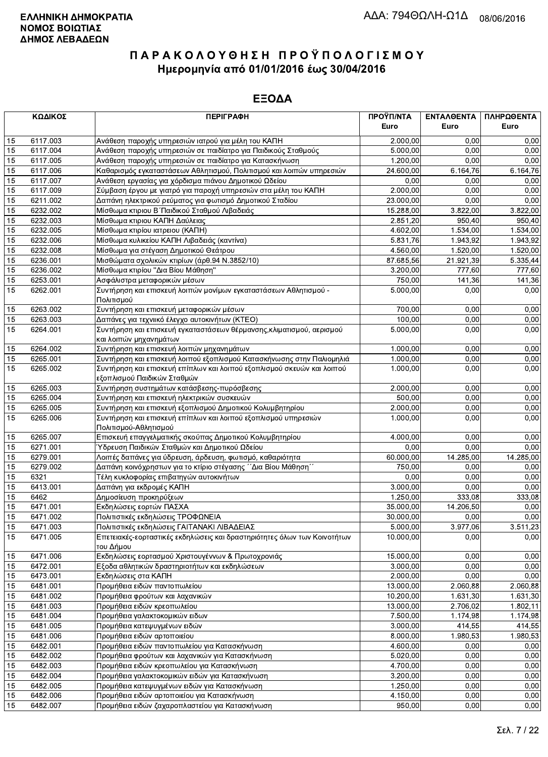**ΕΛΛΗΝΙΚΗ ΔΗΜΟΚΡΑΤΙΑ**
**ΝΟΜΟΣ ΒΟΙΩΤΙΑΣ**
**ΔΗΜΟΣ ΛΕΒΑΔΕΩΝ**

ΑΔΑ: 794ΘΩΛΗ-Ω1Δ 08/06/2016

# ΠΑΡΑΚΟΛΟΥΘΗΣΗ ΠΡΟΫΠΟΛΟΓΙΣΜΟΥ
## Ημερομηνία από 01/01/2016 έως 30/04/2016

## ΕΞΟΔΑ

| ΚΩΔΙΚΟΣ | | ΠΕΡΙΓΡΑΦΗ | ΠΡΟΫΠ/ΝΤΑ Euro | ΕΝΤΑΛΘΕΝΤΑ Euro | ΠΛΗΡΩΘΕΝΤΑ Euro |
|---|---|---|---|---|---|
| 15 | 6117.003 | Ανάθεση παροχής υπηρεσιών ιατρού για μέλη του ΚΑΠΗ | 2.000,00 | 0,00 | 0,00 |
| 15 | 6117.004 | Ανάθεση παροχής υπηρεσιών σε παιδίατρο για Παιδικούς Σταθμούς | 5.000,00 | 0,00 | 0,00 |
| 15 | 6117.005 | Ανάθεση παροχής υπηρεσιών σε παιδίατρο για Κατασκήνωση | 1.200,00 | 0,00 | 0,00 |
| 15 | 6117.006 | Καθαρισμός εγκαταστάσεων Αθλητισμού, Πολιτισμού και λοιπών υπηρεσιών | 24.600,00 | 6.164,76 | 6.164,76 |
| 15 | 6117.007 | Ανάθεση εργασίας για χόρδισμα πιάνου Δημοτικού Ωδείου | 0,00 | 0,00 | 0,00 |
| 15 | 6117.009 | Σύμβαση έργου με γιατρό για παροχή υπηρεσιών στα μέλη του ΚΑΠΗ | 2.000,00 | 0,00 | 0,00 |
| 15 | 6211.002 | Δαπάνη ηλεκτρικού ρεύματος για φωτισμό Δημοτικού Σταδίου | 23.000,00 | 0,00 | 0,00 |
| 15 | 6232.002 | Μίσθωμα κτιριου Β΄Παιδικού Σταθμού Λιβαδειάς | 15.288,00 | 3.822,00 | 3.822,00 |
| 15 | 6232.003 | Μίσθωμα κτιριου ΚΑΠΗ Δαύλειας | 2.851,20 | 950,40 | 950,40 |
| 15 | 6232.005 | Μίσθωμα κτιρίου ιατρειου (ΚΑΠΗ) | 4.602,00 | 1.534,00 | 1.534,00 |
| 15 | 6232.006 | Μίσθωμα κυλικείου ΚΑΠΗ Λιβαδειάς (καντίνα) | 5.831,76 | 1.943,92 | 1.943,92 |
| 15 | 6232.008 | Μίσθωμα για στέγαση Δημοτικού Θεάτρου | 4.560,00 | 1.520,00 | 1.520,00 |
| 15 | 6236.001 | Μισθώματα σχολικών κτιρίων (άρθ.94 Ν.3852/10) | 87.685,56 | 21.921,39 | 5.335,44 |
| 15 | 6236.002 | Μίσθωμα κτιρίου "Δια Βίου Μάθηση" | 3.200,00 | 777,60 | 777,60 |
| 15 | 6253.001 | Ασφάλιστρα μεταφορικών μέσων | 750,00 | 141,36 | 141,36 |
| 15 | 6262.001 | Συντήρηση και επισκευή λοιπών μονίμων εγκαταστάσεων Αθλητισμού - Πολιτισμού | 5.000,00 | 0,00 | 0,00 |
| 15 | 6263.002 | Συντήρηση και επισκευή μεταφορικών μέσων | 700,00 | 0,00 | 0,00 |
| 15 | 6263.003 | Δαπάνες για τεχνικό έλεγχο αυτοκινήτων (ΚΤΕΟ) | 100,00 | 0,00 | 0,00 |
| 15 | 6264.001 | Συντήρηση και επισκευή εγκαταστάσεων θέρμανσης,κλιματισμού, αερισμού και λοιπών μηχανημάτων | 5.000,00 | 0,00 | 0,00 |
| 15 | 6264.002 | Συντήρηση και επισκευή λοιπών μηχανημάτων | 1.000,00 | 0,00 | 0,00 |
| 15 | 6265.001 | Συντήρηση και επισκευή λοιπού εξοπλισμού Κατασκήνωσης στην Παλιομηλιά | 1.000,00 | 0,00 | 0,00 |
| 15 | 6265.002 | Συντήρηση και επισκευή επίπλων και λοιπού εξοπλισμού σκευών και λοιπού εξοπλισμού Παιδικών Σταθμών | 1.000,00 | 0,00 | 0,00 |
| 15 | 6265.003 | Συντήρηση συστημάτων κατάσβεσης-πυρόσβεσης | 2.000,00 | 0,00 | 0,00 |
| 15 | 6265.004 | Συντήρηση και επισκευή ηλεκτρικών συσκευών | 500,00 | 0,00 | 0,00 |
| 15 | 6265.005 | Συντήρηση και επισκευή εξοπλισμού Δημοτικού Κολυμβητηρίου | 2.000,00 | 0,00 | 0,00 |
| 15 | 6265.006 | Συντήρηση και επισκευή επίπλων και λοιπού εξοπλισμού υπηρεσιών Πολιτισμού-Αθλητισμού | 1.000,00 | 0,00 | 0,00 |
| 15 | 6265.007 | Επισκευή επαγγελματικής σκούπας Δημοτικού Κολυμβητηρίου | 4.000,00 | 0,00 | 0,00 |
| 15 | 6271.001 | Ύδρευση Παιδικών Σταθμών και Δημοτικού Ωδείου | 0,00 | 0,00 | 0,00 |
| 15 | 6279.001 | Λοιπές δαπάνες για ύδρευση, άρδευση, φωτισμό, καθαριότητα | 60.000,00 | 14.285,00 | 14.285,00 |
| 15 | 6279.002 | Δαπάνη κοινόχρηστων για το κτίριο στέγασης ΄΄Δια Βίου Μάθηση΄΄ | 750,00 | 0,00 | 0,00 |
| 15 | 6321 | Τέλη κυκλοφορίας επιβατηγών αυτοκινήτων | 0,00 | 0,00 | 0,00 |
| 15 | 6413.001 | Δαπάνη για εκδρομές ΚΑΠΗ | 3.000,00 | 0,00 | 0,00 |
| 15 | 6462 | Δημοσίευση προκηρύξεων | 1.250,00 | 333,08 | 333,08 |
| 15 | 6471.001 | Εκδηλώσεις εορτών ΠΑΣΧΑ | 35.000,00 | 14.206,50 | 0,00 |
| 15 | 6471.002 | Πολιτιστικές εκδηλώσεις ΤΡΟΦΩΝΕΙΑ | 30.000,00 | 0,00 | 0,00 |
| 15 | 6471.003 | Πολιτιστικές εκδηλώσεις ΓΑΙΤΑΝΑΚΙ ΛΙΒΑΔΕΙΑΣ | 5.000,00 | 3.977,06 | 3.511,23 |
| 15 | 6471.005 | Επετειακές-εορταστικές εκδηλώσεις και δραστηριότητες όλων των Κοινοτήτων του Δήμου | 10.000,00 | 0,00 | 0,00 |
| 15 | 6471.006 | Εκδηλώσεις εορτασμού Χριστουγέννων & Πρωτοχρονιάς | 15.000,00 | 0,00 | 0,00 |
| 15 | 6472.001 | Εξοδα αθλητικών δραστηριοτήτων και εκδηλώσεων | 3.000,00 | 0,00 | 0,00 |
| 15 | 6473.001 | Εκδηλώσεις στα ΚΑΠΗ | 2.000,00 | 0,00 | 0,00 |
| 15 | 6481.001 | Προμήθεια ειδών παντοπωλείου | 13.000,00 | 2.060,88 | 2.060,88 |
| 15 | 6481.002 | Προμήθεια φρούτων και λαχανικών | 10.200,00 | 1.631,30 | 1.631,30 |
| 15 | 6481.003 | Προμήθεια ειδών κρεοπωλείου | 13.000,00 | 2.706,02 | 1.802,11 |
| 15 | 6481.004 | Προμήθεια γαλακτοκομικών ειδων | 7.500,00 | 1.174,98 | 1.174,98 |
| 15 | 6481.005 | Προμήθεια κατεψυγμένων ειδών | 3.000,00 | 414,55 | 414,55 |
| 15 | 6481.006 | Προμήθεια ειδών αρτοποιείου | 8.000,00 | 1.980,53 | 1.980,53 |
| 15 | 6482.001 | Προμήθεια ειδών παντοπωλείου για Κατασκήνωση | 4.600,00 | 0,00 | 0,00 |
| 15 | 6482.002 | Προμήθεια φρούτων και λαχανικών για Κατασκήνωση | 5.020,00 | 0,00 | 0,00 |
| 15 | 6482.003 | Προμήθεια ειδών κρεοπωλείου για Κατασκήνωση | 4.700,00 | 0,00 | 0,00 |
| 15 | 6482.004 | Προμήθεια γαλακτοκομικών ειδών για Κατασκήνωση | 3.200,00 | 0,00 | 0,00 |
| 15 | 6482.005 | Προμήθεια κατεψυγμένων ειδών για Κατασκήνωση | 1.250,00 | 0,00 | 0,00 |
| 15 | 6482.006 | Προμήθεια ειδών αρτοποιείου για Κατασκήνωση | 4.150,00 | 0,00 | 0,00 |
| 15 | 6482.007 | Προμήθεια ειδών ζαχαροπλαστείου για Κατασκήνωση | 950,00 | 0,00 | 0,00 |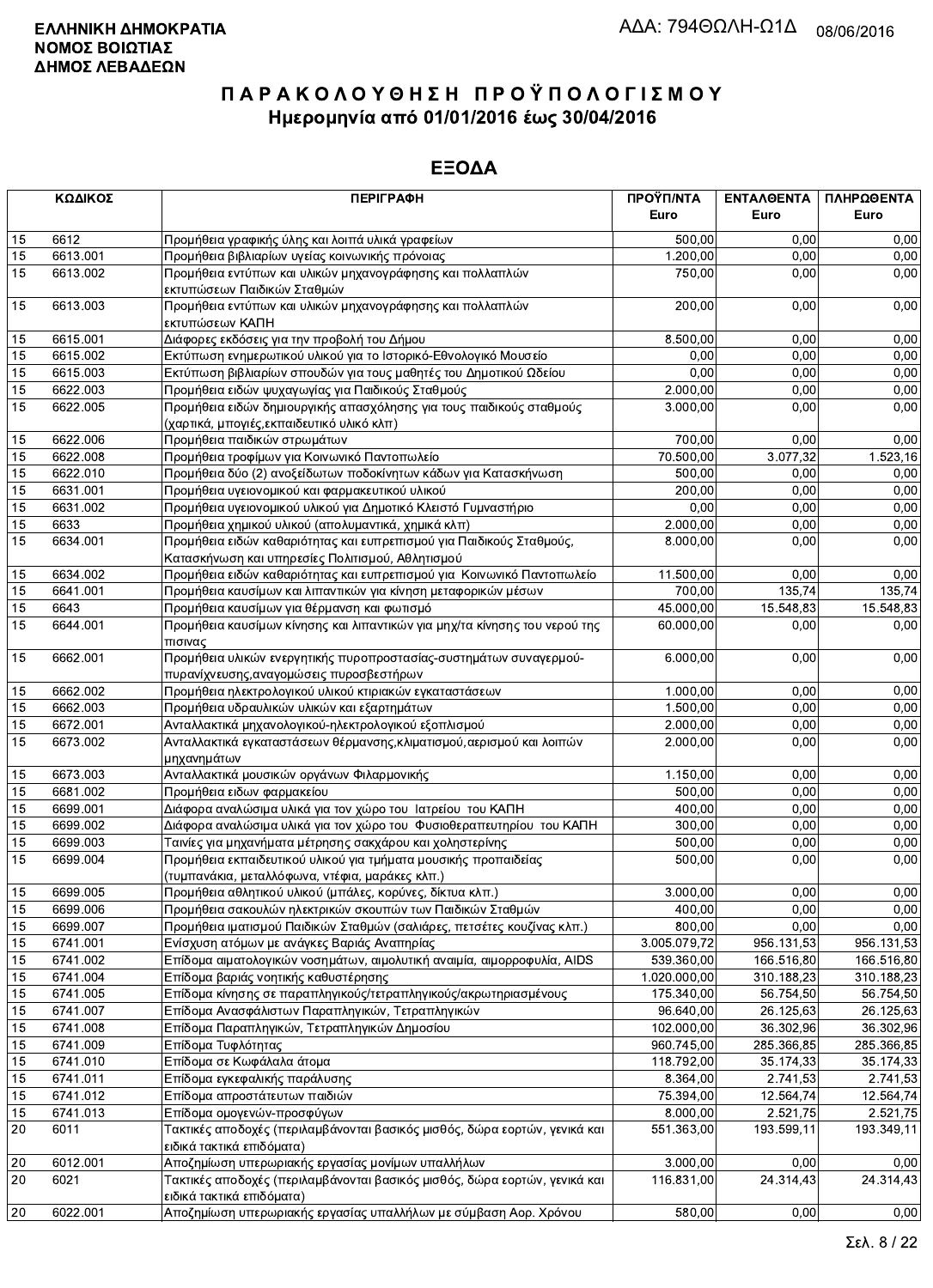**ΕΛΛΗΝΙΚΗ ΔΗΜΟΚΡΑΤΙΑ**
**ΝΟΜΟΣ ΒΟΙΩΤΙΑΣ**
**ΔΗΜΟΣ ΛΕΒΑΔΕΩΝ**

ΑΔΑ: 794ΘΩΛΗ-Ω1Δ 08/06/2016

# Π Α Ρ Α Κ Ο Λ Ο Υ Θ Η Σ Η   Π Ρ Ο Ϋ Π Ο Λ Ο Γ Ι Σ Μ Ο Υ

## Ημερομηνία από 01/01/2016 έως 30/04/2016

## ΕΞΟΔΑ

| ΚΩΔΙΚΟΣ | | ΠΕΡΙΓΡΑΦΗ | ΠΡΟΫΠ/ΝΤΑ Euro | ΕΝΤΑΛΘΕΝΤΑ Euro | ΠΛΗΡΩΘΕΝΤΑ Euro |
|---|---|---|---|---|---|
| 15 | 6612 | Προμήθεια γραφικής ύλης και λοιπά υλικά γραφείων | 500,00 | 0,00 | 0,00 |
| 15 | 6613.001 | Προμήθεια βιβλιαρίων υγείας κοινωνικής πρόνοιας | 1.200,00 | 0,00 | 0,00 |
| 15 | 6613.002 | Προμήθεια εντύπων και υλικών μηχανογράφησης και πολλαπλών εκτυπώσεων Παιδικών Σταθμών | 750,00 | 0,00 | 0,00 |
| 15 | 6613.003 | Προμήθεια εντύπων και υλικών μηχανογράφησης και πολλαπλών εκτυπώσεων ΚΑΠΗ | 200,00 | 0,00 | 0,00 |
| 15 | 6615.001 | Διάφορες εκδόσεις για την προβολή του Δήμου | 8.500,00 | 0,00 | 0,00 |
| 15 | 6615.002 | Εκτύπωση ενημερωτικού υλικού για το Ιστορικό-Εθνολογικό Μουσείο | 0,00 | 0,00 | 0,00 |
| 15 | 6615.003 | Εκτύπωση βιβλιαρίων σπουδών για τους μαθητές του Δημοτικού Ωδείου | 0,00 | 0,00 | 0,00 |
| 15 | 6622.003 | Προμήθεια ειδών ψυχαγωγίας για Παιδικούς Σταθμούς | 2.000,00 | 0,00 | 0,00 |
| 15 | 6622.005 | Προμήθεια ειδών δημιουργικής απασχόλησης για τους παιδικούς σταθμούς (χαρτικά, μπογιές,εκπαιδευτικό υλικό κλπ) | 3.000,00 | 0,00 | 0,00 |
| 15 | 6622.006 | Προμήθεια παιδικών στρωμάτων | 700,00 | 0,00 | 0,00 |
| 15 | 6622.008 | Προμήθεια τροφίμων για Κοινωνικό Παντοπωλείο | 70.500,00 | 3.077,32 | 1.523,16 |
| 15 | 6622.010 | Προμήθεια δύο (2) ανοξείδωτων ποδοκίνητων κάδων για Κατασκήνωση | 500,00 | 0,00 | 0,00 |
| 15 | 6631.001 | Προμήθεια υγειονομικού και φαρμακευτικού υλικού | 200,00 | 0,00 | 0,00 |
| 15 | 6631.002 | Προμήθεια υγειονομικού υλικού για Δημοτικό Κλειστό Γυμναστήριο | 0,00 | 0,00 | 0,00 |
| 15 | 6633 | Προμήθεια χημικού υλικού (απολυμαντικά, χημικά κλπ) | 2.000,00 | 0,00 | 0,00 |
| 15 | 6634.001 | Προμήθεια ειδών καθαριότητας και ευπρεπισμού για Παιδικούς Σταθμούς, Κατασκήνωση και υπηρεσίες Πολιτισμού, Αθλητισμού | 8.000,00 | 0,00 | 0,00 |
| 15 | 6634.002 | Προμήθεια ειδών καθαριότητας και ευπρεπισμού για Κοινωνικό Παντοπωλείο | 11.500,00 | 0,00 | 0,00 |
| 15 | 6641.001 | Προμήθεια καυσίμων και λιπαντικών για κίνηση μεταφορικών μέσων | 700,00 | 135,74 | 135,74 |
| 15 | 6643 | Προμήθεια καυσίμων για θέρμανση και φωτισμό | 45.000,00 | 15.548,83 | 15.548,83 |
| 15 | 6644.001 | Προμήθεια καυσίμων κίνησης και λιπαντικών για μηχ/τα κίνησης του νερού της πισινας | 60.000,00 | 0,00 | 0,00 |
| 15 | 6662.001 | Προμήθεια υλικών ενεργητικής πυροπροστασίας-συστημάτων συναγερμού-πυρανίχνευσης,αναγομώσεις πυροσβεστήρων | 6.000,00 | 0,00 | 0,00 |
| 15 | 6662.002 | Προμήθεια ηλεκτρολογικού υλικού κτιριακών εγκαταστάσεων | 1.000,00 | 0,00 | 0,00 |
| 15 | 6662.003 | Προμήθεια υδραυλικών υλικών και εξαρτημάτων | 1.500,00 | 0,00 | 0,00 |
| 15 | 6672.001 | Ανταλλακτικά μηχανολογικού-ηλεκτρολογικού εξοπλισμού | 2.000,00 | 0,00 | 0,00 |
| 15 | 6673.002 | Ανταλλακτικά εγκαταστάσεων θέρμανσης,κλιματισμού,αερισμού και λοιπών μηχανημάτων | 2.000,00 | 0,00 | 0,00 |
| 15 | 6673.003 | Ανταλλακτικά μουσικών οργάνων Φιλαρμονικής | 1.150,00 | 0,00 | 0,00 |
| 15 | 6681.002 | Προμήθεια ειδων φαρμακείου | 500,00 | 0,00 | 0,00 |
| 15 | 6699.001 | Διάφορα αναλώσιμα υλικά για τον χώρο του Ιατρείου του ΚΑΠΗ | 400,00 | 0,00 | 0,00 |
| 15 | 6699.002 | Διάφορα αναλώσιμα υλικά για τον χώρο του Φυσιοθεραπευτηρίου του ΚΑΠΗ | 300,00 | 0,00 | 0,00 |
| 15 | 6699.003 | Ταινίες για μηχανήματα μέτρησης σακχάρου και χοληστερίνης | 500,00 | 0,00 | 0,00 |
| 15 | 6699.004 | Προμήθεια εκπαιδευτικού υλικού για τμήματα μουσικής προπαιδείας (τυμπανάκια, μεταλλόφωνα, ντέφια, μαράκες κλπ.) | 500,00 | 0,00 | 0,00 |
| 15 | 6699.005 | Προμήθεια αθλητικού υλικού (μπάλες, κορύνες, δίκτυα κλπ.) | 3.000,00 | 0,00 | 0,00 |
| 15 | 6699.006 | Προμήθεια σακουλών ηλεκτρικών σκουπών των Παιδικών Σταθμών | 400,00 | 0,00 | 0,00 |
| 15 | 6699.007 | Προμήθεια ιματισμού Παιδικών Σταθμών (σαλιάρες, πετσέτες κουζίνας κλπ.) | 800,00 | 0,00 | 0,00 |
| 15 | 6741.001 | Ενίσχυση ατόμων με ανάγκες Βαριάς Αναπηρίας | 3.005.079,72 | 956.131,53 | 956.131,53 |
| 15 | 6741.002 | Επίδομα αιματολογικών νοσημάτων, αιμολυτική αναιμία, αιμορροφυλία, AIDS | 539.360,00 | 166.516,80 | 166.516,80 |
| 15 | 6741.004 | Επίδομα βαριάς νοητικής καθυστέρησης | 1.020.000,00 | 310.188,23 | 310.188,23 |
| 15 | 6741.005 | Επίδομα κίνησης σε παραπληγικούς/τετραπληγικούς/ακρωτηριασμένους | 175.340,00 | 56.754,50 | 56.754,50 |
| 15 | 6741.007 | Επίδομα Ανασφάλιστων Παραπληγικών, Τετραπληγικών | 96.640,00 | 26.125,63 | 26.125,63 |
| 15 | 6741.008 | Επίδομα Παραπληγικών, Τετραπληγικών Δημοσίου | 102.000,00 | 36.302,96 | 36.302,96 |
| 15 | 6741.009 | Επίδομα Τυφλότητας | 960.745,00 | 285.366,85 | 285.366,85 |
| 15 | 6741.010 | Επίδομα σε Κωφάλαλα άτομα | 118.792,00 | 35.174,33 | 35.174,33 |
| 15 | 6741.011 | Επίδομα εγκεφαλικής παράλυσης | 8.364,00 | 2.741,53 | 2.741,53 |
| 15 | 6741.012 | Επίδομα απροστάτευτων παιδιών | 75.394,00 | 12.564,74 | 12.564,74 |
| 15 | 6741.013 | Επίδομα ομογενών-προσφύγων | 8.000,00 | 2.521,75 | 2.521,75 |
| 20 | 6011 | Τακτικές αποδοχές (περιλαμβάνονται βασικός μισθός, δώρα εορτών, γενικά και ειδικά τακτικά επιδόματα) | 551.363,00 | 193.599,11 | 193.349,11 |
| 20 | 6012.001 | Αποζημίωση υπερωριακής εργασίας μονίμων υπαλλήλων | 3.000,00 | 0,00 | 0,00 |
| 20 | 6021 | Τακτικές αποδοχές (περιλαμβάνονται βασικός μισθός, δώρα εορτών, γενικά και ειδικά τακτικά επιδόματα) | 116.831,00 | 24.314,43 | 24.314,43 |
| 20 | 6022.001 | Αποζημίωση υπερωριακής εργασίας υπαλλήλων με σύμβαση Αορ. Χρόνου | 580,00 | 0,00 | 0,00 |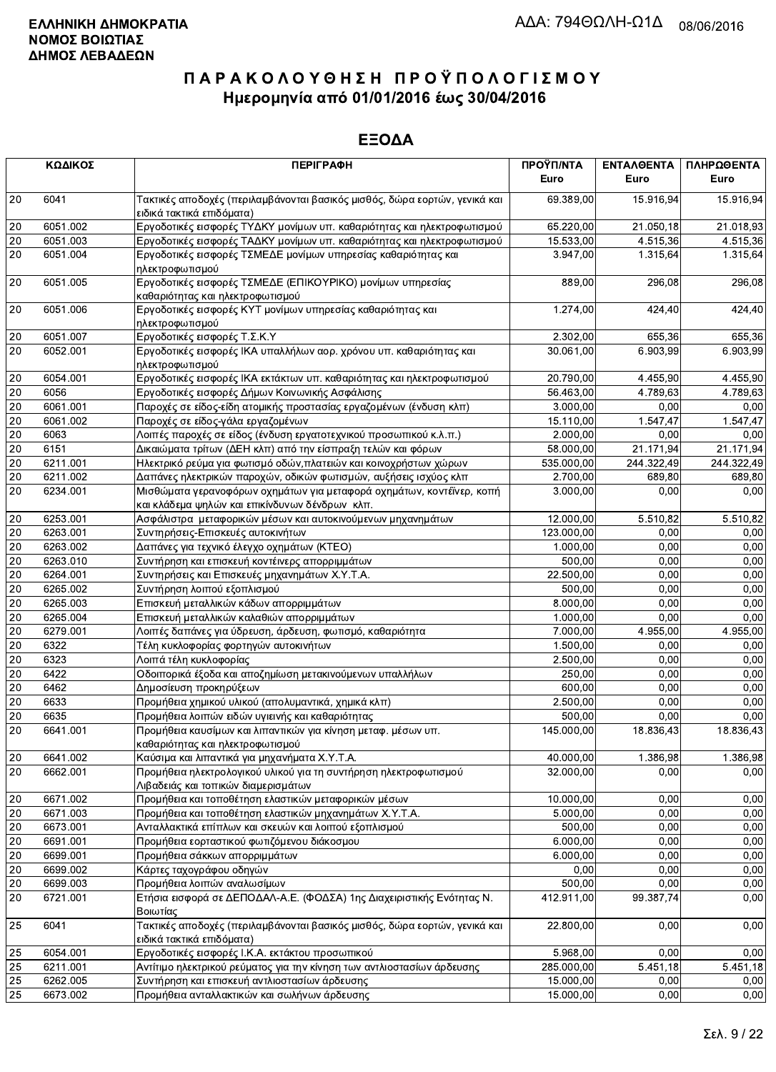**ΕΛΛΗΝΙΚΗ ΔΗΜΟΚΡΑΤΙΑ**
**ΝΟΜΟΣ ΒΟΙΩΤΙΑΣ**
**ΔΗΜΟΣ ΛΕΒΑΔΕΩΝ**

ΑΔΑ: 794ΘΩΛΗ-Ω1Δ 08/06/2016

# ΠΑΡΑΚΟΛΟΥΘΗΣΗ ΠΡΟΫΠΟΛΟΓΙΣΜΟΥ
## Ημερομηνία από 01/01/2016 έως 30/04/2016

## ΕΞΟΔΑ

| ΚΩΔΙΚΟΣ | | ΠΕΡΙΓΡΑΦΗ | ΠΡΟΫΠ/ΝΤΑ Euro | ΕΝΤΑΛΘΕΝΤΑ Euro | ΠΛΗΡΩΘΕΝΤΑ Euro |
|---|---|---|---|---|---|
| 20 | 6041 | Τακτικές αποδοχές (περιλαμβάνονται βασικός μισθός, δώρα εορτών, γενικά και ειδικά τακτικά επιδόματα) | 69.389,00 | 15.916,94 | 15.916,94 |
| 20 | 6051.002 | Εργοδοτικές εισφορές ΤΥΔΚΥ μονίμων υπ. καθαριότητας και ηλεκτροφωτισμού | 65.220,00 | 21.050,18 | 21.018,93 |
| 20 | 6051.003 | Εργοδοτικές εισφορές ΤΑΔΚΥ μονίμων υπ. καθαριότητας και ηλεκτροφωτισμού | 15.533,00 | 4.515,36 | 4.515,36 |
| 20 | 6051.004 | Εργοδοτικές εισφορές ΤΣΜΕΔΕ μονίμων υπηρεσίας καθαριότητας και ηλεκτροφωτισμού | 3.947,00 | 1.315,64 | 1.315,64 |
| 20 | 6051.005 | Εργοδοτικές εισφορές ΤΣΜΕΔΕ (ΕΠΙΚΟΥΡΙΚΟ) μονίμων υπηρεσίας καθαριότητας και ηλεκτροφωτισμού | 889,00 | 296,08 | 296,08 |
| 20 | 6051.006 | Εργοδοτικές εισφορές ΚΥΤ μονίμων υπηρεσίας καθαριότητας και ηλεκτροφωτισμού | 1.274,00 | 424,40 | 424,40 |
| 20 | 6051.007 | Εργοδοτικές εισφορές Τ.Σ.Κ.Υ | 2.302,00 | 655,36 | 655,36 |
| 20 | 6052.001 | Εργοδοτικές εισφορές ΙΚΑ υπαλλήλων αορ. χρόνου υπ. καθαριότητας και ηλεκτροφωτισμού | 30.061,00 | 6.903,99 | 6.903,99 |
| 20 | 6054.001 | Εργοδοτικές εισφορές ΙΚΑ εκτάκτων υπ. καθαριότητας και ηλεκτροφωτισμού | 20.790,00 | 4.455,90 | 4.455,90 |
| 20 | 6056 | Εργοδοτικές εισφορές Δήμων Κοινωνικής Ασφάλισης | 56.463,00 | 4.789,63 | 4.789,63 |
| 20 | 6061.001 | Παροχές σε είδος-είδη ατομικής προστασίας εργαζομένων (ένδυση κλπ) | 3.000,00 | 0,00 | 0,00 |
| 20 | 6061.002 | Παροχές σε είδος-γάλα εργαζομένων | 15.110,00 | 1.547,47 | 1.547,47 |
| 20 | 6063 | Λοιπές παροχές σε είδος (ένδυση εργατοτεχνικού προσωπικού κ.λ.π.) | 2.000,00 | 0,00 | 0,00 |
| 20 | 6151 | Δικαιώματα τρίτων (ΔΕΗ κλπ) από την είσπραξη τελών και φόρων | 58.000,00 | 21.171,94 | 21.171,94 |
| 20 | 6211.001 | Ηλεκτρικό ρεύμα για φωτισμό οδών,πλατειών και κοινοχρήστων χώρων | 535.000,00 | 244.322,49 | 244.322,49 |
| 20 | 6211.002 | Δαπάνες ηλεκτρικών παροχών, οδικών φωτισμών, αυξήσεις ισχύος κλπ | 2.700,00 | 689,80 | 689,80 |
| 20 | 6234.001 | Μισθώματα γερανοφόρων οχημάτων για μεταφορά οχημάτων, κοντέϊνερ, κοπή και κλάδεμα ψηλών και επικίνδυνων δένδρων κλπ. | 3.000,00 | 0,00 | 0,00 |
| 20 | 6253.001 | Ασφάλιστρα μεταφορικών μέσων και αυτοκινούμενων μηχανημάτων | 12.000,00 | 5.510,82 | 5.510,82 |
| 20 | 6263.001 | Συντηρήσεις-Επισκευές αυτοκινήτων | 123.000,00 | 0,00 | 0,00 |
| 20 | 6263.002 | Δαπάνες για τεχνικό έλεγχο οχημάτων (ΚΤΕΟ) | 1.000,00 | 0,00 | 0,00 |
| 20 | 6263.010 | Συντήρηση και επισκευή κοντέινερς απορριμμάτων | 500,00 | 0,00 | 0,00 |
| 20 | 6264.001 | Συντηρήσεις και Επισκευές μηχανημάτων Χ.Υ.Τ.Α. | 22.500,00 | 0,00 | 0,00 |
| 20 | 6265.002 | Συντήρηση λοιπού εξοπλισμού | 500,00 | 0,00 | 0,00 |
| 20 | 6265.003 | Επισκευή μεταλλικών κάδων απορριμμάτων | 8.000,00 | 0,00 | 0,00 |
| 20 | 6265.004 | Επισκευή μεταλλικών καλαθιών απορριμμάτων | 1.000,00 | 0,00 | 0,00 |
| 20 | 6279.001 | Λοιπές δαπάνες για ύδρευση, άρδευση, φωτισμό, καθαριότητα | 7.000,00 | 4.955,00 | 4.955,00 |
| 20 | 6322 | Τέλη κυκλοφορίας φορτηγών αυτοκινήτων | 1.500,00 | 0,00 | 0,00 |
| 20 | 6323 | Λοιπά τέλη κυκλοφορίας | 2.500,00 | 0,00 | 0,00 |
| 20 | 6422 | Οδοιπορικά έξοδα και αποζημίωση μετακινούμενων υπαλλήλων | 250,00 | 0,00 | 0,00 |
| 20 | 6462 | Δημοσίευση προκηρύξεων | 600,00 | 0,00 | 0,00 |
| 20 | 6633 | Προμήθεια χημικού υλικού (απολυμαντικά, χημικά κλπ) | 2.500,00 | 0,00 | 0,00 |
| 20 | 6635 | Προμήθεια λοιπών ειδών υγιεινής και καθαριότητας | 500,00 | 0,00 | 0,00 |
| 20 | 6641.001 | Προμήθεια καυσίμων και λιπαντικών για κίνηση μεταφ. μέσων υπ. καθαριότητας και ηλεκτροφωτισμού | 145.000,00 | 18.836,43 | 18.836,43 |
| 20 | 6641.002 | Καύσιμα και λιπαντικά για μηχανήματα Χ.Υ.Τ.Α. | 40.000,00 | 1.386,98 | 1.386,98 |
| 20 | 6662.001 | Προμήθεια ηλεκτρολογικού υλικού για τη συντήρηση ηλεκτροφωτισμού Λιβαδειάς και τοπικών διαμερισμάτων | 32.000,00 | 0,00 | 0,00 |
| 20 | 6671.002 | Προμήθεια και τοποθέτηση ελαστικών μεταφορικών μέσων | 10.000,00 | 0,00 | 0,00 |
| 20 | 6671.003 | Προμήθεια και τοποθέτηση ελαστικών μηχανημάτων Χ.Υ.Τ.Α. | 5.000,00 | 0,00 | 0,00 |
| 20 | 6673.001 | Ανταλλακτικά επίπλων και σκευών και λοιπού εξοπλισμού | 500,00 | 0,00 | 0,00 |
| 20 | 6691.001 | Προμήθεια εορταστικού φωτιζόμενου διάκοσμου | 6.000,00 | 0,00 | 0,00 |
| 20 | 6699.001 | Προμήθεια σάκκων απορριμμάτων | 6.000,00 | 0,00 | 0,00 |
| 20 | 6699.002 | Κάρτες ταχογράφου οδηγών | 0,00 | 0,00 | 0,00 |
| 20 | 6699.003 | Προμήθεια λοιπών αναλωσίμων | 500,00 | 0,00 | 0,00 |
| 20 | 6721.001 | Ετήσια εισφορά σε ΔΕΠΟΔΑΛ-Α.Ε. (ΦΟΔΣΑ) 1ης Διαχειριστικής Ενότητας Ν. Βοιωτίας | 412.911,00 | 99.387,74 | 0,00 |
| 25 | 6041 | Τακτικές αποδοχές (περιλαμβάνονται βασικός μισθός, δώρα εορτών, γενικά και ειδικά τακτικά επιδόματα) | 22.800,00 | 0,00 | 0,00 |
| 25 | 6054.001 | Εργοδοτικές εισφορές Ι.Κ.Α. εκτάκτου προσωπικού | 5.968,00 | 0,00 | 0,00 |
| 25 | 6211.001 | Αντίτιμο ηλεκτρικού ρεύματος για την κίνηση των αντλιοστασίων άρδευσης | 285.000,00 | 5.451,18 | 5.451,18 |
| 25 | 6262.005 | Συντήρηση και επισκευή αντλιοστασίων άρδευσης | 15.000,00 | 0,00 | 0,00 |
| 25 | 6673.002 | Προμήθεια ανταλλακτικών και σωλήνων άρδευσης | 15.000,00 | 0,00 | 0,00 |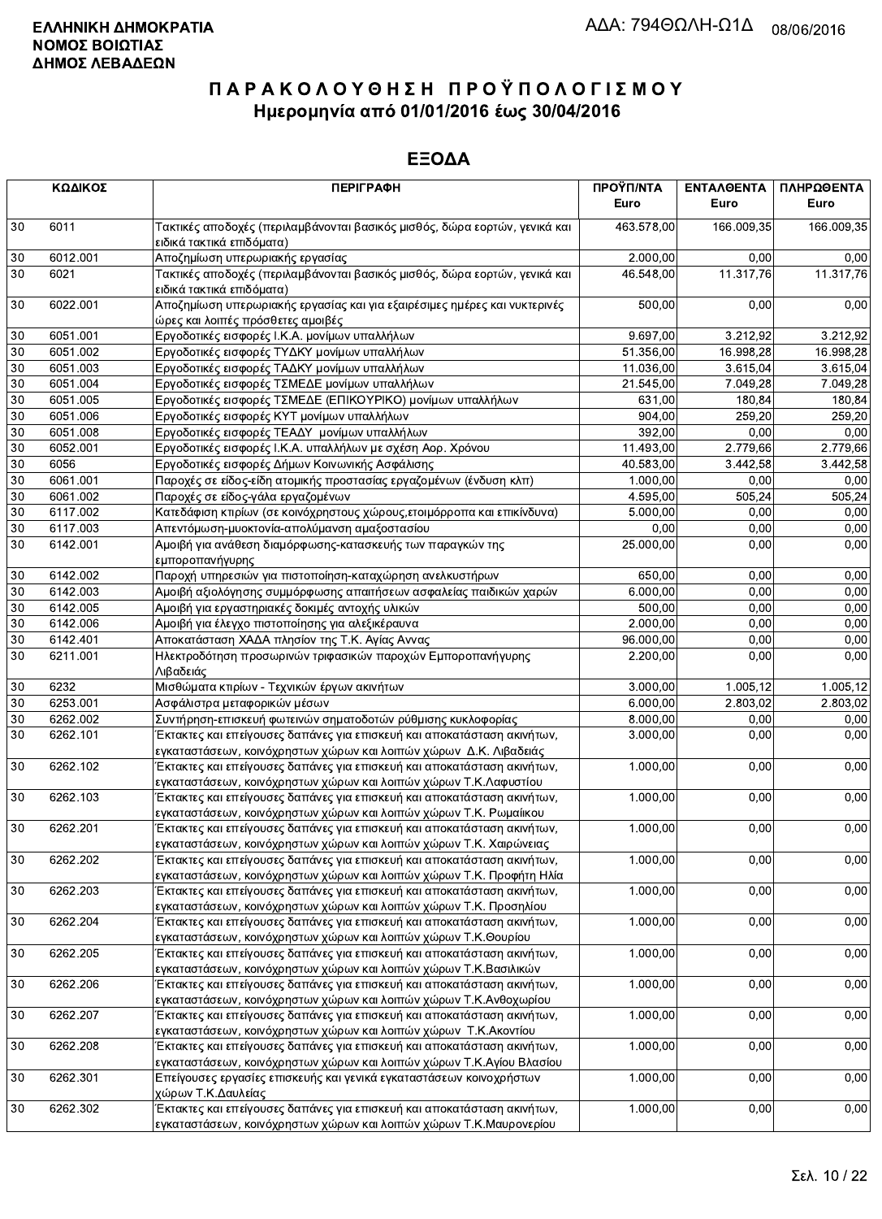**ΕΛΛΗΝΙΚΗ ΔΗΜΟΚΡΑΤΙΑ**
**ΝΟΜΟΣ ΒΟΙΩΤΙΑΣ**
**ΔΗΜΟΣ ΛΕΒΑΔΕΩΝ**

ΑΔΑ: 794ΘΩΛΗ-Ω1Δ 08/06/2016

# Π Α Ρ Α Κ Ο Λ Ο Υ Θ Η Σ Η  Π Ρ Ο Ϋ Π Ο Λ Ο Γ Ι Σ Μ Ο Υ
## Ημερομηνία από 01/01/2016 έως 30/04/2016

## ΕΞΟΔΑ

| ΚΩΔΙΚΟΣ | | ΠΕΡΙΓΡΑΦΗ | ΠΡΟΫΠ/ΝΤΑ Euro | ΕΝΤΑΛΘΕΝΤΑ Euro | ΠΛΗΡΩΘΕΝΤΑ Euro |
|---|---|---|---|---|---|
| 30 | 6011 | Τακτικές αποδοχές (περιλαμβάνονται βασικός μισθός, δώρα εορτών, γενικά και ειδικά τακτικά επιδόματα) | 463.578,00 | 166.009,35 | 166.009,35 |
| 30 | 6012.001 | Αποζημίωση υπερωριακής εργασίας | 2.000,00 | 0,00 | 0,00 |
| 30 | 6021 | Τακτικές αποδοχές (περιλαμβάνονται βασικός μισθός, δώρα εορτών, γενικά και ειδικά τακτικά επιδόματα) | 46.548,00 | 11.317,76 | 11.317,76 |
| 30 | 6022.001 | Αποζημίωση υπερωριακής εργασίας και για εξαιρέσιμες ημέρες και νυκτερινές ώρες και λοιπές πρόσθετες αμοιβές | 500,00 | 0,00 | 0,00 |
| 30 | 6051.001 | Εργοδοτικές εισφορές Ι.Κ.Α. μονίμων υπαλλήλων | 9.697,00 | 3.212,92 | 3.212,92 |
| 30 | 6051.002 | Εργοδοτικές εισφορές ΤΥΔΚΥ μονίμων υπαλλήλων | 51.356,00 | 16.998,28 | 16.998,28 |
| 30 | 6051.003 | Εργοδοτικές εισφορές ΤΑΔΚΥ μονίμων υπαλλήλων | 11.036,00 | 3.615,04 | 3.615,04 |
| 30 | 6051.004 | Εργοδοτικές εισφορές ΤΣΜΕΔΕ μονίμων υπαλλήλων | 21.545,00 | 7.049,28 | 7.049,28 |
| 30 | 6051.005 | Εργοδοτικές εισφορές ΤΣΜΕΔΕ (ΕΠΙΚΟΥΡΙΚΟ) μονίμων υπαλλήλων | 631,00 | 180,84 | 180,84 |
| 30 | 6051.006 | Εργοδοτικές εισφορές ΚΥΤ μονίμων υπαλλήλων | 904,00 | 259,20 | 259,20 |
| 30 | 6051.008 | Εργοδοτικές εισφορές ΤΕΑΔΥ μονίμων υπαλλήλων | 392,00 | 0,00 | 0,00 |
| 30 | 6052.001 | Εργοδοτικές εισφορές Ι.Κ.Α. υπαλλήλων με σχέση Αορ. Χρόνου | 11.493,00 | 2.779,66 | 2.779,66 |
| 30 | 6056 | Εργοδοτικές εισφορές Δήμων Κοινωνικής Ασφάλισης | 40.583,00 | 3.442,58 | 3.442,58 |
| 30 | 6061.001 | Παροχές σε είδος-είδη ατομικής προστασίας εργαζομένων (ένδυση κλπ) | 1.000,00 | 0,00 | 0,00 |
| 30 | 6061.002 | Παροχές σε είδος-γάλα εργαζομένων | 4.595,00 | 505,24 | 505,24 |
| 30 | 6117.002 | Κατεδάφιση κτιρίων (σε κοινόχρηστους χώρους,ετοιμόρροπα και επικίνδυνα) | 5.000,00 | 0,00 | 0,00 |
| 30 | 6117.003 | Απεντόμωση-μυοκτονία-απολύμανση αμαξοστασίου | 0,00 | 0,00 | 0,00 |
| 30 | 6142.001 | Αμοιβή για ανάθεση διαμόρφωσης-κατασκευής των παραγκών της εμποροπανήγυρης | 25.000,00 | 0,00 | 0,00 |
| 30 | 6142.002 | Παροχή υπηρεσιών για πιστοποίηση-καταχώρηση ανελκυστήρων | 650,00 | 0,00 | 0,00 |
| 30 | 6142.003 | Αμοιβή αξιολόγησης συμμόρφωσης απαιτήσεων ασφαλείας παιδικών χαρών | 6.000,00 | 0,00 | 0,00 |
| 30 | 6142.005 | Αμοιβή για εργαστηριακές δοκιμές αντοχής υλικών | 500,00 | 0,00 | 0,00 |
| 30 | 6142.006 | Αμοιβή για έλεγχο πιστοποίησης για αλεξικέραυνα | 2.000,00 | 0,00 | 0,00 |
| 30 | 6142.401 | Αποκατάσταση ΧΑΔΑ πλησίον της Τ.Κ. Αγίας Αννας | 96.000,00 | 0,00 | 0,00 |
| 30 | 6211.001 | Ηλεκτροδότηση προσωρινών τριφασικών παροχών Εμποροπανήγυρης Λιβαδειάς | 2.200,00 | 0,00 | 0,00 |
| 30 | 6232 | Μισθώματα κτιρίων - Τεχνικών έργων ακινήτων | 3.000,00 | 1.005,12 | 1.005,12 |
| 30 | 6253.001 | Ασφάλιστρα μεταφορικών μέσων | 6.000,00 | 2.803,02 | 2.803,02 |
| 30 | 6262.002 | Συντήρηση-επισκευή φωτεινών σηματοδοτών ρύθμισης κυκλοφορίας | 8.000,00 | 0,00 | 0,00 |
| 30 | 6262.101 | Έκτακτες και επείγουσες δαπάνες για επισκευή και αποκατάσταση ακινήτων, εγκαταστάσεων, κοινόχρηστων χώρων και λοιπών χώρων Δ.Κ. Λιβαδειάς | 3.000,00 | 0,00 | 0,00 |
| 30 | 6262.102 | Έκτακτες και επείγουσες δαπάνες για επισκευή και αποκατάσταση ακινήτων, εγκαταστάσεων, κοινόχρηστων χώρων και λοιπών χώρων Τ.Κ.Λαφυστίου | 1.000,00 | 0,00 | 0,00 |
| 30 | 6262.103 | Έκτακτες και επείγουσες δαπάνες για επισκευή και αποκατάσταση ακινήτων, εγκαταστάσεων, κοινόχρηστων χώρων και λοιπών χώρων Τ.Κ. Ρωμαίικου | 1.000,00 | 0,00 | 0,00 |
| 30 | 6262.201 | Έκτακτες και επείγουσες δαπάνες για επισκευή και αποκατάσταση ακινήτων, εγκαταστάσεων, κοινόχρηστων χώρων και λοιπών χώρων Τ.Κ. Χαιρώνειας | 1.000,00 | 0,00 | 0,00 |
| 30 | 6262.202 | Έκτακτες και επείγουσες δαπάνες για επισκευή και αποκατάσταση ακινήτων, εγκαταστάσεων, κοινόχρηστων χώρων και λοιπών χώρων Τ.Κ. Προφήτη Ηλία | 1.000,00 | 0,00 | 0,00 |
| 30 | 6262.203 | Έκτακτες και επείγουσες δαπάνες για επισκευή και αποκατάσταση ακινήτων, εγκαταστάσεων, κοινόχρηστων χώρων και λοιπών χώρων Τ.Κ. Προσηλίου | 1.000,00 | 0,00 | 0,00 |
| 30 | 6262.204 | Έκτακτες και επείγουσες δαπάνες για επισκευή και αποκατάσταση ακινήτων, εγκαταστάσεων, κοινόχρηστων χώρων και λοιπών χώρων Τ.Κ.Θουρίου | 1.000,00 | 0,00 | 0,00 |
| 30 | 6262.205 | Έκτακτες και επείγουσες δαπάνες για επισκευή και αποκατάσταση ακινήτων, εγκαταστάσεων, κοινόχρηστων χώρων και λοιπών χώρων Τ.Κ.Βασιλικών | 1.000,00 | 0,00 | 0,00 |
| 30 | 6262.206 | Έκτακτες και επείγουσες δαπάνες για επισκευή και αποκατάσταση ακινήτων, εγκαταστάσεων, κοινόχρηστων χώρων και λοιπών χώρων Τ.Κ.Ανθοχωρίου | 1.000,00 | 0,00 | 0,00 |
| 30 | 6262.207 | Έκτακτες και επείγουσες δαπάνες για επισκευή και αποκατάσταση ακινήτων, εγκαταστάσεων, κοινόχρηστων χώρων και λοιπών χώρων Τ.Κ.Ακοντίου | 1.000,00 | 0,00 | 0,00 |
| 30 | 6262.208 | Έκτακτες και επείγουσες δαπάνες για επισκευή και αποκατάσταση ακινήτων, εγκαταστάσεων, κοινόχρηστων χώρων και λοιπών χώρων Τ.Κ.Αγίου Βλασίου | 1.000,00 | 0,00 | 0,00 |
| 30 | 6262.301 | Επείγουσες εργασίες επισκευής και γενικά εγκαταστάσεων κοινοχρήστων χώρων Τ.Κ.Δαυλείας | 1.000,00 | 0,00 | 0,00 |
| 30 | 6262.302 | Έκτακτες και επείγουσες δαπάνες για επισκευή και αποκατάσταση ακινήτων, εγκαταστάσεων, κοινόχρηστων χώρων και λοιπών χώρων Τ.Κ.Μαυρονερίου | 1.000,00 | 0,00 | 0,00 |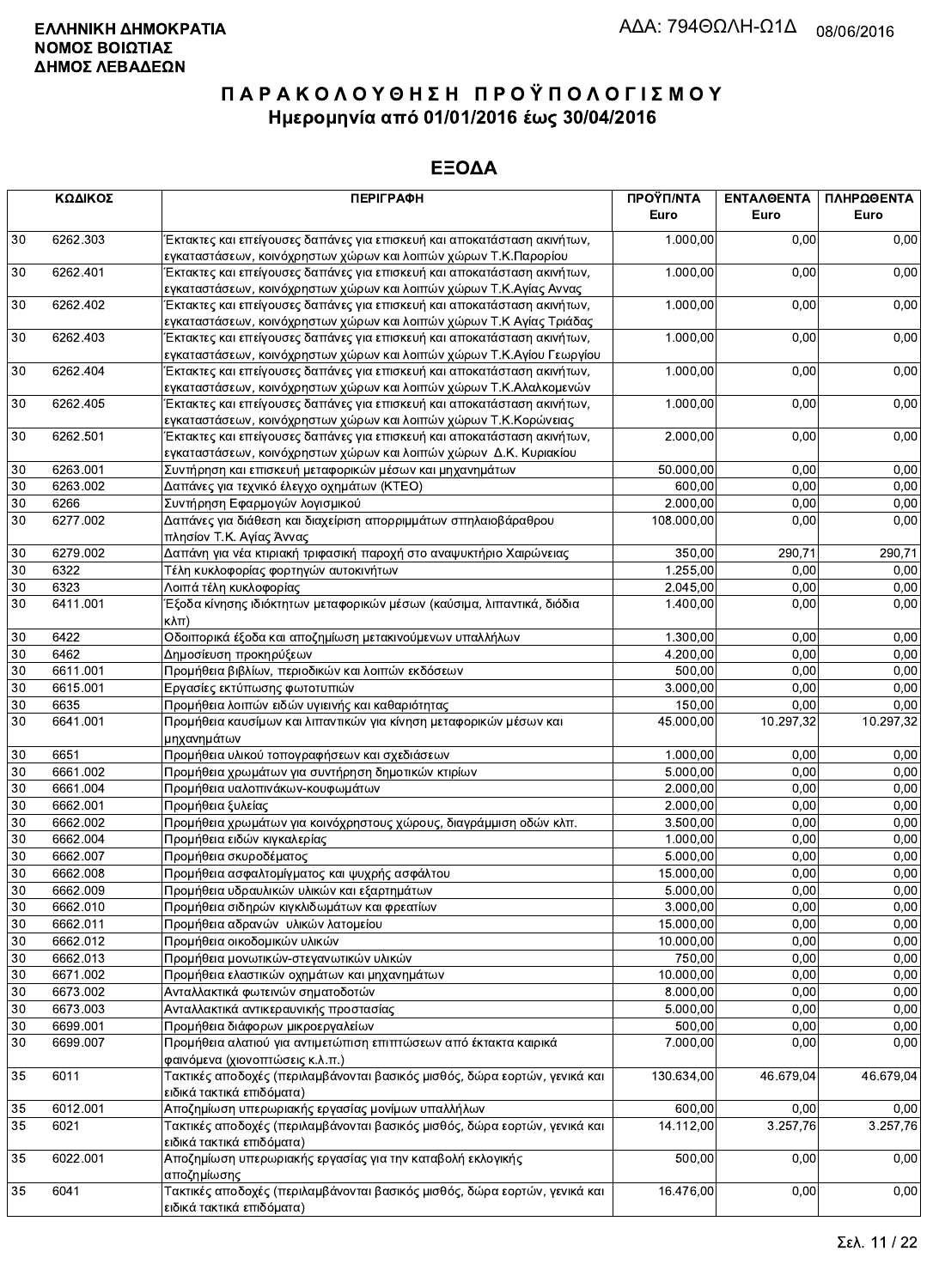**ΕΛΛΗΝΙΚΗ ΔΗΜΟΚΡΑΤΙΑ**
**ΝΟΜΟΣ ΒΟΙΩΤΙΑΣ**
**ΔΗΜΟΣ ΛΕΒΑΔΕΩΝ**

ΑΔΑ: 794ΘΩΛΗ-Ω1Δ 08/06/2016

# Π Α Ρ Α Κ Ο Λ Ο Υ Θ Η Σ Η   Π Ρ Ο Ϋ Π Ο Λ Ο Γ Ι Σ Μ Ο Υ
## Ημερομηνία από 01/01/2016 έως 30/04/2016

## ΕΞΟΔΑ

| ΚΩΔΙΚΟΣ | | ΠΕΡΙΓΡΑΦΗ | ΠΡΟΫΠ/ΝΤΑ Euro | ΕΝΤΑΛΘΕΝΤΑ Euro | ΠΛΗΡΩΘΕΝΤΑ Euro |
|---|---|---|---|---|---|
| 30 | 6262.303 | Έκτακτες και επείγουσες δαπάνες για επισκευή και αποκατάσταση ακινήτων, εγκαταστάσεων, κοινόχρηστων χώρων και λοιπών χώρων Τ.Κ.Παρορίου | 1.000,00 | 0,00 | 0,00 |
| 30 | 6262.401 | Έκτακτες και επείγουσες δαπάνες για επισκευή και αποκατάσταση ακινήτων, εγκαταστάσεων, κοινόχρηστων χώρων και λοιπών χώρων Τ.Κ.Αγίας Αννας | 1.000,00 | 0,00 | 0,00 |
| 30 | 6262.402 | Έκτακτες και επείγουσες δαπάνες για επισκευή και αποκατάσταση ακινήτων, εγκαταστάσεων, κοινόχρηστων χώρων και λοιπών χώρων Τ.Κ Αγίας Τριάδας | 1.000,00 | 0,00 | 0,00 |
| 30 | 6262.403 | Έκτακτες και επείγουσες δαπάνες για επισκευή και αποκατάσταση ακινήτων, εγκαταστάσεων, κοινόχρηστων χώρων και λοιπών χώρων Τ.Κ.Αγίου Γεωργίου | 1.000,00 | 0,00 | 0,00 |
| 30 | 6262.404 | Έκτακτες και επείγουσες δαπάνες για επισκευή και αποκατάσταση ακινήτων, εγκαταστάσεων, κοινόχρηστων χώρων και λοιπών χώρων Τ.Κ.Αλαλκομενών | 1.000,00 | 0,00 | 0,00 |
| 30 | 6262.405 | Έκτακτες και επείγουσες δαπάνες για επισκευή και αποκατάσταση ακινήτων, εγκαταστάσεων, κοινόχρηστων χώρων και λοιπών χώρων Τ.Κ.Κορώνειας | 1.000,00 | 0,00 | 0,00 |
| 30 | 6262.501 | Έκτακτες και επείγουσες δαπάνες για επισκευή και αποκατάσταση ακινήτων, εγκαταστάσεων, κοινόχρηστων χώρων και λοιπών χώρων Δ.Κ. Κυριακίου | 2.000,00 | 0,00 | 0,00 |
| 30 | 6263.001 | Συντήρηση και επισκευή μεταφορικών μέσων και μηχανημάτων | 50.000,00 | 0,00 | 0,00 |
| 30 | 6263.002 | Δαπάνες για τεχνικό έλεγχο οχημάτων (ΚΤΕΟ) | 600,00 | 0,00 | 0,00 |
| 30 | 6266 | Συντήρηση Εφαρμογών λογισμικού | 2.000,00 | 0,00 | 0,00 |
| 30 | 6277.002 | Δαπάνες για διάθεση και διαχείριση απορριμμάτων σπηλαιοβάραθρου πλησίον Τ.Κ. Αγίας Άννας | 108.000,00 | 0,00 | 0,00 |
| 30 | 6279.002 | Δαπάνη για νέα κτιριακή τριφασική παροχή στο αναψυκτήριο Χαιρώνειας | 350,00 | 290,71 | 290,71 |
| 30 | 6322 | Τέλη κυκλοφορίας φορτηγών αυτοκινήτων | 1.255,00 | 0,00 | 0,00 |
| 30 | 6323 | Λοιπά τέλη κυκλοφορίας | 2.045,00 | 0,00 | 0,00 |
| 30 | 6411.001 | Έξοδα κίνησης ιδιόκτητων μεταφορικών μέσων (καύσιμα, λιπαντικά, διόδια κλπ) | 1.400,00 | 0,00 | 0,00 |
| 30 | 6422 | Οδοιπορικά έξοδα και αποζημίωση μετακινούμενων υπαλλήλων | 1.300,00 | 0,00 | 0,00 |
| 30 | 6462 | Δημοσίευση προκηρύξεων | 4.200,00 | 0,00 | 0,00 |
| 30 | 6611.001 | Προμήθεια βιβλίων, περιοδικών και λοιπών εκδόσεων | 500,00 | 0,00 | 0,00 |
| 30 | 6615.001 | Εργασίες εκτύπωσης φωτοτυπιών | 3.000,00 | 0,00 | 0,00 |
| 30 | 6635 | Προμήθεια λοιπών ειδών υγιεινής και καθαριότητας | 150,00 | 0,00 | 0,00 |
| 30 | 6641.001 | Προμήθεια καυσίμων και λιπαντικών για κίνηση μεταφορικών μέσων και μηχανημάτων | 45.000,00 | 10.297,32 | 10.297,32 |
| 30 | 6651 | Προμήθεια υλικού τοπογραφήσεων και σχεδιάσεων | 1.000,00 | 0,00 | 0,00 |
| 30 | 6661.002 | Προμήθεια χρωμάτων για συντήρηση δημοτικών κτιρίων | 5.000,00 | 0,00 | 0,00 |
| 30 | 6661.004 | Προμήθεια υαλοπινάκων-κουφωμάτων | 2.000,00 | 0,00 | 0,00 |
| 30 | 6662.001 | Προμήθεια ξυλείας | 2.000,00 | 0,00 | 0,00 |
| 30 | 6662.002 | Προμήθεια χρωμάτων για κοινόχρηστους χώρους, διαγράμμιση οδών κλπ. | 3.500,00 | 0,00 | 0,00 |
| 30 | 6662.004 | Προμήθεια ειδών κιγκαλερίας | 1.000,00 | 0,00 | 0,00 |
| 30 | 6662.007 | Προμήθεια σκυροδέματος | 5.000,00 | 0,00 | 0,00 |
| 30 | 6662.008 | Προμήθεια ασφαλτομίγματος και ψυχρής ασφάλτου | 15.000,00 | 0,00 | 0,00 |
| 30 | 6662.009 | Προμήθεια υδραυλικών υλικών και εξαρτημάτων | 5.000,00 | 0,00 | 0,00 |
| 30 | 6662.010 | Προμήθεια σιδηρών κιγκλιδωμάτων και φρεατίων | 3.000,00 | 0,00 | 0,00 |
| 30 | 6662.011 | Προμήθεια αδρανών υλικών λατομείου | 15.000,00 | 0,00 | 0,00 |
| 30 | 6662.012 | Προμήθεια οικοδομικών υλικών | 10.000,00 | 0,00 | 0,00 |
| 30 | 6662.013 | Προμήθεια μονωτικών-στεγανωτικών υλικών | 750,00 | 0,00 | 0,00 |
| 30 | 6671.002 | Προμήθεια ελαστικών οχημάτων και μηχανημάτων | 10.000,00 | 0,00 | 0,00 |
| 30 | 6673.002 | Ανταλλακτικά φωτεινών σηματοδοτών | 8.000,00 | 0,00 | 0,00 |
| 30 | 6673.003 | Ανταλλακτικά αντικεραυνικής προστασίας | 5.000,00 | 0,00 | 0,00 |
| 30 | 6699.001 | Προμήθεια διάφορων μικροεργαλείων | 500,00 | 0,00 | 0,00 |
| 30 | 6699.007 | Προμήθεια αλατιού για αντιμετώπιση επιπτώσεων από έκτακτα καιρικά φαινόμενα (χιονοπτώσεις κ.λ.π.) | 7.000,00 | 0,00 | 0,00 |
| 35 | 6011 | Τακτικές αποδοχές (περιλαμβάνονται βασικός μισθός, δώρα εορτών, γενικά και ειδικά τακτικά επιδόματα) | 130.634,00 | 46.679,04 | 46.679,04 |
| 35 | 6012.001 | Αποζημίωση υπερωριακής εργασίας μονίμων υπαλλήλων | 600,00 | 0,00 | 0,00 |
| 35 | 6021 | Τακτικές αποδοχές (περιλαμβάνονται βασικός μισθός, δώρα εορτών, γενικά και ειδικά τακτικά επιδόματα) | 14.112,00 | 3.257,76 | 3.257,76 |
| 35 | 6022.001 | Αποζημίωση υπερωριακής εργασίας για την καταβολή εκλογικής αποζημίωσης | 500,00 | 0,00 | 0,00 |
| 35 | 6041 | Τακτικές αποδοχές (περιλαμβάνονται βασικός μισθός, δώρα εορτών, γενικά και ειδικά τακτικά επιδόματα) | 16.476,00 | 0,00 | 0,00 |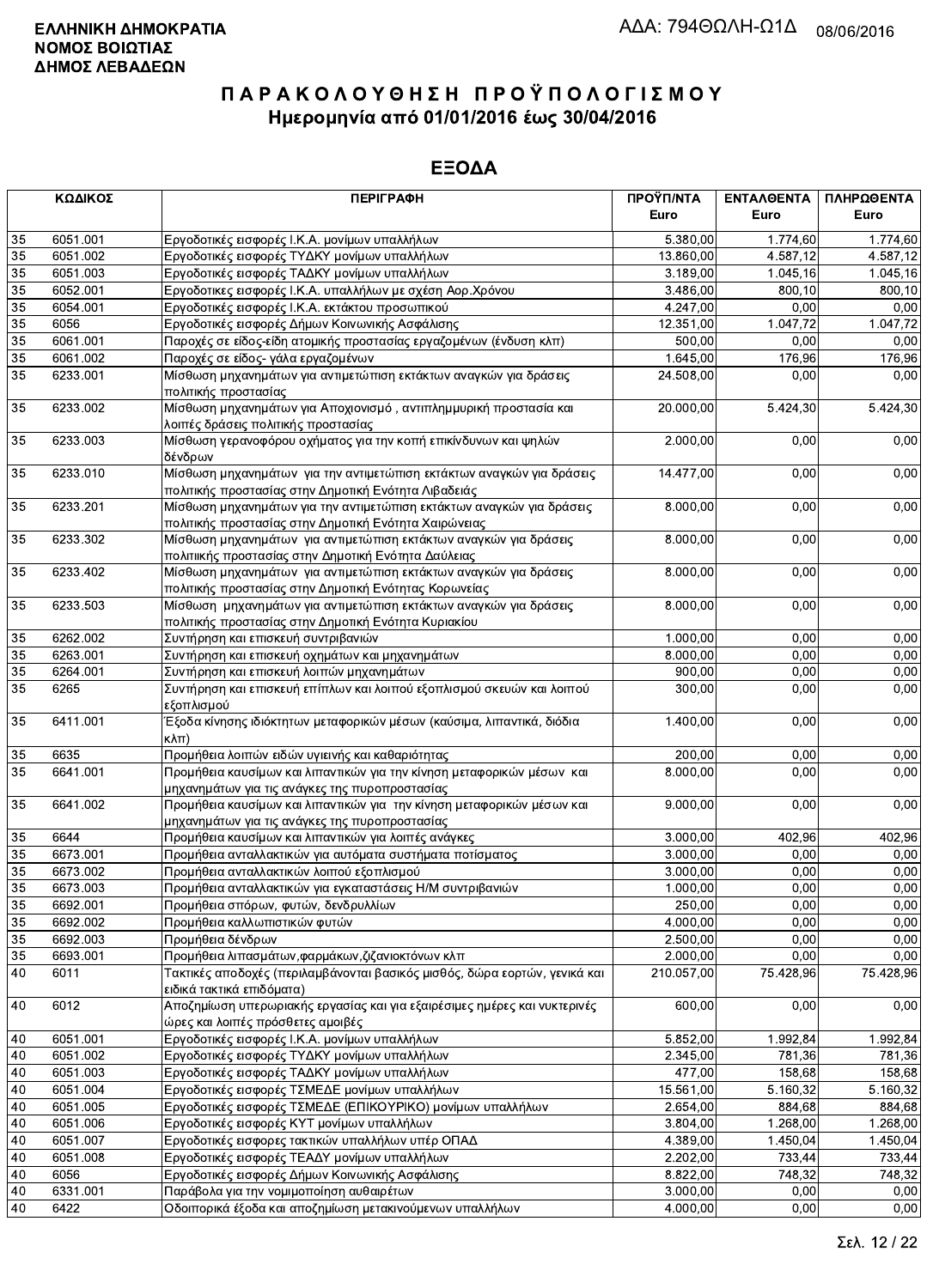**ΕΛΛΗΝΙΚΗ ΔΗΜΟΚΡΑΤΙΑ**
**ΝΟΜΟΣ ΒΟΙΩΤΙΑΣ**
**ΔΗΜΟΣ ΛΕΒΑΔΕΩΝ**

ΑΔΑ: 794ΘΩΛΗ-Ω1Δ 08/06/2016

# Π Α Ρ Α Κ Ο Λ Ο Υ Θ Η Σ Η   Π Ρ Ο Ϋ Π Ο Λ Ο Γ Ι Σ Μ Ο Υ
## Ημερομηνία από 01/01/2016 έως 30/04/2016

## ΕΞΟΔΑ

| ΚΩΔΙΚΟΣ | | ΠΕΡΙΓΡΑΦΗ | ΠΡΟΫΠ/ΝΤΑ Euro | ΕΝΤΑΛΘΕΝΤΑ Euro | ΠΛΗΡΩΘΕΝΤΑ Euro |
|---|---|---|---|---|---|
| 35 | 6051.001 | Εργοδοτικές εισφορές Ι.Κ.Α. μονίμων υπαλλήλων | 5.380,00 | 1.774,60 | 1.774,60 |
| 35 | 6051.002 | Εργοδοτικές εισφορές ΤΥΔΚΥ μονίμων υπαλλήλων | 13.860,00 | 4.587,12 | 4.587,12 |
| 35 | 6051.003 | Εργοδοτικές εισφορές ΤΑΔΚΥ μονίμων υπαλλήλων | 3.189,00 | 1.045,16 | 1.045,16 |
| 35 | 6052.001 | Εργοδοτικες εισφορές Ι.Κ.Α. υπαλλήλων με σχέση Αορ.Χρόνου | 3.486,00 | 800,10 | 800,10 |
| 35 | 6054.001 | Εργοδοτικές εισφορές Ι.Κ.Α. εκτάκτου προσωπικού | 4.247,00 | 0,00 | 0,00 |
| 35 | 6056 | Εργοδοτικές εισφορές Δήμων Κοινωνικής Ασφάλισης | 12.351,00 | 1.047,72 | 1.047,72 |
| 35 | 6061.001 | Παροχές σε είδος-είδη ατομικής προστασίας εργαζομένων (ένδυση κλπ) | 500,00 | 0,00 | 0,00 |
| 35 | 6061.002 | Παροχές σε είδος- γάλα εργαζομένων | 1.645,00 | 176,96 | 176,96 |
| 35 | 6233.001 | Μίσθωση μηχανημάτων για αντιμετώπιση εκτάκτων αναγκών για δράσεις πολιτικής προστασίας | 24.508,00 | 0,00 | 0,00 |
| 35 | 6233.002 | Μίσθωση μηχανημάτων για Αποχιονισμό , αντιπλημμυρική προστασία και λοιπές δράσεις πολιτικής προστασίας | 20.000,00 | 5.424,30 | 5.424,30 |
| 35 | 6233.003 | Μίσθωση γερανοφόρου οχήματος για την κοπή επικίνδυνων και ψηλών δένδρων | 2.000,00 | 0,00 | 0,00 |
| 35 | 6233.010 | Μίσθωση μηχανημάτων για την αντιμετώπιση εκτάκτων αναγκών για δράσεις πολιτικής προστασίας στην Δημοτική Ενότητα Λιβαδειάς | 14.477,00 | 0,00 | 0,00 |
| 35 | 6233.201 | Μίσθωση μηχανημάτων για την αντιμετώπιση εκτάκτων αναγκών για δράσεις πολιτικής προστασίας στην Δημοτική Ενότητα Χαιρώνειας | 8.000,00 | 0,00 | 0,00 |
| 35 | 6233.302 | Μίσθωση μηχανημάτων για αντιμετώπιση εκτάκτων αναγκών για δράσεις πολιτιικής προστασίας στην Δημοτική Ενότητα Δαύλειας | 8.000,00 | 0,00 | 0,00 |
| 35 | 6233.402 | Μίσθωση μηχανημάτων για αντιμετώπιση εκτάκτων αναγκών για δράσεις πολιτικής προστασίας στην Δημοτική Ενότητας Κορωνείας | 8.000,00 | 0,00 | 0,00 |
| 35 | 6233.503 | Μίσθωση μηχανημάτων για αντιμετώπιση εκτάκτων αναγκών για δράσεις πολιτικής προστασίας στην Δημοτική Ενότητα Κυριακίου | 8.000,00 | 0,00 | 0,00 |
| 35 | 6262.002 | Συντήρηση και επισκευή συντριβανιών | 1.000,00 | 0,00 | 0,00 |
| 35 | 6263.001 | Συντήρηση και επισκευή οχημάτων και μηχανημάτων | 8.000,00 | 0,00 | 0,00 |
| 35 | 6264.001 | Συντήρηση και επισκευή λοιπών μηχανημάτων | 900,00 | 0,00 | 0,00 |
| 35 | 6265 | Συντήρηση και επισκευή επίπλων και λοιπού εξοπλισμού σκευών και λοιπού εξοπλισμού | 300,00 | 0,00 | 0,00 |
| 35 | 6411.001 | Έξοδα κίνησης ιδιόκτητων μεταφορικών μέσων (καύσιμα, λιπαντικά, διόδια κλπ) | 1.400,00 | 0,00 | 0,00 |
| 35 | 6635 | Προμήθεια λοιπών ειδών υγιεινής και καθαριότητας | 200,00 | 0,00 | 0,00 |
| 35 | 6641.001 | Προμήθεια καυσίμων και λιπαντικών για την κίνηση μεταφορικών μέσων και μηχανημάτων για τις ανάγκες της πυροπροστασίας | 8.000,00 | 0,00 | 0,00 |
| 35 | 6641.002 | Προμήθεια καυσίμων και λιπαντικών για την κίνηση μεταφορικών μέσων και μηχανημάτων για τις ανάγκες της πυροπροστασίας | 9.000,00 | 0,00 | 0,00 |
| 35 | 6644 | Προμήθεια καυσίμων και λιπαντικών για λοιπές ανάγκες | 3.000,00 | 402,96 | 402,96 |
| 35 | 6673.001 | Προμήθεια ανταλλακτικών για αυτόματα συστήματα ποτίσματος | 3.000,00 | 0,00 | 0,00 |
| 35 | 6673.002 | Προμήθεια ανταλλακτικών λοιπού εξοπλισμού | 3.000,00 | 0,00 | 0,00 |
| 35 | 6673.003 | Προμήθεια ανταλλακτικών για εγκαταστάσεις Η/Μ συντριβανιών | 1.000,00 | 0,00 | 0,00 |
| 35 | 6692.001 | Προμήθεια σπόρων, φυτών, δενδρυλλίων | 250,00 | 0,00 | 0,00 |
| 35 | 6692.002 | Προμήθεια καλλωπιστικών φυτών | 4.000,00 | 0,00 | 0,00 |
| 35 | 6692.003 | Προμήθεια δένδρων | 2.500,00 | 0,00 | 0,00 |
| 35 | 6693.001 | Προμήθεια λιπασμάτων,φαρμάκων,ζιζανιοκτόνων κλπ | 2.000,00 | 0,00 | 0,00 |
| 40 | 6011 | Τακτικές αποδοχές (περιλαμβάνονται βασικός μισθός, δώρα εορτών, γενικά και ειδικά τακτικά επιδόματα) | 210.057,00 | 75.428,96 | 75.428,96 |
| 40 | 6012 | Αποζημίωση υπερωριακής εργασίας και για εξαιρέσιμες ημέρες και νυκτερινές ώρες και λοιπές πρόσθετες αμοιβές | 600,00 | 0,00 | 0,00 |
| 40 | 6051.001 | Εργοδοτικές εισφορές Ι.Κ.Α. μονίμων υπαλλήλων | 5.852,00 | 1.992,84 | 1.992,84 |
| 40 | 6051.002 | Εργοδοτικές εισφορές ΤΥΔΚΥ μονίμων υπαλλήλων | 2.345,00 | 781,36 | 781,36 |
| 40 | 6051.003 | Εργοδοτικές εισφορές ΤΑΔΚΥ μονίμων υπαλλήλων | 477,00 | 158,68 | 158,68 |
| 40 | 6051.004 | Εργοδοτικές εισφορές ΤΣΜΕΔΕ μονίμων υπαλλήλων | 15.561,00 | 5.160,32 | 5.160,32 |
| 40 | 6051.005 | Εργοδοτικές εισφορές ΤΣΜΕΔΕ (ΕΠΙΚΟΥΡΙΚΟ) μονίμων υπαλλήλων | 2.654,00 | 884,68 | 884,68 |
| 40 | 6051.006 | Εργοδοτικές εισφορές ΚΥΤ μονίμων υπαλλήλων | 3.804,00 | 1.268,00 | 1.268,00 |
| 40 | 6051.007 | Εργοδοτικές εισφορες τακτικών υπαλλήλων υπέρ ΟΠΑΔ | 4.389,00 | 1.450,04 | 1.450,04 |
| 40 | 6051.008 | Εργοδοτικές εισφορές ΤΕΑΔΥ μονίμων υπαλλήλων | 2.202,00 | 733,44 | 733,44 |
| 40 | 6056 | Εργοδοτικές εισφορές Δήμων Κοινωνικής Ασφάλισης | 8.822,00 | 748,32 | 748,32 |
| 40 | 6331.001 | Παράβολα για την νομιμοποίηση αυθαιρέτων | 3.000,00 | 0,00 | 0,00 |
| 40 | 6422 | Οδοιπορικά έξοδα και αποζημίωση μετακινούμενων υπαλλήλων | 4.000,00 | 0,00 | 0,00 |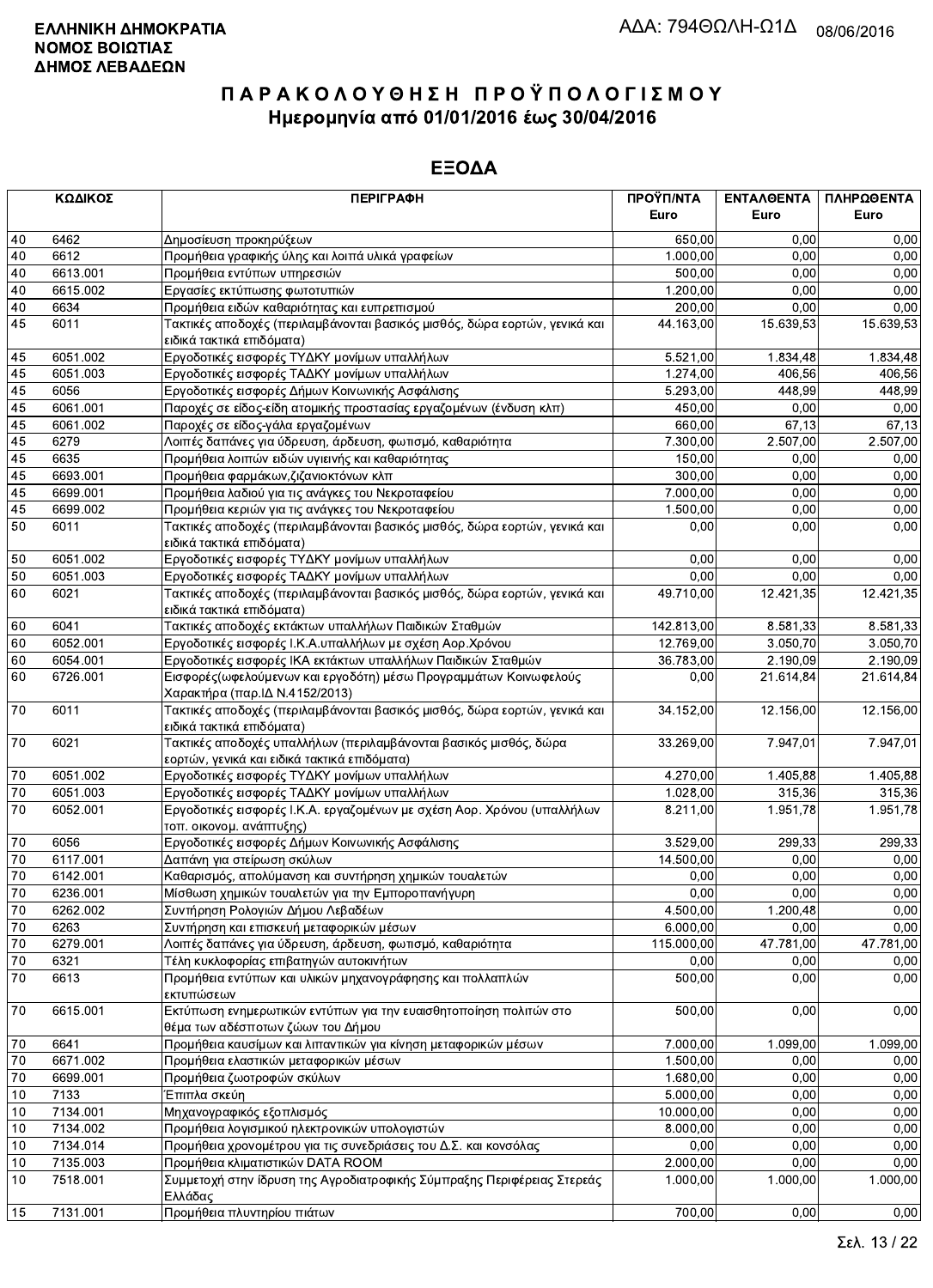**ΕΛΛΗΝΙΚΗ ΔΗΜΟΚΡΑΤΙΑ**
**ΝΟΜΟΣ ΒΟΙΩΤΙΑΣ**
**ΔΗΜΟΣ ΛΕΒΑΔΕΩΝ**

ΑΔΑ: 794ΘΩΛΗ-Ω1Δ 08/06/2016

# ΠΑΡΑΚΟΛΟΥΘΗΣΗ ΠΡΟΫΠΟΛΟΓΙΣΜΟΥ
## Ημερομηνία από 01/01/2016 έως 30/04/2016

## ΕΞΟΔΑ

| ΚΩΔΙΚΟΣ | | ΠΕΡΙΓΡΑΦΗ | ΠΡΟΫΠ/ΝΤΑ Euro | ΕΝΤΑΛΘΕΝΤΑ Euro | ΠΛΗΡΩΘΕΝΤΑ Euro |
|---|---|---|---|---|---|
| 40 | 6462 | Δημοσίευση προκηρύξεων | 650,00 | 0,00 | 0,00 |
| 40 | 6612 | Προμήθεια γραφικής ύλης και λοιπά υλικά γραφείων | 1.000,00 | 0,00 | 0,00 |
| 40 | 6613.001 | Προμήθεια εντύπων υπηρεσιών | 500,00 | 0,00 | 0,00 |
| 40 | 6615.002 | Εργασίες εκτύπωσης φωτοτυπιών | 1.200,00 | 0,00 | 0,00 |
| 40 | 6634 | Προμήθεια ειδών καθαριότητας και ευπρεπισμού | 200,00 | 0,00 | 0,00 |
| 45 | 6011 | Τακτικές αποδοχές (περιλαμβάνονται βασικός μισθός, δώρα εορτών, γενικά και ειδικά τακτικά επιδόματα) | 44.163,00 | 15.639,53 | 15.639,53 |
| 45 | 6051.002 | Εργοδοτικές εισφορές ΤΥΔΚΥ μονίμων υπαλλήλων | 5.521,00 | 1.834,48 | 1.834,48 |
| 45 | 6051.003 | Εργοδοτικές εισφορές ΤΑΔΚΥ μονίμων υπαλλήλων | 1.274,00 | 406,56 | 406,56 |
| 45 | 6056 | Εργοδοτικές εισφορές Δήμων Κοινωνικής Ασφάλισης | 5.293,00 | 448,99 | 448,99 |
| 45 | 6061.001 | Παροχές σε είδος-είδη ατομικής προστασίας εργαζομένων (ένδυση κλπ) | 450,00 | 0,00 | 0,00 |
| 45 | 6061.002 | Παροχές σε είδος-γάλα εργαζομένων | 660,00 | 67,13 | 67,13 |
| 45 | 6279 | Λοιπές δαπάνες για ύδρευση, άρδευση, φωτισμό, καθαριότητα | 7.300,00 | 2.507,00 | 2.507,00 |
| 45 | 6635 | Προμήθεια λοιπών ειδών υγιεινής και καθαριότητας | 150,00 | 0,00 | 0,00 |
| 45 | 6693.001 | Προμήθεια φαρμάκων,ζιζανιοκτόνων κλπ | 300,00 | 0,00 | 0,00 |
| 45 | 6699.001 | Προμήθεια λαδιού για τις ανάγκες του Νεκροταφείου | 7.000,00 | 0,00 | 0,00 |
| 45 | 6699.002 | Προμήθεια κεριών για τις ανάγκες του Νεκροταφείου | 1.500,00 | 0,00 | 0,00 |
| 50 | 6011 | Τακτικές αποδοχές (περιλαμβάνονται βασικός μισθός, δώρα εορτών, γενικά και ειδικά τακτικά επιδόματα) | 0,00 | 0,00 | 0,00 |
| 50 | 6051.002 | Εργοδοτικές εισφορές ΤΥΔΚΥ μονίμων υπαλλήλων | 0,00 | 0,00 | 0,00 |
| 50 | 6051.003 | Εργοδοτικές εισφορές ΤΑΔΚΥ μονίμων υπαλλήλων | 0,00 | 0,00 | 0,00 |
| 60 | 6021 | Τακτικές αποδοχές (περιλαμβάνονται βασικός μισθός, δώρα εορτών, γενικά και ειδικά τακτικά επιδόματα) | 49.710,00 | 12.421,35 | 12.421,35 |
| 60 | 6041 | Τακτικές αποδοχές εκτάκτων υπαλλήλων Παιδικών Σταθμών | 142.813,00 | 8.581,33 | 8.581,33 |
| 60 | 6052.001 | Εργοδοτικές εισφορές Ι.Κ.Α.υπαλλήλων με σχέση Αορ.Χρόνου | 12.769,00 | 3.050,70 | 3.050,70 |
| 60 | 6054.001 | Εργοδοτικές εισφορές ΙΚΑ εκτάκτων υπαλλήλων Παιδικών Σταθμών | 36.783,00 | 2.190,09 | 2.190,09 |
| 60 | 6726.001 | Εισφορές(ωφελούμενων και εργοδότη) μέσω Προγραμμάτων Κοινωφελούς Χαρακτήρα (παρ.ΙΔ Ν.4152/2013) | 0,00 | 21.614,84 | 21.614,84 |
| 70 | 6011 | Τακτικές αποδοχές (περιλαμβάνονται βασικός μισθός, δώρα εορτών, γενικά και ειδικά τακτικά επιδόματα) | 34.152,00 | 12.156,00 | 12.156,00 |
| 70 | 6021 | Τακτικές αποδοχές υπαλλήλων (περιλαμβάνονται βασικός μισθός, δώρα εορτών, γενικά και ειδικά τακτικά επιδόματα) | 33.269,00 | 7.947,01 | 7.947,01 |
| 70 | 6051.002 | Εργοδοτικές εισφορές ΤΥΔΚΥ μονίμων υπαλλήλων | 4.270,00 | 1.405,88 | 1.405,88 |
| 70 | 6051.003 | Εργοδοτικές εισφορές ΤΑΔΚΥ μονίμων υπαλλήλων | 1.028,00 | 315,36 | 315,36 |
| 70 | 6052.001 | Εργοδοτικές εισφορές Ι.Κ.Α. εργαζομένων με σχέση Αορ. Χρόνου (υπαλλήλων τοπ. οικονομ. ανάπτυξης) | 8.211,00 | 1.951,78 | 1.951,78 |
| 70 | 6056 | Εργοδοτικές εισφορές Δήμων Κοινωνικής Ασφάλισης | 3.529,00 | 299,33 | 299,33 |
| 70 | 6117.001 | Δαπάνη για στείρωση σκύλων | 14.500,00 | 0,00 | 0,00 |
| 70 | 6142.001 | Καθαρισμός, απολύμανση και συντήρηση χημικών τουαλετών | 0,00 | 0,00 | 0,00 |
| 70 | 6236.001 | Μίσθωση χημικών τουαλετών για την Εμποροπανήγυρη | 0,00 | 0,00 | 0,00 |
| 70 | 6262.002 | Συντήρηση Ρολογιών Δήμου Λεβαδέων | 4.500,00 | 1.200,48 | 0,00 |
| 70 | 6263 | Συντήρηση και επισκευή μεταφορικών μέσων | 6.000,00 | 0,00 | 0,00 |
| 70 | 6279.001 | Λοιπές δαπάνες για ύδρευση, άρδευση, φωτισμό, καθαριότητα | 115.000,00 | 47.781,00 | 47.781,00 |
| 70 | 6321 | Τέλη κυκλοφορίας επιβατηγών αυτοκινήτων | 0,00 | 0,00 | 0,00 |
| 70 | 6613 | Προμήθεια εντύπων και υλικών μηχανογράφησης και πολλαπλών εκτυπώσεων | 500,00 | 0,00 | 0,00 |
| 70 | 6615.001 | Εκτύπωση ενημερωτικών εντύπων για την ευαισθητοποίηση πολιτών στο θέμα των αδέσποτων ζώων του Δήμου | 500,00 | 0,00 | 0,00 |
| 70 | 6641 | Προμήθεια καυσίμων και λιπαντικών για κίνηση μεταφορικών μέσων | 7.000,00 | 1.099,00 | 1.099,00 |
| 70 | 6671.002 | Προμήθεια ελαστικών μεταφορικών μέσων | 1.500,00 | 0,00 | 0,00 |
| 70 | 6699.001 | Προμήθεια ζωοτροφών σκύλων | 1.680,00 | 0,00 | 0,00 |
| 10 | 7133 | Έπιπλα σκεύη | 5.000,00 | 0,00 | 0,00 |
| 10 | 7134.001 | Μηχανογραφικός εξοπλισμός | 10.000,00 | 0,00 | 0,00 |
| 10 | 7134.002 | Προμήθεια λογισμικού ηλεκτρονικών υπολογιστών | 8.000,00 | 0,00 | 0,00 |
| 10 | 7134.014 | Προμήθεια χρονομέτρου για τις συνεδριάσεις του Δ.Σ. και κονσόλας | 0,00 | 0,00 | 0,00 |
| 10 | 7135.003 | Προμήθεια κλιματιστικών DATA ROOM | 2.000,00 | 0,00 | 0,00 |
| 10 | 7518.001 | Συμμετοχή στην ίδρυση της Αγροδιατροφικής Σύμπραξης Περιφέρειας Στερεάς Ελλάδας | 1.000,00 | 1.000,00 | 1.000,00 |
| 15 | 7131.001 | Προμήθεια πλυντηρίου πιάτων | 700,00 | 0,00 | 0,00 |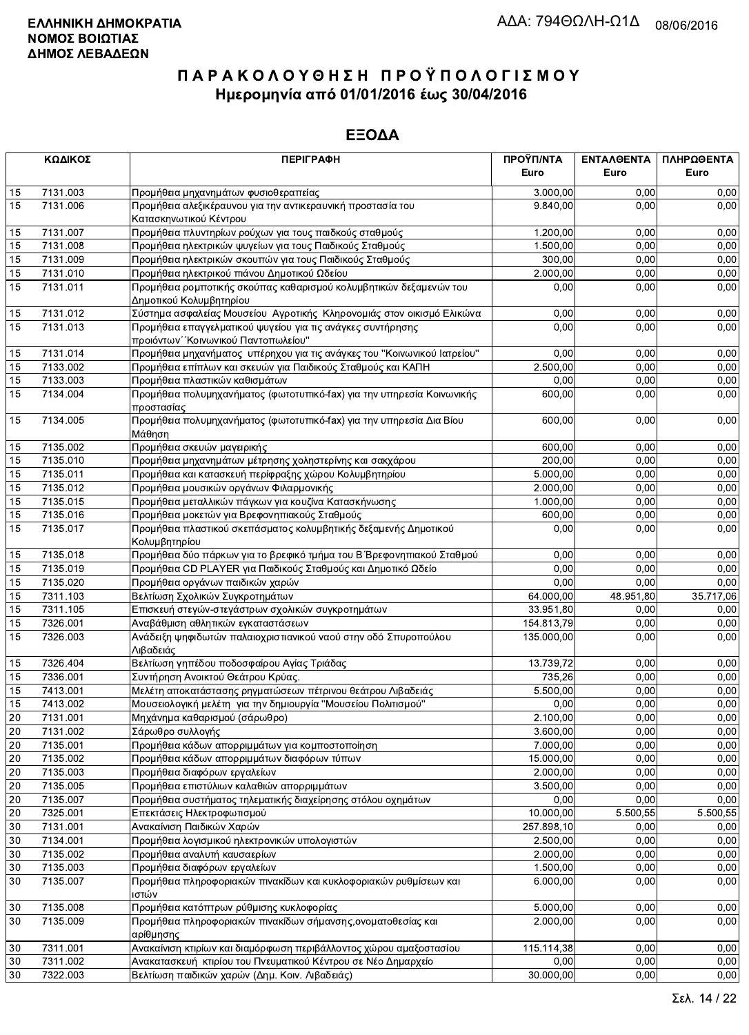**ΕΛΛΗΝΙΚΗ ΔΗΜΟΚΡΑΤΙΑ**
**ΝΟΜΟΣ ΒΟΙΩΤΙΑΣ**
**ΔΗΜΟΣ ΛΕΒΑΔΕΩΝ**

ΑΔΑ: 794ΘΩΛΗ-Ω1Δ 08/06/2016

# Π Α Ρ Α Κ Ο Λ Ο Υ Θ Η Σ Η  Π Ρ Ο Ϋ Π Ο Λ Ο Γ Ι Σ Μ Ο Υ
## Ημερομηνία από 01/01/2016 έως 30/04/2016

## ΕΞΟΔΑ

| ΚΩΔΙΚΟΣ | | ΠΕΡΙΓΡΑΦΗ | ΠΡΟΫΠ/ΝΤΑ Euro | ΕΝΤΑΛΘΕΝΤΑ Euro | ΠΛΗΡΩΘΕΝΤΑ Euro |
|---|---|---|---|---|---|
| 15 | 7131.003 | Προμήθεια μηχανημάτων φυσιοθεραπείας | 3.000,00 | 0,00 | 0,00 |
| 15 | 7131.006 | Προμήθεια αλεξικέραυνου για την αντικεραυνική προστασία του Κατασκηνωτικού Κέντρου | 9.840,00 | 0,00 | 0,00 |
| 15 | 7131.007 | Προμήθεια πλυντηρίων ρούχων για τους παιδικούς σταθμούς | 1.200,00 | 0,00 | 0,00 |
| 15 | 7131.008 | Προμήθεια ηλεκτρικών ψυγείων για τους Παιδικούς Σταθμούς | 1.500,00 | 0,00 | 0,00 |
| 15 | 7131.009 | Προμήθεια ηλεκτρικών σκουπών για τους Παιδικούς Σταθμούς | 300,00 | 0,00 | 0,00 |
| 15 | 7131.010 | Προμήθεια ηλεκτρικού πιάνου Δημοτικού Ωδείου | 2.000,00 | 0,00 | 0,00 |
| 15 | 7131.011 | Προμήθεια ρομποτικής σκούπας καθαρισμού κολυμβητικών δεξαμενών του Δημοτικού Κολυμβητηρίου | 0,00 | 0,00 | 0,00 |
| 15 | 7131.012 | Σύστημα ασφαλείας Μουσείου Αγροτικής Κληρονομιάς στον οικισμό Ελικώνα | 0,00 | 0,00 | 0,00 |
| 15 | 7131.013 | Προμήθεια επαγγελματικού ψυγείου για τις ανάγκες συντήρησης προιόντων΄΄Κοινωνικού Παντοπωλείου" | 0,00 | 0,00 | 0,00 |
| 15 | 7131.014 | Προμήθεια μηχανήματος υπέρηχου για τις ανάγκες του "Κοινωνικού Ιατρείου" | 0,00 | 0,00 | 0,00 |
| 15 | 7133.002 | Προμήθεια επίπλων και σκευών για Παιδικούς Σταθμούς και ΚΑΠΗ | 2.500,00 | 0,00 | 0,00 |
| 15 | 7133.003 | Προμήθεια πλαστικών καθισμάτων | 0,00 | 0,00 | 0,00 |
| 15 | 7134.004 | Προμήθεια πολυμηχανήματος (φωτοτυπικό-fax) για την υπηρεσία Κοινωνικής προστασίας | 600,00 | 0,00 | 0,00 |
| 15 | 7134.005 | Προμήθεια πολυμηχανήματος (φωτοτυπικό-fax) για την υπηρεσία Δια Βίου Μάθηση | 600,00 | 0,00 | 0,00 |
| 15 | 7135.002 | Προμήθεια σκευών μαγειρικής | 600,00 | 0,00 | 0,00 |
| 15 | 7135.010 | Προμήθεια μηχανημάτων μέτρησης χοληστερίνης και σακχάρου | 200,00 | 0,00 | 0,00 |
| 15 | 7135.011 | Προμήθεια και κατασκευή περίφραξης χώρου Κολυμβητηρίου | 5.000,00 | 0,00 | 0,00 |
| 15 | 7135.012 | Προμήθεια μουσικών οργάνων Φιλαρμονικής | 2.000,00 | 0,00 | 0,00 |
| 15 | 7135.015 | Προμήθεια μεταλλικών πάγκων για κουζίνα Κατασκήνωσης | 1.000,00 | 0,00 | 0,00 |
| 15 | 7135.016 | Προμήθεια μοκετών για Βρεφονηπιακούς Σταθμούς | 600,00 | 0,00 | 0,00 |
| 15 | 7135.017 | Προμήθεια πλαστικού σκεπάσματος κολυμβητικής δεξαμενής Δημοτικού Κολυμβητηρίου | 0,00 | 0,00 | 0,00 |
| 15 | 7135.018 | Προμήθεια δύο πάρκων για το βρεφικό τμήμα του Β΄Βρεφονηπιακού Σταθμού | 0,00 | 0,00 | 0,00 |
| 15 | 7135.019 | Προμήθεια CD PLAYER για Παιδικούς Σταθμούς και Δημοτικό Ωδείο | 0,00 | 0,00 | 0,00 |
| 15 | 7135.020 | Προμήθεια οργάνων παιδικών χαρών | 0,00 | 0,00 | 0,00 |
| 15 | 7311.103 | Βελτίωση Σχολικών Συγκροτημάτων | 64.000,00 | 48.951,80 | 35.717,06 |
| 15 | 7311.105 | Επισκευή στεγών-στεγάστρων σχολικών συγκροτημάτων | 33.951,80 | 0,00 | 0,00 |
| 15 | 7326.001 | Αναβάθμιση αθλητικών εγκαταστάσεων | 154.813,79 | 0,00 | 0,00 |
| 15 | 7326.003 | Ανάδειξη ψηφιδωτών παλαιοχριστιανικού ναού στην οδό Σπυροπούλου Λιβαδειάς | 135.000,00 | 0,00 | 0,00 |
| 15 | 7326.404 | Βελτίωση γηπέδου ποδοσφαίρου Αγίας Τριάδας | 13.739,72 | 0,00 | 0,00 |
| 15 | 7336.001 | Συντήρηση Ανοικτού Θεάτρου Κρύας. | 735,26 | 0,00 | 0,00 |
| 15 | 7413.001 | Μελέτη αποκατάστασης ρηγματώσεων πέτρινου θεάτρου Λιβαδειάς | 5.500,00 | 0,00 | 0,00 |
| 15 | 7413.002 | Μουσειολογική μελέτη για την δημιουργία "Μουσείου Πολιτισμού" | 0,00 | 0,00 | 0,00 |
| 20 | 7131.001 | Μηχάνημα καθαρισμού (σάρωθρο) | 2.100,00 | 0,00 | 0,00 |
| 20 | 7131.002 | Σάρωθρο συλλογής | 3.600,00 | 0,00 | 0,00 |
| 20 | 7135.001 | Προμήθεια κάδων απορριμμάτων για κομποστοποίηση | 7.000,00 | 0,00 | 0,00 |
| 20 | 7135.002 | Προμήθεια κάδων απορριμμάτων διαφόρων τύπων | 15.000,00 | 0,00 | 0,00 |
| 20 | 7135.003 | Προμήθεια διαφόρων εργαλείων | 2.000,00 | 0,00 | 0,00 |
| 20 | 7135.005 | Προμήθεια επιστύλιων καλαθιών απορριμμάτων | 3.500,00 | 0,00 | 0,00 |
| 20 | 7135.007 | Προμήθεια συστήματος τηλεματικής διαχείρησης στόλου οχημάτων | 0,00 | 0,00 | 0,00 |
| 20 | 7325.001 | Επεκτάσεις Ηλεκτροφωτισμού | 10.000,00 | 5.500,55 | 5.500,55 |
| 30 | 7131.001 | Ανακαίνιση Παιδικών Χαρών | 257.898,10 | 0,00 | 0,00 |
| 30 | 7134.001 | Προμήθεια λογισμικού ηλεκτρονικών υπολογιστών | 2.500,00 | 0,00 | 0,00 |
| 30 | 7135.002 | Προμήθεια αναλυτή καυσαερίων | 2.000,00 | 0,00 | 0,00 |
| 30 | 7135.003 | Προμήθεια διαφόρων εργαλείων | 1.500,00 | 0,00 | 0,00 |
| 30 | 7135.007 | Προμήθεια πληροφοριακών πινακίδων και κυκλοφοριακών ρυθμίσεων και ιστών | 6.000,00 | 0,00 | 0,00 |
| 30 | 7135.008 | Προμήθεια κατόπτρων ρύθμισης κυκλοφορίας | 5.000,00 | 0,00 | 0,00 |
| 30 | 7135.009 | Προμήθεια πληροφοριακών πινακίδων σήμανσης,ονοματοθεσίας και αρίθμησης | 2.000,00 | 0,00 | 0,00 |
| 30 | 7311.001 | Ανακαίνιση κτιρίων και διαμόρφωση περιβάλλοντος χώρου αμαξοστασίου | 115.114,38 | 0,00 | 0,00 |
| 30 | 7311.002 | Ανακατασκευή κτιρίου του Πνευματικού Κέντρου σε Νέο Δημαρχείο | 0,00 | 0,00 | 0,00 |
| 30 | 7322.003 | Βελτίωση παιδικών χαρών (Δημ. Κοιν. Λιβαδειάς) | 30.000,00 | 0,00 | 0,00 |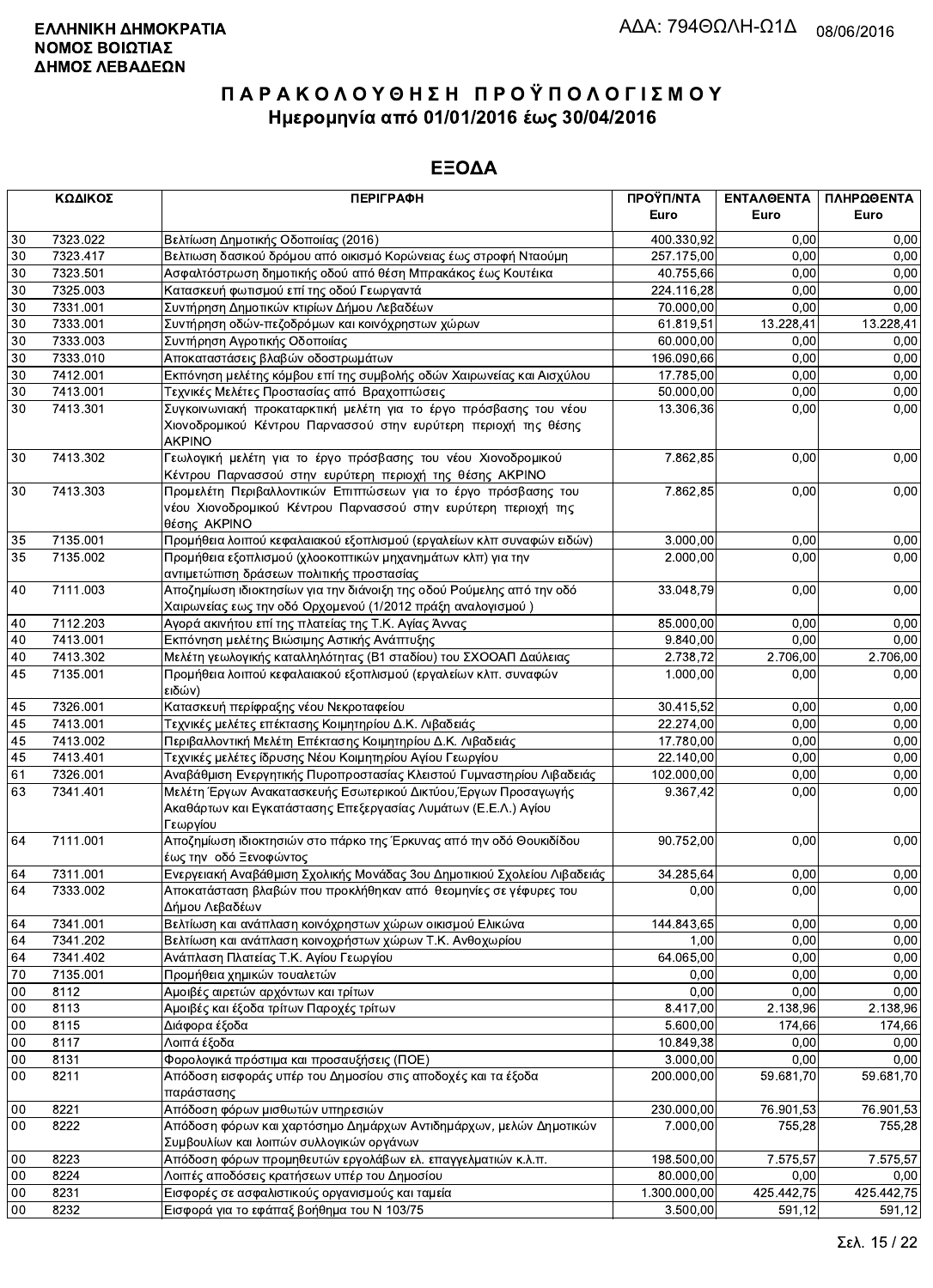**ΕΛΛΗΝΙΚΗ ΔΗΜΟΚΡΑΤΙΑ**
**ΝΟΜΟΣ ΒΟΙΩΤΙΑΣ**
**ΔΗΜΟΣ ΛΕΒΑΔΕΩΝ**

ΑΔΑ: 794ΘΩΛΗ-Ω1Δ 08/06/2016

# ΠΑΡΑΚΟΛΟΥΘΗΣΗ ΠΡΟΫΠΟΛΟΓΙΣΜΟΥ
## Ημερομηνία από 01/01/2016 έως 30/04/2016

## ΕΞΟΔΑ

| ΚΩΔΙΚΟΣ | | ΠΕΡΙΓΡΑΦΗ | ΠΡΟΫΠ/ΝΤΑ Euro | ΕΝΤΑΛΘΕΝΤΑ Euro | ΠΛΗΡΩΘΕΝΤΑ Euro |
|---|---|---|---|---|---|
| 30 | 7323.022 | Βελτίωση Δημοτικής Οδοποιίας (2016) | 400.330,92 | 0,00 | 0,00 |
| 30 | 7323.417 | Βελτιωση δασικού δρόμου από οικισμό Κορώνειας έως στροφή Νταούμη | 257.175,00 | 0,00 | 0,00 |
| 30 | 7323.501 | Ασφαλτόστρωση δημοτικής οδού από θέση Μπρακάκος έως Κουτέικα | 40.755,66 | 0,00 | 0,00 |
| 30 | 7325.003 | Κατασκευή φωτισμού επί της οδού Γεωργαντά | 224.116,28 | 0,00 | 0,00 |
| 30 | 7331.001 | Συντήρηση Δημοτικών κτιρίων Δήμου Λεβαδέων | 70.000,00 | 0,00 | 0,00 |
| 30 | 7333.001 | Συντήρηση οδών-πεζοδρόμων και κοινόχρηστων χώρων | 61.819,51 | 13.228,41 | 13.228,41 |
| 30 | 7333.003 | Συντήρηση Αγροτικής Οδοποιίας | 60.000,00 | 0,00 | 0,00 |
| 30 | 7333.010 | Αποκαταστάσεις βλαβών οδοστρωμάτων | 196.090,66 | 0,00 | 0,00 |
| 30 | 7412.001 | Εκπόνηση μελέτης κόμβου επί της συμβολής οδών Χαιρωνείας και Αισχύλου | 17.785,00 | 0,00 | 0,00 |
| 30 | 7413.001 | Τεχνικές Μελέτες Προστασίας από Βραχοπτώσεις | 50.000,00 | 0,00 | 0,00 |
| 30 | 7413.301 | Συγκοινωνιακή προκαταρκτική μελέτη για το έργο πρόσβασης του νέου Χιονοδρομικού Κέντρου Παρνασσού στην ευρύτερη περιοχή της θέσης ΑΚΡΙΝΟ | 13.306,36 | 0,00 | 0,00 |
| 30 | 7413.302 | Γεωλογική μελέτη για το έργο πρόσβασης του νέου Χιονοδρομικού Κέντρου Παρνασσού στην ευρύτερη περιοχή της θέσης ΑΚΡΙΝΟ | 7.862,85 | 0,00 | 0,00 |
| 30 | 7413.303 | Προμελέτη Περιβαλλοντικών Επιπτώσεων για το έργο πρόσβασης του νέου Χιονοδρομικού Κέντρου Παρνασσού στην ευρύτερη περιοχή της θέσης ΑΚΡΙΝΟ | 7.862,85 | 0,00 | 0,00 |
| 35 | 7135.001 | Προμήθεια λοιπού κεφαλαιακού εξοπλισμού (εργαλείων κλπ συναφών ειδών) | 3.000,00 | 0,00 | 0,00 |
| 35 | 7135.002 | Προμήθεια εξοπλισμού (χλοοκοπτικών μηχανημάτων κλπ) για την αντιμετώπιση δράσεων πολιτικής προστασίας | 2.000,00 | 0,00 | 0,00 |
| 40 | 7111.003 | Αποζημίωση ιδιοκτησίων για την διάνοιξη της οδού Ρούμελης από την οδό Χαιρωνείας εως την οδό Ορχομενού (1/2012 πράξη αναλογισμού ) | 33.048,79 | 0,00 | 0,00 |
| 40 | 7112.203 | Αγορά ακινήτου επί της πλατείας της Τ.Κ. Αγίας Άννας | 85.000,00 | 0,00 | 0,00 |
| 40 | 7413.001 | Εκπόνηση μελέτης Βιώσιμης Αστικής Ανάπτυξης | 9.840,00 | 0,00 | 0,00 |
| 40 | 7413.302 | Μελέτη γεωλογικής καταλληλότητας (Β1 σταδίου) του ΣΧΟΟΑΠ Δαύλειας | 2.738,72 | 2.706,00 | 2.706,00 |
| 45 | 7135.001 | Προμήθεια λοιπού κεφαλαιακού εξοπλισμού (εργαλείων κλπ. συναφών ειδών) | 1.000,00 | 0,00 | 0,00 |
| 45 | 7326.001 | Κατασκευή περίφραξης νέου Νεκροταφείου | 30.415,52 | 0,00 | 0,00 |
| 45 | 7413.001 | Τεχνικές μελέτες επέκτασης Κοιμητηρίου Δ.Κ. Λιβαδειάς | 22.274,00 | 0,00 | 0,00 |
| 45 | 7413.002 | Περιβαλλοντική Μελέτη Επέκτασης Κοιμητηρίου Δ.Κ. Λιβαδειάς | 17.780,00 | 0,00 | 0,00 |
| 45 | 7413.401 | Τεχνικές μελέτες ίδρυσης Νέου Κοιμητηρίου Αγίου Γεωργίου | 22.140,00 | 0,00 | 0,00 |
| 61 | 7326.001 | Αναβάθμιση Ενεργητικής Πυροπροστασίας Κλειστού Γυμναστηρίου Λιβαδειάς | 102.000,00 | 0,00 | 0,00 |
| 63 | 7341.401 | Μελέτη Έργων Ανακατασκευής Εσωτερικού Δικτύου,Έργων Προσαγωγής Ακαθάρτων και Εγκατάστασης Επεξεργασίας Λυμάτων (Ε.Ε.Λ.) Αγίου Γεωργίου | 9.367,42 | 0,00 | 0,00 |
| 64 | 7111.001 | Αποζημίωση ιδιοκτησιών στο πάρκο της Έρκυνας από την οδό Θουκιδίδου έως την οδό Ξενοφώντος | 90.752,00 | 0,00 | 0,00 |
| 64 | 7311.001 | Ενεργειακή Αναβάθμιση Σχολικής Μονάδας 3ου Δημοτικιού Σχολείου Λιβαδειάς | 34.285,64 | 0,00 | 0,00 |
| 64 | 7333.002 | Αποκατάσταση βλαβών που προκλήθηκαν από θεομηνίες σε γέφυρες του Δήμου Λεβαδέων | 0,00 | 0,00 | 0,00 |
| 64 | 7341.001 | Βελτίωση και ανάπλαση κοινόχρηστων χώρων οικισμού Ελικώνα | 144.843,65 | 0,00 | 0,00 |
| 64 | 7341.202 | Βελτίωση και ανάπλαση κοινοχρήστων χώρων Τ.Κ. Ανθοχωρίου | 1,00 | 0,00 | 0,00 |
| 64 | 7341.402 | Ανάπλαση Πλατείας Τ.Κ. Αγίου Γεωργίου | 64.065,00 | 0,00 | 0,00 |
| 70 | 7135.001 | Προμήθεια χημικών τουαλετών | 0,00 | 0,00 | 0,00 |
| 00 | 8112 | Αμοιβές αιρετών αρχόντων και τρίτων | 0,00 | 0,00 | 0,00 |
| 00 | 8113 | Αμοιβές και έξοδα τρίτων Παροχές τρίτων | 8.417,00 | 2.138,96 | 2.138,96 |
| 00 | 8115 | Διάφορα έξοδα | 5.600,00 | 174,66 | 174,66 |
| 00 | 8117 | Λοιπά έξοδα | 10.849,38 | 0,00 | 0,00 |
| 00 | 8131 | Φορολογικά πρόστιμα και προσαυξήσεις (ΠΟΕ) | 3.000,00 | 0,00 | 0,00 |
| 00 | 8211 | Απόδοση εισφοράς υπέρ του Δημοσίου στις αποδοχές και τα έξοδα παράστασης | 200.000,00 | 59.681,70 | 59.681,70 |
| 00 | 8221 | Απόδοση φόρων μισθωτών υπηρεσιών | 230.000,00 | 76.901,53 | 76.901,53 |
| 00 | 8222 | Απόδοση φόρων και χαρτόσημο Δημάρχων Αντιδημάρχων, μελών Δημοτικών Συμβουλίων και λοιπών συλλογικών οργάνων | 7.000,00 | 755,28 | 755,28 |
| 00 | 8223 | Απόδοση φόρων προμηθευτών εργολάβων ελ. επαγγελματιών κ.λ.π. | 198.500,00 | 7.575,57 | 7.575,57 |
| 00 | 8224 | Λοιπές αποδόσεις κρατήσεων υπέρ του Δημοσίου | 80.000,00 | 0,00 | 0,00 |
| 00 | 8231 | Εισφορές σε ασφαλιστικούς οργανισμούς και ταμεία | 1.300.000,00 | 425.442,75 | 425.442,75 |
| 00 | 8232 | Εισφορά για το εφάπαξ βοήθημα του Ν 103/75 | 3.500,00 | 591,12 | 591,12 |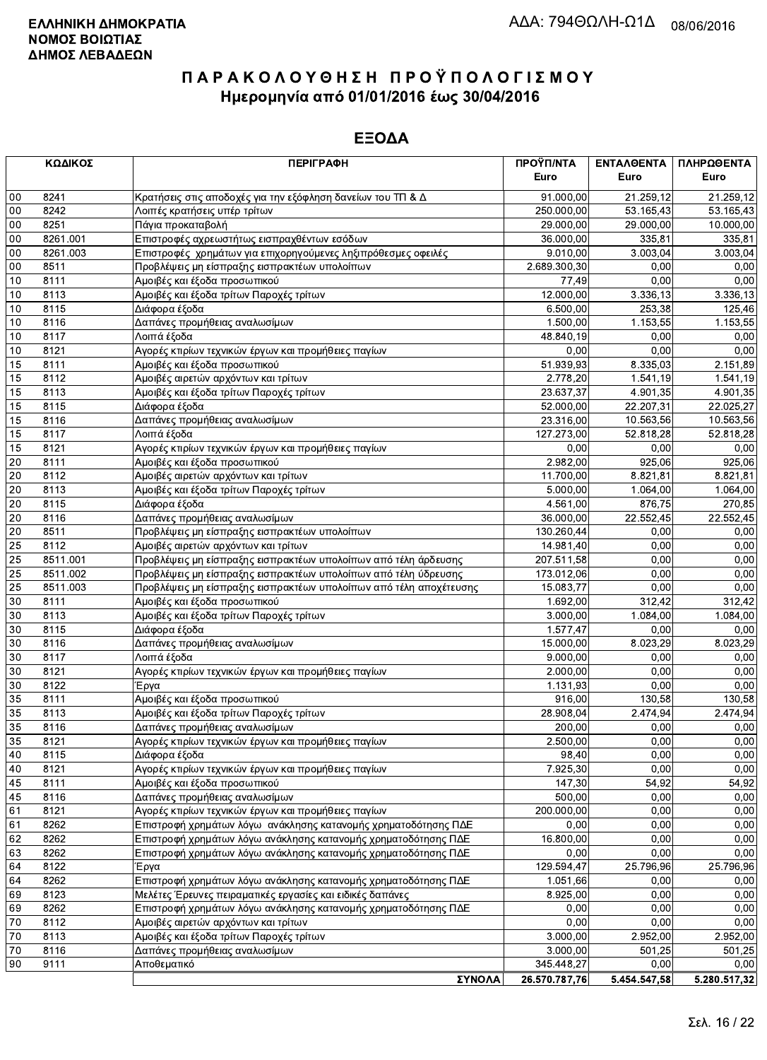**ΕΛΛΗΝΙΚΗ ΔΗΜΟΚΡΑΤΙΑ**
**ΝΟΜΟΣ ΒΟΙΩΤΙΑΣ**
**ΔΗΜΟΣ ΛΕΒΑΔΕΩΝ**

ΑΔΑ: 794ΘΩΛΗ-Ω1Δ 08/06/2016

# Π Α Ρ Α Κ Ο Λ Ο Υ Θ Η Σ Η  Π Ρ Ο Ϋ Π Ο Λ Ο Γ Ι Σ Μ Ο Υ
## Ημερομηνία από 01/01/2016 έως 30/04/2016

## ΕΞΟΔΑ

| ΚΩΔΙΚΟΣ | | ΠΕΡΙΓΡΑΦΗ | ΠΡΟΫΠ/ΝΤΑ Euro | ΕΝΤΑΛΘΕΝΤΑ Euro | ΠΛΗΡΩΘΕΝΤΑ Euro |
|---|---|---|---|---|---|
| 00 | 8241 | Κρατήσεις στις αποδοχές για την εξόφληση δανείων του ΤΠ & Δ | 91.000,00 | 21.259,12 | 21.259,12 |
| 00 | 8242 | Λοιπές κρατήσεις υπέρ τρίτων | 250.000,00 | 53.165,43 | 53.165,43 |
| 00 | 8251 | Πάγια προκαταβολή | 29.000,00 | 29.000,00 | 10.000,00 |
| 00 | 8261.001 | Επιστροφές αχρεωστήτως εισπραχθέντων εσόδων | 36.000,00 | 335,81 | 335,81 |
| 00 | 8261.003 | Επιστροφές χρημάτων για επιχορηγούμενες ληξιπρόθεσμες οφειλές | 9.010,00 | 3.003,04 | 3.003,04 |
| 00 | 8511 | Προβλέψεις μη είσπραξης εισπρακτέων υπολοίπων | 2.689.300,30 | 0,00 | 0,00 |
| 10 | 8111 | Αμοιβές και έξοδα προσωπικού | 77,49 | 0,00 | 0,00 |
| 10 | 8113 | Αμοιβές και έξοδα τρίτων Παροχές τρίτων | 12.000,00 | 3.336,13 | 3.336,13 |
| 10 | 8115 | Διάφορα έξοδα | 6.500,00 | 253,38 | 125,46 |
| 10 | 8116 | Δαπάνες προμήθειας αναλωσίμων | 1.500,00 | 1.153,55 | 1.153,55 |
| 10 | 8117 | Λοιπά έξοδα | 48.840,19 | 0,00 | 0,00 |
| 10 | 8121 | Αγορές κτιρίων τεχνικών έργων και προμήθειες παγίων | 0,00 | 0,00 | 0,00 |
| 15 | 8111 | Αμοιβές και έξοδα προσωπικού | 51.939,93 | 8.335,03 | 2.151,89 |
| 15 | 8112 | Αμοιβές αιρετών αρχόντων και τρίτων | 2.778,20 | 1.541,19 | 1.541,19 |
| 15 | 8113 | Αμοιβές και έξοδα τρίτων Παροχές τρίτων | 23.637,37 | 4.901,35 | 4.901,35 |
| 15 | 8115 | Διάφορα έξοδα | 52.000,00 | 22.207,31 | 22.025,27 |
| 15 | 8116 | Δαπάνες προμήθειας αναλωσίμων | 23.316,00 | 10.563,56 | 10.563,56 |
| 15 | 8117 | Λοιπά έξοδα | 127.273,00 | 52.818,28 | 52.818,28 |
| 15 | 8121 | Αγορές κτιρίων τεχνικών έργων και προμήθειες παγίων | 0,00 | 0,00 | 0,00 |
| 20 | 8111 | Αμοιβές και έξοδα προσωπικού | 2.982,00 | 925,06 | 925,06 |
| 20 | 8112 | Αμοιβές αιρετών αρχόντων και τρίτων | 11.700,00 | 8.821,81 | 8.821,81 |
| 20 | 8113 | Αμοιβές και έξοδα τρίτων Παροχές τρίτων | 5.000,00 | 1.064,00 | 1.064,00 |
| 20 | 8115 | Διάφορα έξοδα | 4.561,00 | 876,75 | 270,85 |
| 20 | 8116 | Δαπάνες προμήθειας αναλωσίμων | 36.000,00 | 22.552,45 | 22.552,45 |
| 20 | 8511 | Προβλέψεις μη είσπραξης εισπρακτέων υπολοίπων | 130.260,44 | 0,00 | 0,00 |
| 25 | 8112 | Αμοιβές αιρετών αρχόντων και τρίτων | 14.981,40 | 0,00 | 0,00 |
| 25 | 8511.001 | Προβλέψεις μη είσπραξης εισπρακτέων υπολοίπων από τέλη άρδευσης | 207.511,58 | 0,00 | 0,00 |
| 25 | 8511.002 | Προβλέψεις μη είσπραξης εισπρακτέων υπολοίπων από τέλη ύδρευσης | 173.012,06 | 0,00 | 0,00 |
| 25 | 8511.003 | Προβλέψεις μη είσπραξης εισπρακτέων υπολοίπων από τέλη αποχέτευσης | 15.083,77 | 0,00 | 0,00 |
| 30 | 8111 | Αμοιβές και έξοδα προσωπικού | 1.692,00 | 312,42 | 312,42 |
| 30 | 8113 | Αμοιβές και έξοδα τρίτων Παροχές τρίτων | 3.000,00 | 1.084,00 | 1.084,00 |
| 30 | 8115 | Διάφορα έξοδα | 1.577,47 | 0,00 | 0,00 |
| 30 | 8116 | Δαπάνες προμήθειας αναλωσίμων | 15.000,00 | 8.023,29 | 8.023,29 |
| 30 | 8117 | Λοιπά έξοδα | 9.000,00 | 0,00 | 0,00 |
| 30 | 8121 | Αγορές κτιρίων τεχνικών έργων και προμήθειες παγίων | 2.000,00 | 0,00 | 0,00 |
| 30 | 8122 | Έργα | 1.131,93 | 0,00 | 0,00 |
| 35 | 8111 | Αμοιβές και έξοδα προσωπικού | 916,00 | 130,58 | 130,58 |
| 35 | 8113 | Αμοιβές και έξοδα τρίτων Παροχές τρίτων | 28.908,04 | 2.474,94 | 2.474,94 |
| 35 | 8116 | Δαπάνες προμήθειας αναλωσίμων | 200,00 | 0,00 | 0,00 |
| 35 | 8121 | Αγορές κτιρίων τεχνικών έργων και προμήθειες παγίων | 2.500,00 | 0,00 | 0,00 |
| 40 | 8115 | Διάφορα έξοδα | 98,40 | 0,00 | 0,00 |
| 40 | 8121 | Αγορές κτιρίων τεχνικών έργων και προμήθειες παγίων | 7.925,30 | 0,00 | 0,00 |
| 45 | 8111 | Αμοιβές και έξοδα προσωπικού | 147,30 | 54,92 | 54,92 |
| 45 | 8116 | Δαπάνες προμήθειας αναλωσίμων | 500,00 | 0,00 | 0,00 |
| 61 | 8121 | Αγορές κτιρίων τεχνικών έργων και προμήθειες παγίων | 200.000,00 | 0,00 | 0,00 |
| 61 | 8262 | Επιστροφή χρημάτων λόγω ανάκλησης κατανομής χρηματοδότησης ΠΔΕ | 0,00 | 0,00 | 0,00 |
| 62 | 8262 | Επιστροφή χρημάτων λόγω ανάκλησης κατανομής χρηματοδότησης ΠΔΕ | 16.800,00 | 0,00 | 0,00 |
| 63 | 8262 | Επιστροφή χρημάτων λόγω ανάκλησης κατανομής χρηματοδότησης ΠΔΕ | 0,00 | 0,00 | 0,00 |
| 64 | 8122 | Έργα | 129.594,47 | 25.796,96 | 25.796,96 |
| 64 | 8262 | Επιστροφή χρημάτων λόγω ανάκλησης κατανομής χρηματοδότησης ΠΔΕ | 1.051,66 | 0,00 | 0,00 |
| 69 | 8123 | Μελέτες Έρευνες πειραματικές εργασίες και ειδικές δαπάνες | 8.925,00 | 0,00 | 0,00 |
| 69 | 8262 | Επιστροφή χρημάτων λόγω ανάκλησης κατανομής χρηματοδότησης ΠΔΕ | 0,00 | 0,00 | 0,00 |
| 70 | 8112 | Αμοιβές αιρετών αρχόντων και τρίτων | 0,00 | 0,00 | 0,00 |
| 70 | 8113 | Αμοιβές και έξοδα τρίτων Παροχές τρίτων | 3.000,00 | 2.952,00 | 2.952,00 |
| 70 | 8116 | Δαπάνες προμήθειας αναλωσίμων | 3.000,00 | 501,25 | 501,25 |
| 90 | 9111 | Αποθεματικό | 345.448,27 | 0,00 | 0,00 |
| | | **ΣΥΝΟΛΑ** | **26.570.787,76** | **5.454.547,58** | **5.280.517,32** |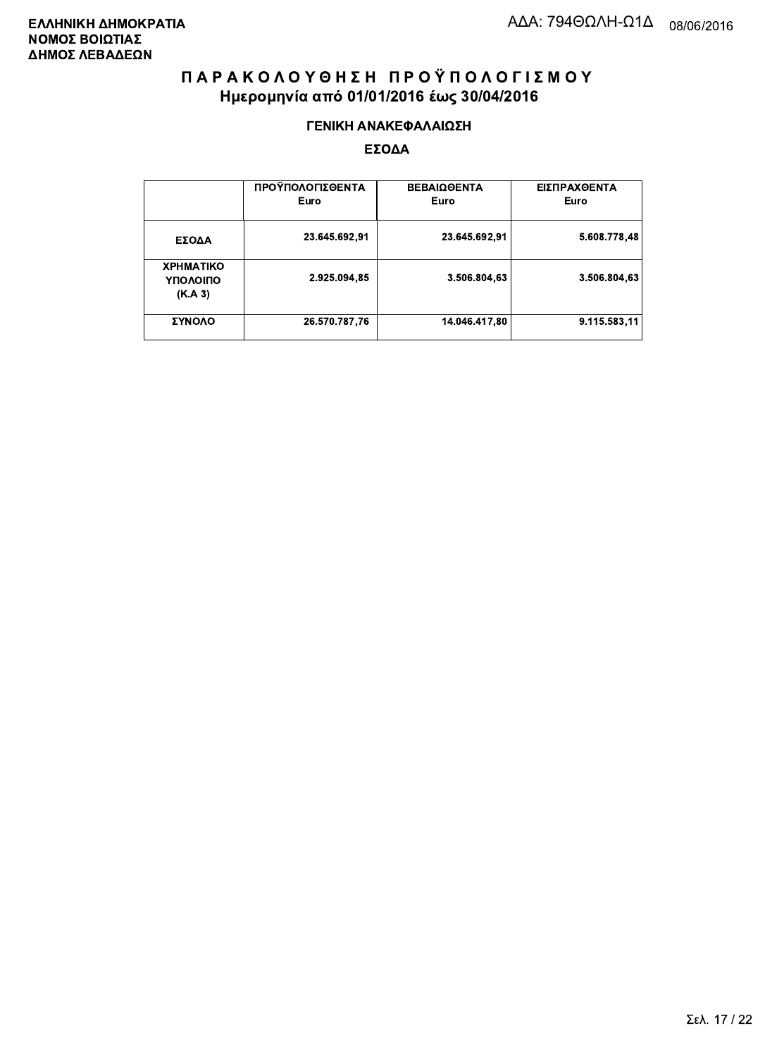**ΕΛΛΗΝΙΚΗ ΔΗΜΟΚΡΑΤΙΑ**
**ΝΟΜΟΣ ΒΟΙΩΤΙΑΣ**
**ΔΗΜΟΣ ΛΕΒΑΔΕΩΝ**

ΑΔΑ: 794ΘΩΛΗ-Ω1Δ 08/06/2016

# Π Α Ρ Α Κ Ο Λ Ο Υ Θ Η Σ Η   Π Ρ Ο Ϋ Π Ο Λ Ο Γ Ι Σ Μ Ο Υ

## Ημερομηνία από 01/01/2016 έως 30/04/2016

### ΓΕΝΙΚΗ ΑΝΑΚΕΦΑΛΑΙΩΣΗ

### ΕΣΟΔΑ

| | ΠΡΟΫΠΟΛΟΓΙΣΘΕΝΤΑ Euro | ΒΕΒΑΙΩΘΕΝΤΑ Euro | ΕΙΣΠΡΑΧΘΕΝΤΑ Euro |
|---|---|---|---|
| **ΕΣΟΔΑ** | 23.645.692,91 | 23.645.692,91 | 5.608.778,48 |
| **ΧΡΗΜΑΤΙΚΟ ΥΠΟΛΟΙΠΟ (Κ.Α 3)** | 2.925.094,85 | 3.506.804,63 | 3.506.804,63 |
| **ΣΥΝΟΛΟ** | 26.570.787,76 | 14.046.417,80 | 9.115.583,11 |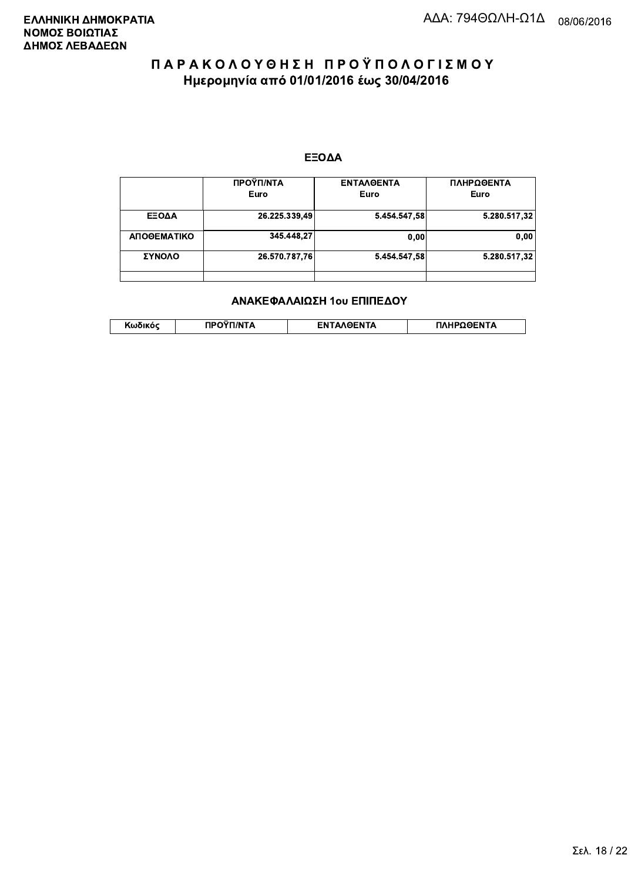**ΕΛΛΗΝΙΚΗ ΔΗΜΟΚΡΑΤΙΑ**
**ΝΟΜΟΣ ΒΟΙΩΤΙΑΣ**
**ΔΗΜΟΣ ΛΕΒΑΔΕΩΝ**

ΑΔΑ: 794ΘΩΛΗ-Ω1Δ 08/06/2016

# ΠΑΡΑΚΟΛΟΥΘΗΣΗ ΠΡΟΫΠΟΛΟΓΙΣΜΟΥ
## Ημερομηνία από 01/01/2016 έως 30/04/2016

### ΕΞΟΔΑ

| | ΠΡΟΫΠ/ΝΤΑ Euro | ΕΝΤΑΛΘΕΝΤΑ Euro | ΠΛΗΡΩΘΕΝΤΑ Euro |
|---|---|---|---|
| ΕΞΟΔΑ | 26.225.339,49 | 5.454.547,58 | 5.280.517,32 |
| ΑΠΟΘΕΜΑΤΙΚΟ | 345.448,27 | 0,00 | 0,00 |
| ΣΥΝΟΛΟ | 26.570.787,76 | 5.454.547,58 | 5.280.517,32 |
| | | | |

### ΑΝΑΚΕΦΑΛΑΙΩΣΗ 1ου ΕΠΙΠΕΔΟΥ

| Κωδικός | ΠΡΟΫΠ/ΝΤΑ | ΕΝΤΑΛΘΕΝΤΑ | ΠΛΗΡΩΘΕΝΤΑ |
|---|---|---|---|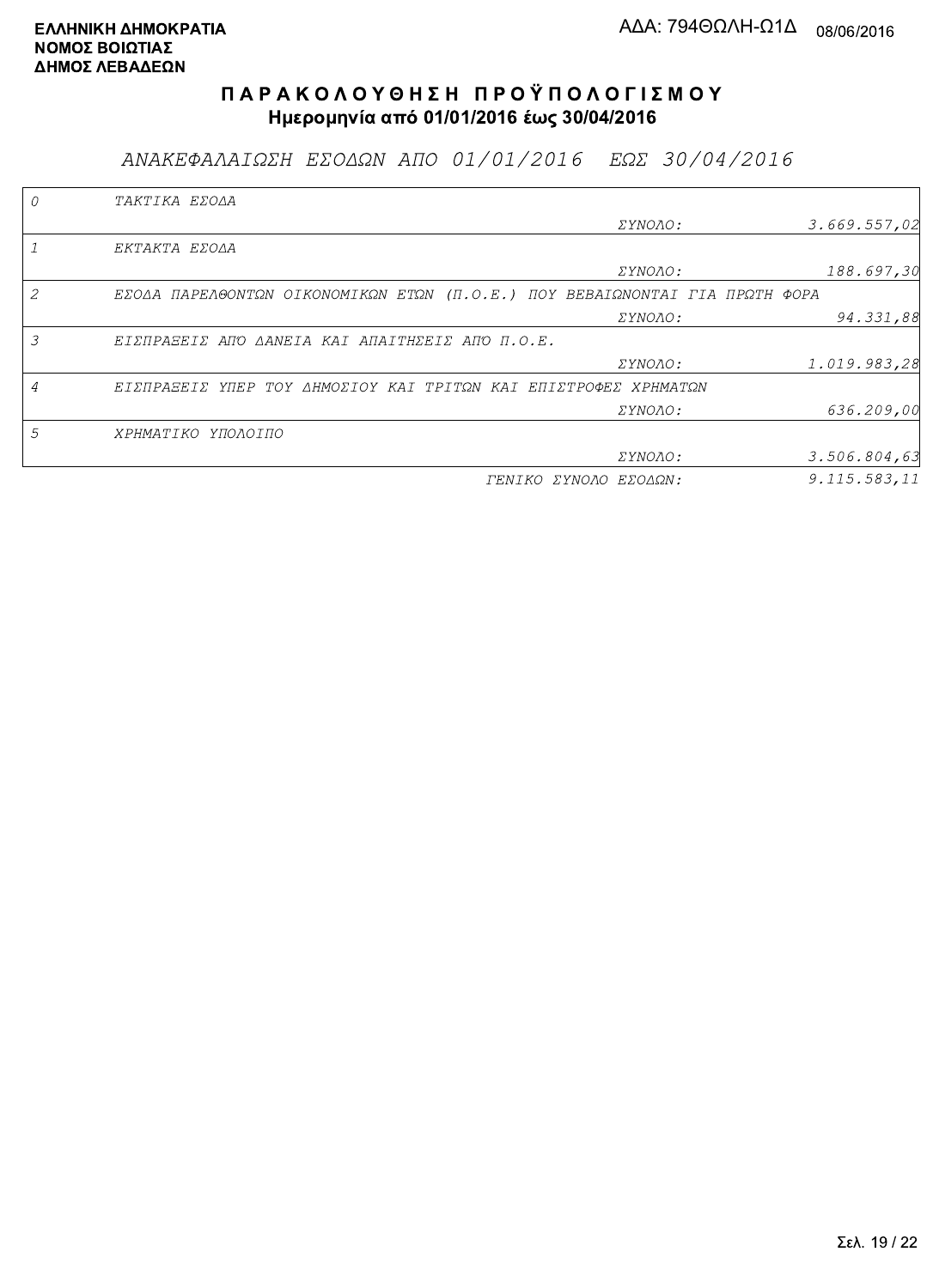**ΕΛΛΗΝΙΚΗ ΔΗΜΟΚΡΑΤΙΑ**
**ΝΟΜΟΣ ΒΟΙΩΤΙΑΣ**
**ΔΗΜΟΣ ΛΕΒΑΔΕΩΝ**

ΑΔΑ: 794ΘΩΛΗ-Ω1Δ 08/06/2016

# ΠΑΡΑΚΟΛΟΥΘΗΣΗ ΠΡΟΫΠΟΛΟΓΙΣΜΟΥ

**Ημερομηνία από 01/01/2016 έως 30/04/2016**

## *ΑΝΑΚΕΦΑΛΑΙΩΣΗ ΕΣΟΔΩΝ ΑΠΟ 01/01/2016 ΕΩΣ 30/04/2016*

| | | | |
|---|---|---|---|
| *0* | *ΤΑΚΤΙΚΑ ΕΣΟΔΑ* | | |
| | | *ΣΥΝΟΛΟ:* | *3.669.557,02* |
| *1* | *ΕΚΤΑΚΤΑ ΕΣΟΔΑ* | | |
| | | *ΣΥΝΟΛΟ:* | *188.697,30* |
| *2* | *ΕΣΟΔΑ ΠΑΡΕΛΘΟΝΤΩΝ ΟΙΚΟΝΟΜΙΚΩΝ ΕΤΩΝ (Π.Ο.Ε.) ΠΟΥ ΒΕΒΑΙΩΝΟΝΤΑΙ ΓΙΑ ΠΡΩΤΗ ΦΟΡΑ* | | |
| | | *ΣΥΝΟΛΟ:* | *94.331,88* |
| *3* | *ΕΙΣΠΡΑΞΕΙΣ ΑΠΟ ΔΑΝΕΙΑ ΚΑΙ ΑΠΑΙΤΗΣΕΙΣ ΑΠΟ Π.Ο.Ε.* | | |
| | | *ΣΥΝΟΛΟ:* | *1.019.983,28* |
| *4* | *ΕΙΣΠΡΑΞΕΙΣ ΥΠΕΡ ΤΟΥ ΔΗΜΟΣΙΟΥ ΚΑΙ ΤΡΙΤΩΝ ΚΑΙ ΕΠΙΣΤΡΟΦΕΣ ΧΡΗΜΑΤΩΝ* | | |
| | | *ΣΥΝΟΛΟ:* | *636.209,00* |
| *5* | *ΧΡΗΜΑΤΙΚΟ ΥΠΟΛΟΙΠΟ* | | |
| | | *ΣΥΝΟΛΟ:* | *3.506.804,63* |
| | | *ΓΕΝΙΚΟ ΣΥΝΟΛΟ ΕΣΟΔΩΝ:* | *9.115.583,11* |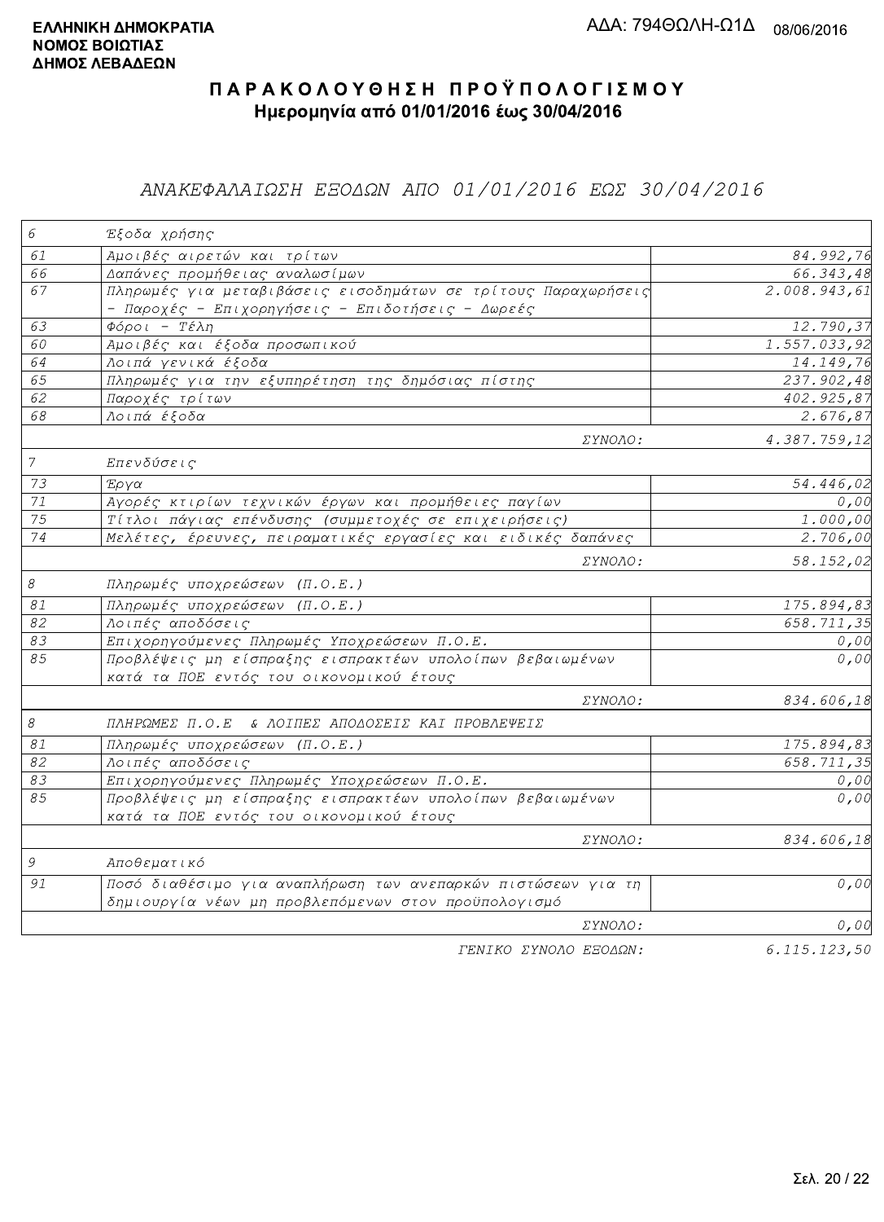**ΕΛΛΗΝΙΚΗ ΔΗΜΟΚΡΑΤΙΑ**
**ΝΟΜΟΣ ΒΟΙΩΤΙΑΣ**
**ΔΗΜΟΣ ΛΕΒΑΔΕΩΝ**

ΑΔΑ: 794ΘΩΛΗ-Ω1Δ 08/06/2016

# ΠΑΡΑΚΟΛΟΥΘΗΣΗ ΠΡΟΫΠΟΛΟΓΙΣΜΟΥ

**Ημερομηνία από 01/01/2016 έως 30/04/2016**

## ΑΝΑΚΕΦΑΛΑΙΩΣΗ ΕΞΟΔΩΝ ΑΠΟ 01/01/2016 ΕΩΣ 30/04/2016

| Κωδ. | Περιγραφή | Ποσό |
|---|---|---|
| 6 | Έξοδα χρήσης | |
| 61 | Αμοιβές αιρετών και τρίτων | 84.992,76 |
| 66 | Δαπάνες προμήθειας αναλωσίμων | 66.343,48 |
| 67 | Πληρωμές για μεταβιβάσεις εισοδημάτων σε τρίτους Παραχωρήσεις - Παροχές - Επιχορηγήσεις - Επιδοτήσεις - Δωρεές | 2.008.943,61 |
| 63 | Φόροι - Τέλη | 12.790,37 |
| 60 | Αμοιβές και έξοδα προσωπικού | 1.557.033,92 |
| 64 | Λοιπά γενικά έξοδα | 14.149,76 |
| 65 | Πληρωμές για την εξυπηρέτηση της δημόσιας πίστης | 237.902,48 |
| 62 | Παροχές τρίτων | 402.925,87 |
| 68 | Λοιπά έξοδα | 2.676,87 |
| | ΣΥΝΟΛΟ: | 4.387.759,12 |
| 7 | Επενδύσεις | |
| 73 | Έργα | 54.446,02 |
| 71 | Αγορές κτιρίων τεχνικών έργων και προμήθειες παγίων | 0,00 |
| 75 | Τίτλοι πάγιας επένδυσης (συμμετοχές σε επιχειρήσεις) | 1.000,00 |
| 74 | Μελέτες, έρευνες, πειραματικές εργασίες και ειδικές δαπάνες | 2.706,00 |
| | ΣΥΝΟΛΟ: | 58.152,02 |
| 8 | Πληρωμές υποχρεώσεων (Π.Ο.Ε.) | |
| 81 | Πληρωμές υποχρεώσεων (Π.Ο.Ε.) | 175.894,83 |
| 82 | Λοιπές αποδόσεις | 658.711,35 |
| 83 | Επιχορηγούμενες Πληρωμές Υποχρεώσεων Π.Ο.Ε. | 0,00 |
| 85 | Προβλέψεις μη είσπραξης εισπρακτέων υπολοίπων βεβαιωμένων κατά τα ΠΟΕ εντός του οικονομικού έτους | 0,00 |
| | ΣΥΝΟΛΟ: | 834.606,18 |
| 8 | ΠΛΗΡΩΜΕΣ Π.Ο.Ε & ΛΟΙΠΕΣ ΑΠΟΔΟΣΕΙΣ ΚΑΙ ΠΡΟΒΛΕΨΕΙΣ | |
| 81 | Πληρωμές υποχρεώσεων (Π.Ο.Ε.) | 175.894,83 |
| 82 | Λοιπές αποδόσεις | 658.711,35 |
| 83 | Επιχορηγούμενες Πληρωμές Υποχρεώσεων Π.Ο.Ε. | 0,00 |
| 85 | Προβλέψεις μη είσπραξης εισπρακτέων υπολοίπων βεβαιωμένων κατά τα ΠΟΕ εντός του οικονομικού έτους | 0,00 |
| | ΣΥΝΟΛΟ: | 834.606,18 |
| 9 | Αποθεματικό | |
| 91 | Ποσό διαθέσιμο για αναπλήρωση των ανεπαρκών πιστώσεων για τη δημιουργία νέων μη προβλεπόμενων στον προϋπολογισμό | 0,00 |
| | ΣΥΝΟΛΟ: | 0,00 |
| | ΓΕΝΙΚΟ ΣΥΝΟΛΟ ΕΞΟΔΩΝ: | 6.115.123,50 |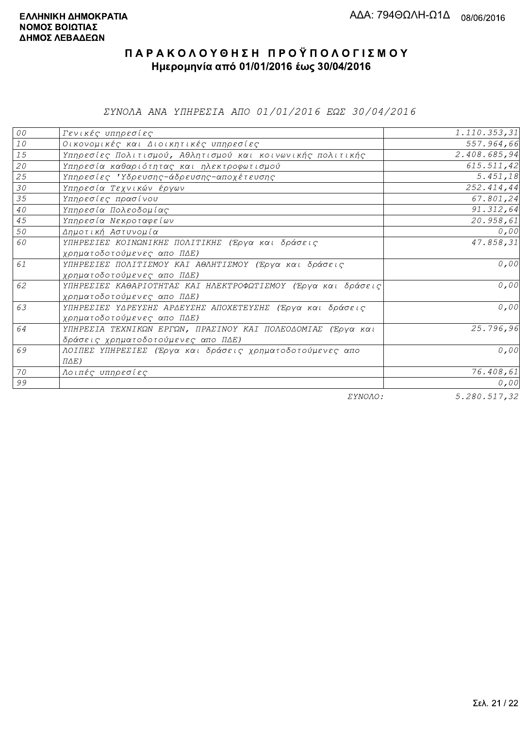**ΕΛΛΗΝΙΚΗ ΔΗΜΟΚΡΑΤΙΑ**
**ΝΟΜΟΣ ΒΟΙΩΤΙΑΣ**
**ΔΗΜΟΣ ΛΕΒΑΔΕΩΝ**

ΑΔΑ: 794ΘΩΛΗ-Ω1Δ 08/06/2016

# Π Α Ρ Α Κ Ο Λ Ο Υ Θ Η Σ Η  Π Ρ Ο Ϋ Π Ο Λ Ο Γ Ι Σ Μ Ο Υ

## Ημερομηνία από 01/01/2016 έως 30/04/2016

*ΣΥΝΟΛΑ ΑΝΑ ΥΠΗΡΕΣΙΑ ΑΠΟ 01/01/2016 ΕΩΣ 30/04/2016*

| | | |
|---|---|---|
| 00 | Γενικές υπηρεσίες | 1.110.353,31 |
| 10 | Οικονομικές και Διοικητικές υπηρεσίες | 557.964,66 |
| 15 | Υπηρεσίες Πολιτισμού, Αθλητισμού και κοινωνικής πολιτικής | 2.408.685,94 |
| 20 | Υπηρεσία καθαριότητας και ηλεκτροφωτισμού | 615.511,42 |
| 25 | Υπηρεσίες 'Υδρευσης-άδρευσης-αποχέτευσης | 5.451,18 |
| 30 | Υπηρεσία Τεχνικών έργων | 252.414,44 |
| 35 | Υπηρεσίες πρασίνου | 67.801,24 |
| 40 | Υπηρεσία Πολεοδομίας | 91.312,64 |
| 45 | Υπηρεσία Νεκροταφείων | 20.958,61 |
| 50 | Δημοτική Αστυνομία | 0,00 |
| 60 | ΥΠΗΡΕΣΙΕΣ ΚΟΙΝΩΝΙΚΗΣ ΠΟΛΙΤΙΚΗΣ (Έργα και δράσεις χρηματοδοτούμενες απο ΠΔΕ) | 47.858,31 |
| 61 | ΥΠΗΡΕΣΙΕΣ ΠΟΛΙΤΙΣΜΟΥ ΚΑΙ ΑΘΛΗΤΙΣΜΟΥ (Έργα και δράσεις χρηματοδοτούμενες απο ΠΔΕ) | 0,00 |
| 62 | ΥΠΗΡΕΣΙΕΣ ΚΑΘΑΡΙΟΤΗΤΑΣ ΚΑΙ ΗΛΕΚΤΡΟΦΩΤΙΣΜΟΥ (Έργα και δράσεις χρηματοδοτούμενες απο ΠΔΕ) | 0,00 |
| 63 | ΥΠΗΡΕΣΙΕΣ ΥΔΡΕΥΣΗΣ ΑΡΔΕΥΣΗΣ ΑΠΟΧΕΤΕΥΣΗΣ (Έργα και δράσεις χρηματοδοτούμενες απο ΠΔΕ) | 0,00 |
| 64 | ΥΠΗΡΕΣΙΑ ΤΕΧΝΙΚΩΝ ΕΡΓΩΝ, ΠΡΑΣΙΝΟΥ ΚΑΙ ΠΟΛΕΟΔΟΜΙΑΣ (Έργα και δράσεις χρηματοδοτούμενες απο ΠΔΕ) | 25.796,96 |
| 69 | ΛΟΙΠΕΣ ΥΠΗΡΕΣΙΕΣ (Έργα και δράσεις χρηματοδοτούμενες απο ΠΔΕ) | 0,00 |
| 70 | Λοιπές υπηρεσίες | 76.408,61 |
| 99 | | 0,00 |
| | ΣΥΝΟΛΟ: | 5.280.517,32 |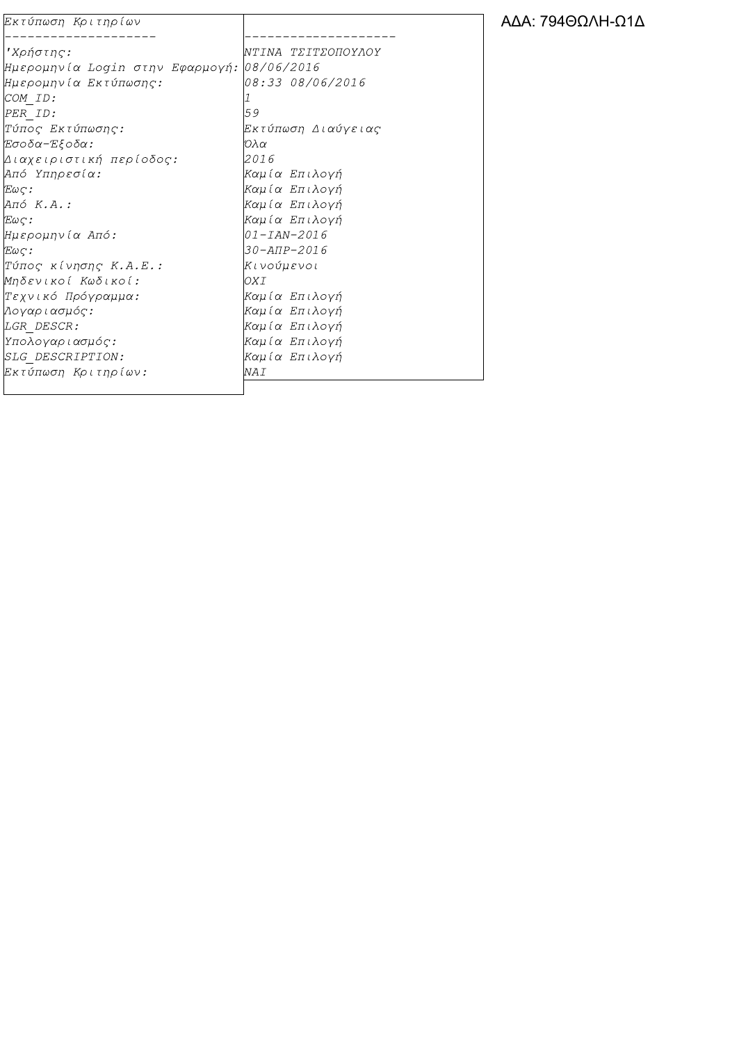ΑΔΑ: 794ΘΩΛΗ-Ω1Δ

| Εκτύπωση Κριτηρίων | |
|---|---|
| 'Χρήστης: | ΝΤΙΝΑ ΤΣΙΤΣΟΠΟΥΛΟΥ |
| Ημερομηνία Login στην Εφαρμογή: | 08/06/2016 |
| Ημερομηνία Εκτύπωσης: | 08:33 08/06/2016 |
| COM_ID: | 1 |
| PER_ID: | 59 |
| Τύπος Εκτύπωσης: | Εκτύπωση Διαύγειας |
| Έσοδα-Έξοδα: | Όλα |
| Διαχειριστική περίοδος: | 2016 |
| Από Υπηρεσία: | Καμία Επιλογή |
| Έως: | Καμία Επιλογή |
| Από Κ.Α.: | Καμία Επιλογή |
| Έως: | Καμία Επιλογή |
| Ημερομηνία Από: | 01-ΙΑΝ-2016 |
| Έως: | 30-ΑΠΡ-2016 |
| Τύπος κίνησης Κ.Α.Ε.: | Κινούμενοι |
| Μηδενικοί Κωδικοί: | ΟΧΙ |
| Τεχνικό Πρόγραμμα: | Καμία Επιλογή |
| Λογαριασμός: | Καμία Επιλογή |
| LGR_DESCR: | Καμία Επιλογή |
| Υπολογαριασμός: | Καμία Επιλογή |
| SLG_DESCRIPTION: | Καμία Επιλογή |
| Εκτύπωση Κριτηρίων: | ΝΑΙ |